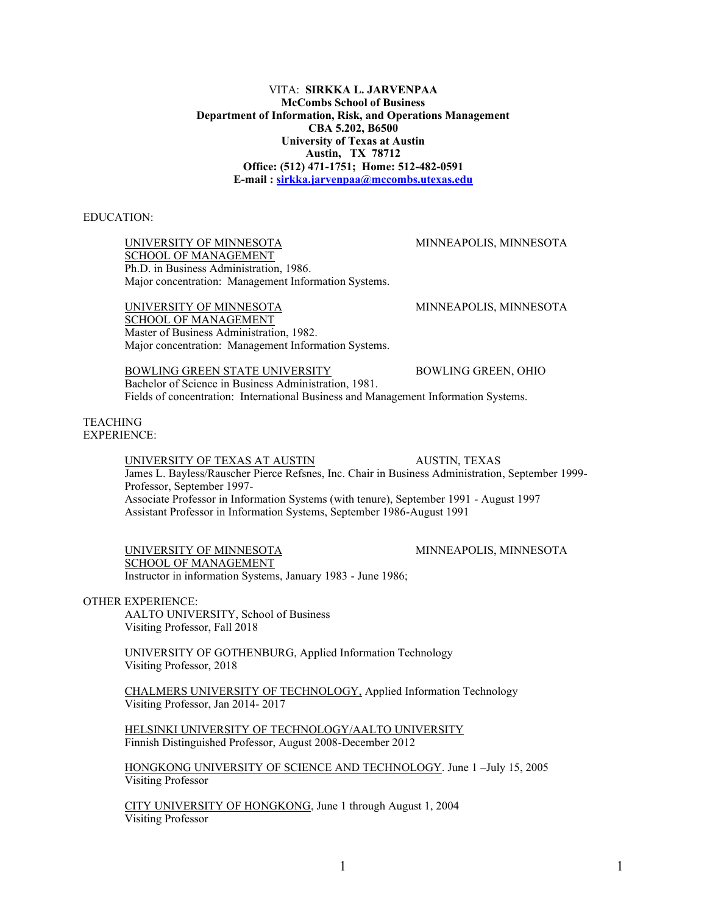**VITA: SIRKKA L. JARVENPAA**
**McCombs School of Business**
**Department of Information, Risk, and Operations Management**
**CBA 5.202, B6500**
**University of Texas at Austin**
**Austin, TX 78712**
**Office: (512) 471-1751; Home: 512-482-0591**
**E-mail : sirkka.jarvenpaa@mccombs.utexas.edu**

EDUCATION:

UNIVERSITY OF MINNESOTA SCHOOL OF MANAGEMENT — MINNEAPOLIS, MINNESOTA
Ph.D. in Business Administration, 1986.
Major concentration: Management Information Systems.

UNIVERSITY OF MINNESOTA SCHOOL OF MANAGEMENT — MINNEAPOLIS, MINNESOTA
Master of Business Administration, 1982.
Major concentration: Management Information Systems.

BOWLING GREEN STATE UNIVERSITY — BOWLING GREEN, OHIO
Bachelor of Science in Business Administration, 1981.
Fields of concentration: International Business and Management Information Systems.

TEACHING EXPERIENCE:

UNIVERSITY OF TEXAS AT AUSTIN — AUSTIN, TEXAS
James L. Bayless/Rauscher Pierce Refsnes, Inc. Chair in Business Administration, September 1999-
Professor, September 1997-
Associate Professor in Information Systems (with tenure), September 1991 - August 1997
Assistant Professor in Information Systems, September 1986-August 1991

UNIVERSITY OF MINNESOTA SCHOOL OF MANAGEMENT — MINNEAPOLIS, MINNESOTA
Instructor in information Systems, January 1983 - June 1986;

OTHER EXPERIENCE:

AALTO UNIVERSITY, School of Business
Visiting Professor, Fall 2018

UNIVERSITY OF GOTHENBURG, Applied Information Technology
Visiting Professor, 2018

CHALMERS UNIVERSITY OF TECHNOLOGY, Applied Information Technology
Visiting Professor, Jan 2014- 2017

HELSINKI UNIVERSITY OF TECHNOLOGY/AALTO UNIVERSITY
Finnish Distinguished Professor, August 2008-December 2012

HONGKONG UNIVERSITY OF SCIENCE AND TECHNOLOGY. June 1 –July 15, 2005
Visiting Professor

CITY UNIVERSITY OF HONGKONG, June 1 through August 1, 2004
Visiting Professor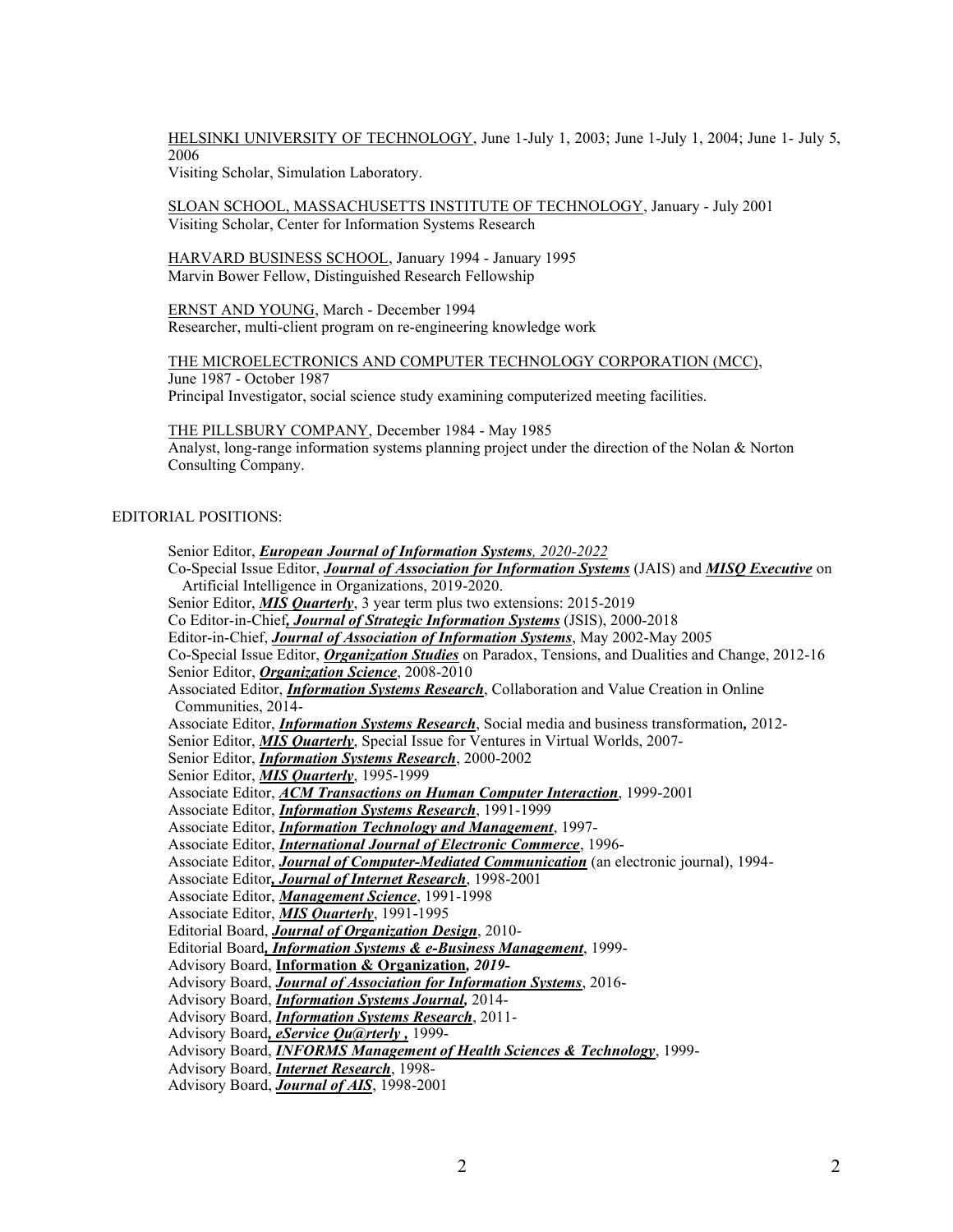HELSINKI UNIVERSITY OF TECHNOLOGY, June 1-July 1, 2003; June 1-July 1, 2004; June 1- July 5, 2006
Visiting Scholar, Simulation Laboratory.

SLOAN SCHOOL, MASSACHUSETTS INSTITUTE OF TECHNOLOGY, January - July 2001
Visiting Scholar, Center for Information Systems Research

HARVARD BUSINESS SCHOOL, January 1994 - January 1995
Marvin Bower Fellow, Distinguished Research Fellowship

ERNST AND YOUNG, March - December 1994
Researcher, multi-client program on re-engineering knowledge work

THE MICROELECTRONICS AND COMPUTER TECHNOLOGY CORPORATION (MCC), June 1987 - October 1987
Principal Investigator, social science study examining computerized meeting facilities.

THE PILLSBURY COMPANY, December 1984 - May 1985
Analyst, long-range information systems planning project under the direction of the Nolan & Norton Consulting Company.

EDITORIAL POSITIONS:

Senior Editor, ***European Journal of Information Systems**, 2020-2022*
Co-Special Issue Editor, ***Journal of Association for Information Systems*** (JAIS) and ***MISQ Executive*** on Artificial Intelligence in Organizations, 2019-2020.
Senior Editor, ***MIS Quarterly***, 3 year term plus two extensions: 2015-2019
Co Editor-in-Chief***, Journal of Strategic Information Systems*** (JSIS), 2000-2018
Editor-in-Chief, ***Journal of Association of Information Systems***, May 2002-May 2005
Co-Special Issue Editor, ***Organization Studies*** on Paradox, Tensions, and Dualities and Change, 2012-16
Senior Editor, ***Organization Science***, 2008-2010
Associated Editor, ***Information Systems Research***, Collaboration and Value Creation in Online Communities, 2014-
Associate Editor, ***Information Systems Research***, Social media and business transformation**,** 2012-
Senior Editor, ***MIS Quarterly***, Special Issue for Ventures in Virtual Worlds, 2007-
Senior Editor, ***Information Systems Research***, 2000-2002
Senior Editor, ***MIS Quarterly***, 1995-1999
Associate Editor, ***ACM Transactions on Human Computer Interaction***, 1999-2001
Associate Editor, ***Information Systems Research***, 1991-1999
Associate Editor, ***Information Technology and Management***, 1997-
Associate Editor, ***International Journal of Electronic Commerce***, 1996-
Associate Editor, ***Journal of Computer-Mediated Communication*** (an electronic journal), 1994-
Associate Editor***, Journal of Internet Research***, 1998-2001
Associate Editor, ***Management Science***, 1991-1998
Associate Editor, ***MIS Quarterly***, 1991-1995
Editorial Board, ***Journal of Organization Design***, 2010-
Editorial Board***, Information Systems & e-Business Management***, 1999-
Advisory Board, **Information & Organization***, 2019-*
Advisory Board, ***Journal of Association for Information Systems***, 2016-
Advisory Board, ***Information Systems Journal,*** 2014-
Advisory Board, ***Information Systems Research***, 2011-
Advisory Board***, eService Qu@rterly ,*** 1999-
Advisory Board, ***INFORMS Management of Health Sciences & Technology***, 1999-
Advisory Board, ***Internet Research***, 1998-
Advisory Board, ***Journal of AIS***, 1998-2001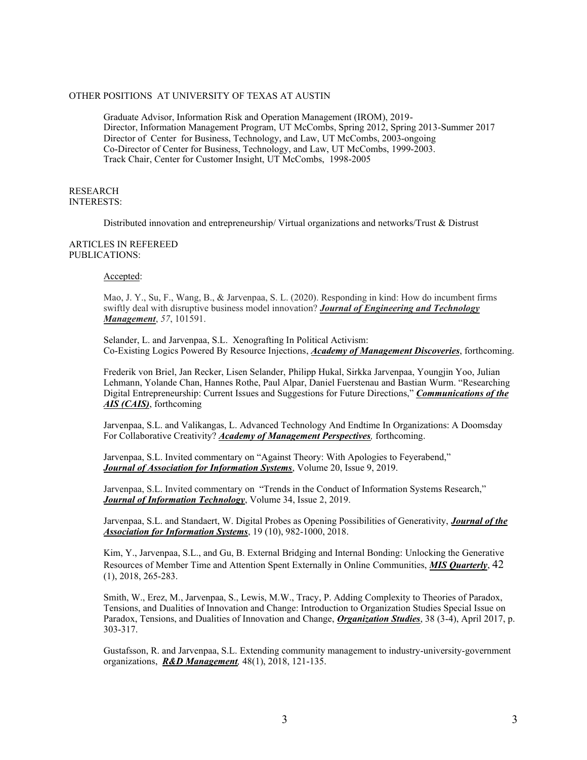## OTHER POSITIONS AT UNIVERSITY OF TEXAS AT AUSTIN

Graduate Advisor, Information Risk and Operation Management (IROM), 2019-
Director, Information Management Program, UT McCombs, Spring 2012, Spring 2013-Summer 2017
Director of Center for Business, Technology, and Law, UT McCombs, 2003-ongoing
Co-Director of Center for Business, Technology, and Law, UT McCombs, 1999-2003.
Track Chair, Center for Customer Insight, UT McCombs, 1998-2005

## RESEARCH INTERESTS:

Distributed innovation and entrepreneurship/ Virtual organizations and networks/Trust & Distrust

## ARTICLES IN REFEREED PUBLICATIONS:

Accepted:

Mao, J. Y., Su, F., Wang, B., & Jarvenpaa, S. L. (2020). Responding in kind: How do incumbent firms swiftly deal with disruptive business model innovation? ***Journal of Engineering and Technology Management***, *57*, 101591.

Selander, L. and Jarvenpaa, S.L. Xenografting In Political Activism: Co-Existing Logics Powered By Resource Injections, ***Academy of Management Discoveries***, forthcoming.

Frederik von Briel, Jan Recker, Lisen Selander, Philipp Hukal, Sirkka Jarvenpaa, Youngjin Yoo, Julian Lehmann, Yolande Chan, Hannes Rothe, Paul Alpar, Daniel Fuerstenau and Bastian Wurm. "Researching Digital Entrepreneurship: Current Issues and Suggestions for Future Directions," ***Communications of the AIS (CAIS)***, forthcoming

Jarvenpaa, S.L. and Valikangas, L. Advanced Technology And Endtime In Organizations: A Doomsday For Collaborative Creativity? ***Academy of Management Perspectives,*** forthcoming.

Jarvenpaa, S.L. Invited commentary on "Against Theory: With Apologies to Feyerabend," ***Journal of Association for Information Systems***, Volume 20, Issue 9, 2019.

Jarvenpaa, S.L. Invited commentary on "Trends in the Conduct of Information Systems Research," ***Journal of Information Technology***, Volume 34, Issue 2, 2019.

Jarvenpaa, S.L. and Standaert, W. Digital Probes as Opening Possibilities of Generativity, ***Journal of the Association for Information Systems***, 19 (10), 982-1000, 2018.

Kim, Y., Jarvenpaa, S.L., and Gu, B. External Bridging and Internal Bonding: Unlocking the Generative Resources of Member Time and Attention Spent Externally in Online Communities, ***MIS Quarterly***, 42 (1), 2018, 265-283.

Smith, W., Erez, M., Jarvenpaa, S., Lewis, M.W., Tracy, P. Adding Complexity to Theories of Paradox, Tensions, and Dualities of Innovation and Change: Introduction to Organization Studies Special Issue on Paradox, Tensions, and Dualities of Innovation and Change, ***Organization Studies***, 38 (3-4), April 2017, p. 303-317.

Gustafsson, R. and Jarvenpaa, S.L. Extending community management to industry-university-government organizations, ***R&D Management****,* 48(1), 2018, 121-135.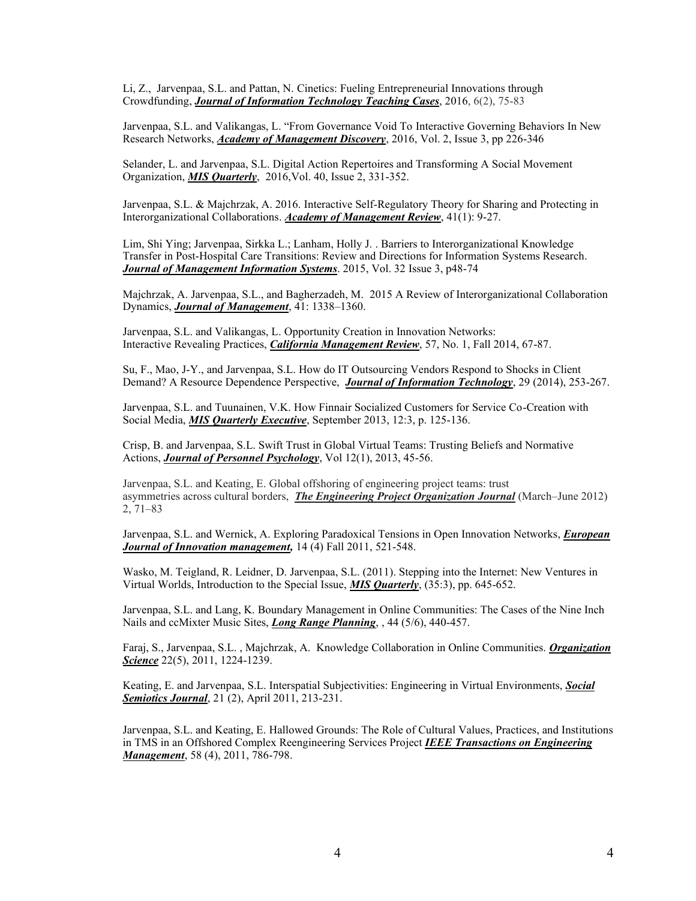Li, Z., Jarvenpaa, S.L. and Pattan, N. Cinetics: Fueling Entrepreneurial Innovations through Crowdfunding, ***Journal of Information Technology Teaching Cases***, 2016, 6(2), 75-83

Jarvenpaa, S.L. and Valikangas, L. "From Governance Void To Interactive Governing Behaviors In New Research Networks, ***Academy of Management Discovery***, 2016, Vol. 2, Issue 3, pp 226-346

Selander, L. and Jarvenpaa, S.L. Digital Action Repertoires and Transforming A Social Movement Organization, ***MIS Quarterly***, 2016,Vol. 40, Issue 2, 331-352.

Jarvenpaa, S.L. & Majchrzak, A. 2016. Interactive Self-Regulatory Theory for Sharing and Protecting in Interorganizational Collaborations. ***Academy of Management Review***, 41(1): 9-27.

Lim, Shi Ying; Jarvenpaa, Sirkka L.; Lanham, Holly J. . Barriers to Interorganizational Knowledge Transfer in Post-Hospital Care Transitions: Review and Directions for Information Systems Research. ***Journal of Management Information Systems***. 2015, Vol. 32 Issue 3, p48-74

Majchrzak, A. Jarvenpaa, S.L., and Bagherzadeh, M. 2015 A Review of Interorganizational Collaboration Dynamics, ***Journal of Management***, 41: 1338–1360.

Jarvenpaa, S.L. and Valikangas, L. Opportunity Creation in Innovation Networks: Interactive Revealing Practices, ***California Management Review***, 57, No. 1, Fall 2014, 67-87.

Su, F., Mao, J-Y., and Jarvenpaa, S.L. How do IT Outsourcing Vendors Respond to Shocks in Client Demand? A Resource Dependence Perspective, ***Journal of Information Technology***, 29 (2014), 253-267.

Jarvenpaa, S.L. and Tuunainen, V.K. How Finnair Socialized Customers for Service Co-Creation with Social Media, ***MIS Quarterly Executive***, September 2013, 12:3, p. 125-136.

Crisp, B. and Jarvenpaa, S.L. Swift Trust in Global Virtual Teams: Trusting Beliefs and Normative Actions, ***Journal of Personnel Psychology***, Vol 12(1), 2013, 45-56.

Jarvenpaa, S.L. and Keating, E. Global offshoring of engineering project teams: trust asymmetries across cultural borders, ***The Engineering Project Organization Journal*** (March–June 2012) 2, 71–83

Jarvenpaa, S.L. and Wernick, A. Exploring Paradoxical Tensions in Open Innovation Networks, ***European Journal of Innovation management,*** 14 (4) Fall 2011, 521-548.

Wasko, M. Teigland, R. Leidner, D. Jarvenpaa, S.L. (2011). Stepping into the Internet: New Ventures in Virtual Worlds, Introduction to the Special Issue, ***MIS Quarterly***, (35:3), pp. 645-652.

Jarvenpaa, S.L. and Lang, K. Boundary Management in Online Communities: The Cases of the Nine Inch Nails and ccMixter Music Sites, ***Long Range Planning***, , 44 (5/6), 440-457.

Faraj, S., Jarvenpaa, S.L. , Majchrzak, A. Knowledge Collaboration in Online Communities. ***Organization Science*** 22(5), 2011, 1224-1239.

Keating, E. and Jarvenpaa, S.L. Interspatial Subjectivities: Engineering in Virtual Environments, ***Social Semiotics Journal***, 21 (2), April 2011, 213-231.

Jarvenpaa, S.L. and Keating, E. Hallowed Grounds: The Role of Cultural Values, Practices, and Institutions in TMS in an Offshored Complex Reengineering Services Project ***IEEE Transactions on Engineering Management***, 58 (4), 2011, 786-798.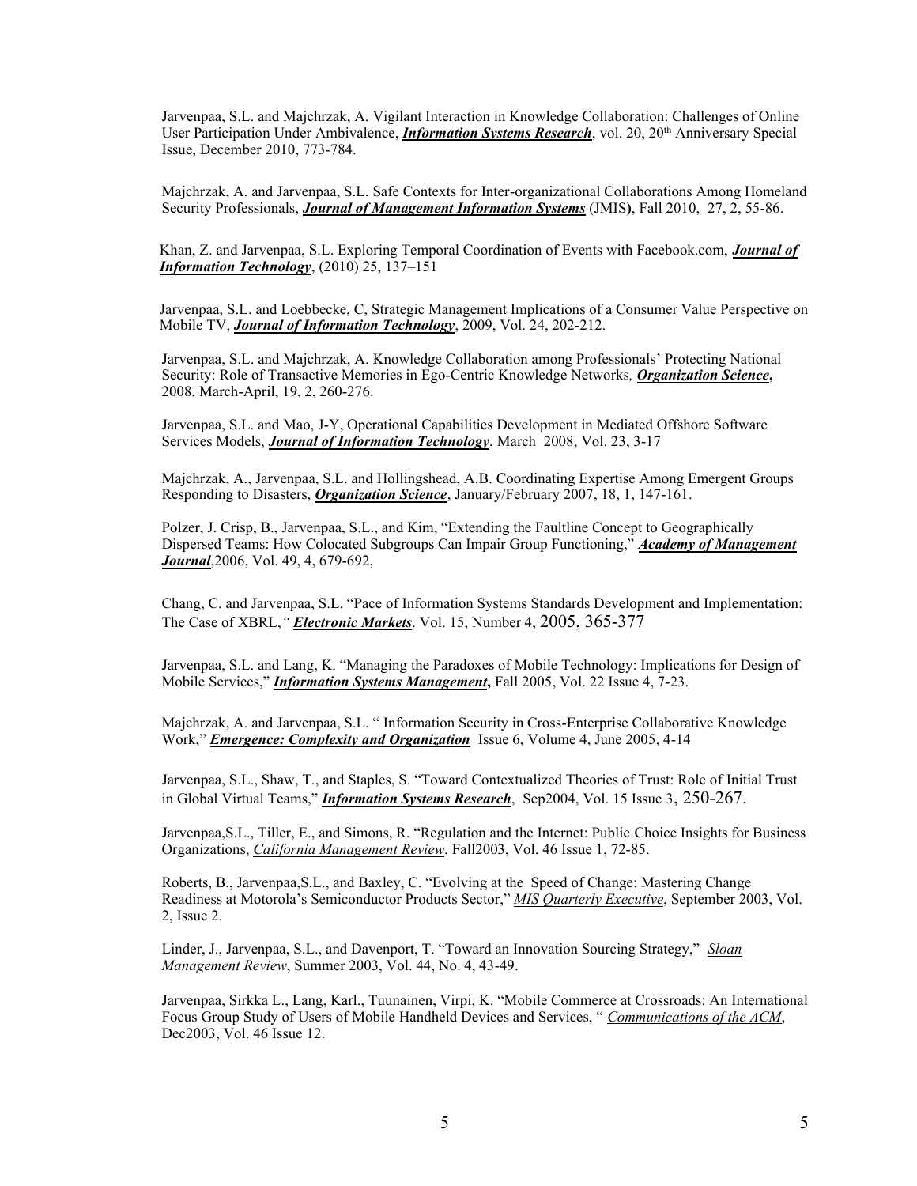Jarvenpaa, S.L. and Majchrzak, A. Vigilant Interaction in Knowledge Collaboration: Challenges of Online User Participation Under Ambivalence, ***Information Systems Research***, vol. 20, 20th Anniversary Special Issue, December 2010, 773-784.

Majchrzak, A. and Jarvenpaa, S.L. Safe Contexts for Inter-organizational Collaborations Among Homeland Security Professionals, ***Journal of Management Information Systems*** (JMIS**)**, Fall 2010, 27, 2, 55-86.

Khan, Z. and Jarvenpaa, S.L. Exploring Temporal Coordination of Events with Facebook.com, ***Journal of Information Technology***, (2010) 25, 137–151

Jarvenpaa, S.L. and Loebbecke, C, Strategic Management Implications of a Consumer Value Perspective on Mobile TV, ***Journal of Information Technology***, 2009, Vol. 24, 202-212.

Jarvenpaa, S.L. and Majchrzak, A. Knowledge Collaboration among Professionals' Protecting National Security: Role of Transactive Memories in Ego-Centric Knowledge Networks*,* ***Organization Science*,** 2008, March-April, 19, 2, 260-276.

Jarvenpaa, S.L. and Mao, J-Y, Operational Capabilities Development in Mediated Offshore Software Services Models, ***Journal of Information Technology***, March 2008, Vol. 23, 3-17

Majchrzak, A., Jarvenpaa, S.L. and Hollingshead, A.B. Coordinating Expertise Among Emergent Groups Responding to Disasters, ***Organization Science***, January/February 2007, 18, 1, 147-161.

Polzer, J. Crisp, B., Jarvenpaa, S.L., and Kim, "Extending the Faultline Concept to Geographically Dispersed Teams: How Colocated Subgroups Can Impair Group Functioning," ***Academy of Management Journal***,2006, Vol. 49, 4, 679-692,

Chang, C. and Jarvenpaa, S.L. "Pace of Information Systems Standards Development and Implementation: The Case of XBRL,*"* ***Electronic Markets***. Vol. 15, Number 4, 2005, 365-377

Jarvenpaa, S.L. and Lang, K. "Managing the Paradoxes of Mobile Technology: Implications for Design of Mobile Services," ***Information Systems Management*,** Fall 2005, Vol. 22 Issue 4, 7-23.

Majchrzak, A. and Jarvenpaa, S.L. " Information Security in Cross-Enterprise Collaborative Knowledge Work," ***Emergence: Complexity and Organization*** Issue 6, Volume 4, June 2005, 4-14

Jarvenpaa, S.L., Shaw, T., and Staples, S. "Toward Contextualized Theories of Trust: Role of Initial Trust in Global Virtual Teams," ***Information Systems Research***, Sep2004, Vol. 15 Issue 3, 250-267.

Jarvenpaa,S.L., Tiller, E., and Simons, R. "Regulation and the Internet: Public Choice Insights for Business Organizations, *California Management Review*, Fall2003, Vol. 46 Issue 1, 72-85.

Roberts, B., Jarvenpaa,S.L., and Baxley, C. "Evolving at the Speed of Change: Mastering Change Readiness at Motorola's Semiconductor Products Sector," *MIS Quarterly Executive*, September 2003, Vol. 2, Issue 2.

Linder, J., Jarvenpaa, S.L., and Davenport, T. "Toward an Innovation Sourcing Strategy," *Sloan Management Review*, Summer 2003, Vol. 44, No. 4, 43-49.

Jarvenpaa, Sirkka L., Lang, Karl., Tuunainen, Virpi, K. "Mobile Commerce at Crossroads: An International Focus Group Study of Users of Mobile Handheld Devices and Services, " *Communications of the ACM*, Dec2003, Vol. 46 Issue 12.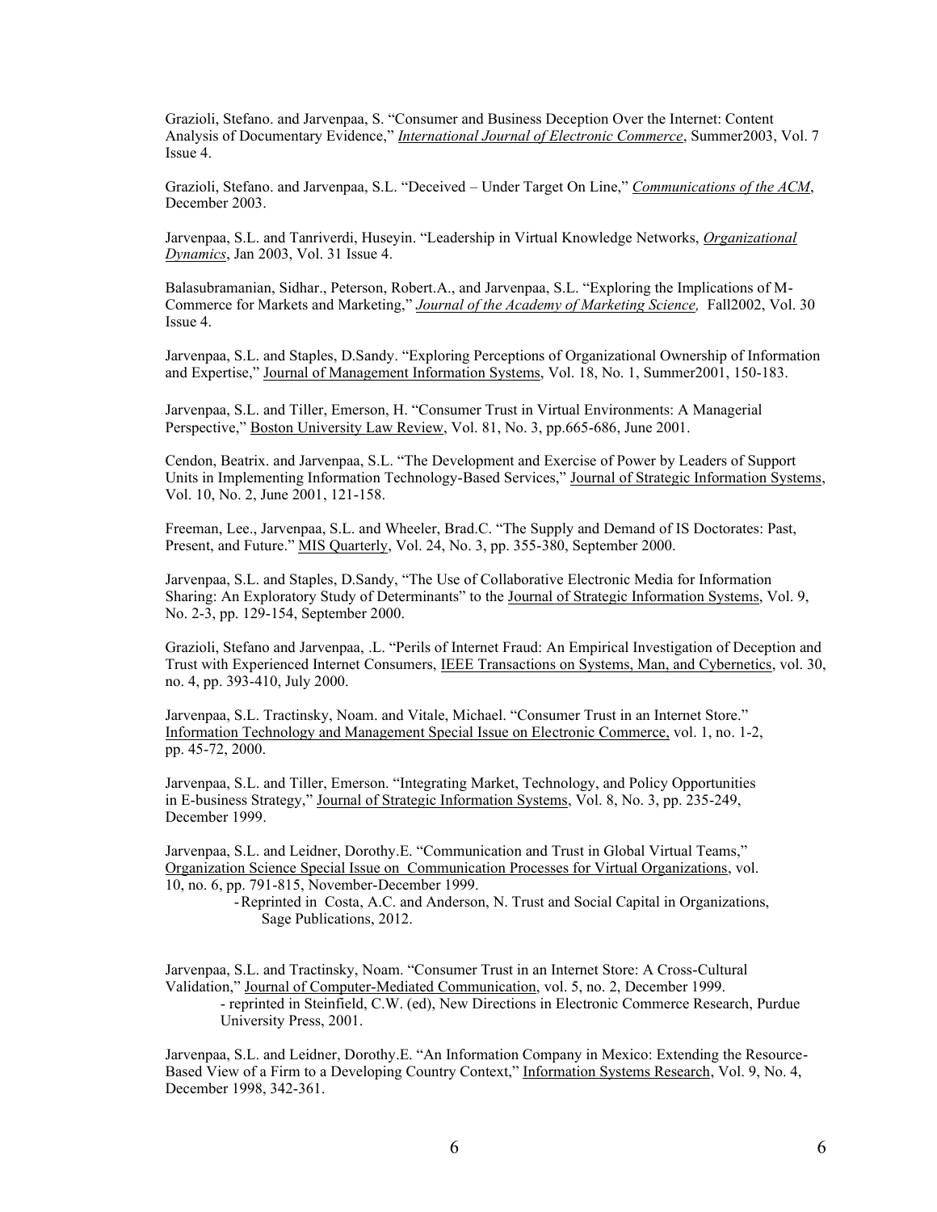Grazioli, Stefano. and Jarvenpaa, S. "Consumer and Business Deception Over the Internet: Content Analysis of Documentary Evidence," *International Journal of Electronic Commerce*, Summer2003, Vol. 7 Issue 4.

Grazioli, Stefano. and Jarvenpaa, S.L. "Deceived – Under Target On Line," *Communications of the ACM*, December 2003.

Jarvenpaa, S.L. and Tanriverdi, Huseyin. "Leadership in Virtual Knowledge Networks, *Organizational Dynamics*, Jan 2003, Vol. 31 Issue 4.

Balasubramanian, Sidhar., Peterson, Robert.A., and Jarvenpaa, S.L. "Exploring the Implications of M-Commerce for Markets and Marketing," *Journal of the Academy of Marketing Science,* Fall2002, Vol. 30 Issue 4.

Jarvenpaa, S.L. and Staples, D.Sandy. "Exploring Perceptions of Organizational Ownership of Information and Expertise," Journal of Management Information Systems, Vol. 18, No. 1, Summer2001, 150-183.

Jarvenpaa, S.L. and Tiller, Emerson, H. "Consumer Trust in Virtual Environments: A Managerial Perspective," Boston University Law Review, Vol. 81, No. 3, pp.665-686, June 2001.

Cendon, Beatrix. and Jarvenpaa, S.L. "The Development and Exercise of Power by Leaders of Support Units in Implementing Information Technology-Based Services," Journal of Strategic Information Systems, Vol. 10, No. 2, June 2001, 121-158.

Freeman, Lee., Jarvenpaa, S.L. and Wheeler, Brad.C. "The Supply and Demand of IS Doctorates: Past, Present, and Future." MIS Quarterly, Vol. 24, No. 3, pp. 355-380, September 2000.

Jarvenpaa, S.L. and Staples, D.Sandy, "The Use of Collaborative Electronic Media for Information Sharing: An Exploratory Study of Determinants" to the Journal of Strategic Information Systems, Vol. 9, No. 2-3, pp. 129-154, September 2000.

Grazioli, Stefano and Jarvenpaa, .L. "Perils of Internet Fraud: An Empirical Investigation of Deception and Trust with Experienced Internet Consumers, IEEE Transactions on Systems, Man, and Cybernetics, vol. 30, no. 4, pp. 393-410, July 2000.

Jarvenpaa, S.L. Tractinsky, Noam. and Vitale, Michael. "Consumer Trust in an Internet Store." Information Technology and Management Special Issue on Electronic Commerce, vol. 1, no. 1-2, pp. 45-72, 2000.

Jarvenpaa, S.L. and Tiller, Emerson. "Integrating Market, Technology, and Policy Opportunities in E-business Strategy," Journal of Strategic Information Systems, Vol. 8, No. 3, pp. 235-249, December 1999.

Jarvenpaa, S.L. and Leidner, Dorothy.E. "Communication and Trust in Global Virtual Teams," Organization Science Special Issue on Communication Processes for Virtual Organizations, vol. 10, no. 6, pp. 791-815, November-December 1999.

- Reprinted in Costa, A.C. and Anderson, N. Trust and Social Capital in Organizations, Sage Publications, 2012.

Jarvenpaa, S.L. and Tractinsky, Noam. "Consumer Trust in an Internet Store: A Cross-Cultural Validation," Journal of Computer-Mediated Communication, vol. 5, no. 2, December 1999.

- reprinted in Steinfield, C.W. (ed), New Directions in Electronic Commerce Research, Purdue University Press, 2001.

Jarvenpaa, S.L. and Leidner, Dorothy.E. "An Information Company in Mexico: Extending the Resource-Based View of a Firm to a Developing Country Context," Information Systems Research, Vol. 9, No. 4, December 1998, 342-361.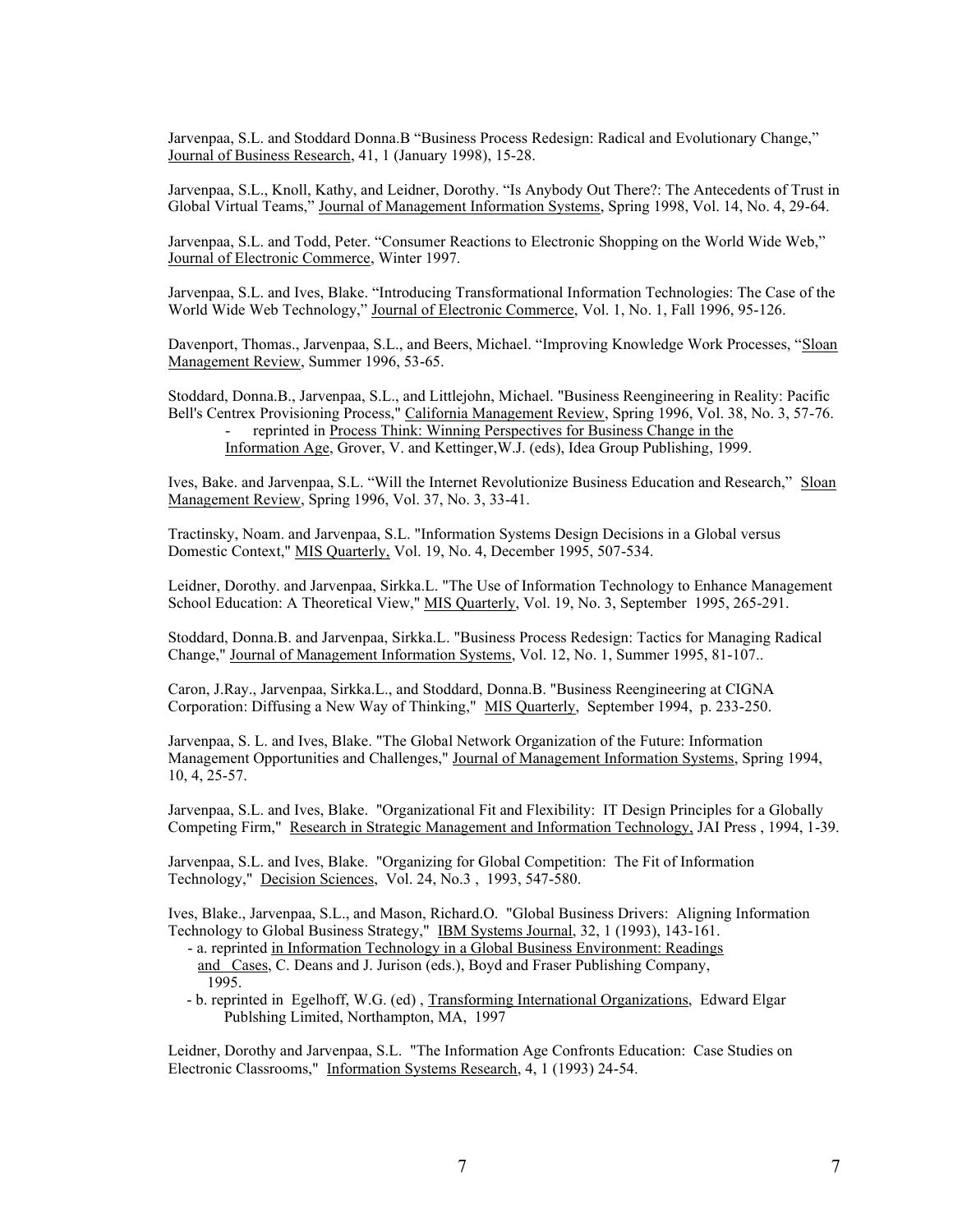Jarvenpaa, S.L. and Stoddard Donna.B "Business Process Redesign: Radical and Evolutionary Change," Journal of Business Research, 41, 1 (January 1998), 15-28.

Jarvenpaa, S.L., Knoll, Kathy, and Leidner, Dorothy. "Is Anybody Out There?: The Antecedents of Trust in Global Virtual Teams," Journal of Management Information Systems, Spring 1998, Vol. 14, No. 4, 29-64.

Jarvenpaa, S.L. and Todd, Peter. "Consumer Reactions to Electronic Shopping on the World Wide Web," Journal of Electronic Commerce, Winter 1997.

Jarvenpaa, S.L. and Ives, Blake. "Introducing Transformational Information Technologies: The Case of the World Wide Web Technology," Journal of Electronic Commerce, Vol. 1, No. 1, Fall 1996, 95-126.

Davenport, Thomas., Jarvenpaa, S.L., and Beers, Michael. "Improving Knowledge Work Processes, "Sloan Management Review, Summer 1996, 53-65.

Stoddard, Donna.B., Jarvenpaa, S.L., and Littlejohn, Michael. "Business Reengineering in Reality: Pacific Bell's Centrex Provisioning Process," California Management Review, Spring 1996, Vol. 38, No. 3, 57-76.

- reprinted in Process Think: Winning Perspectives for Business Change in the Information Age, Grover, V. and Kettinger,W.J. (eds), Idea Group Publishing, 1999.

Ives, Bake. and Jarvenpaa, S.L. "Will the Internet Revolutionize Business Education and Research," Sloan Management Review, Spring 1996, Vol. 37, No. 3, 33-41.

Tractinsky, Noam. and Jarvenpaa, S.L. "Information Systems Design Decisions in a Global versus Domestic Context," MIS Quarterly, Vol. 19, No. 4, December 1995, 507-534.

Leidner, Dorothy. and Jarvenpaa, Sirkka.L. "The Use of Information Technology to Enhance Management School Education: A Theoretical View," MIS Quarterly, Vol. 19, No. 3, September 1995, 265-291.

Stoddard, Donna.B. and Jarvenpaa, Sirkka.L. "Business Process Redesign: Tactics for Managing Radical Change," Journal of Management Information Systems, Vol. 12, No. 1, Summer 1995, 81-107..

Caron, J.Ray., Jarvenpaa, Sirkka.L., and Stoddard, Donna.B. "Business Reengineering at CIGNA Corporation: Diffusing a New Way of Thinking," MIS Quarterly, September 1994, p. 233-250.

Jarvenpaa, S. L. and Ives, Blake. "The Global Network Organization of the Future: Information Management Opportunities and Challenges," Journal of Management Information Systems, Spring 1994, 10, 4, 25-57.

Jarvenpaa, S.L. and Ives, Blake. "Organizational Fit and Flexibility: IT Design Principles for a Globally Competing Firm," Research in Strategic Management and Information Technology, JAI Press , 1994, 1-39.

Jarvenpaa, S.L. and Ives, Blake. "Organizing for Global Competition: The Fit of Information Technology," Decision Sciences, Vol. 24, No.3 , 1993, 547-580.

Ives, Blake., Jarvenpaa, S.L., and Mason, Richard.O. "Global Business Drivers: Aligning Information Technology to Global Business Strategy," IBM Systems Journal, 32, 1 (1993), 143-161.

- a. reprinted in Information Technology in a Global Business Environment: Readings and Cases, C. Deans and J. Jurison (eds.), Boyd and Fraser Publishing Company, 1995.
- b. reprinted in Egelhoff, W.G. (ed) , Transforming International Organizations, Edward Elgar Publshing Limited, Northampton, MA, 1997

Leidner, Dorothy and Jarvenpaa, S.L. "The Information Age Confronts Education: Case Studies on Electronic Classrooms," Information Systems Research, 4, 1 (1993) 24-54.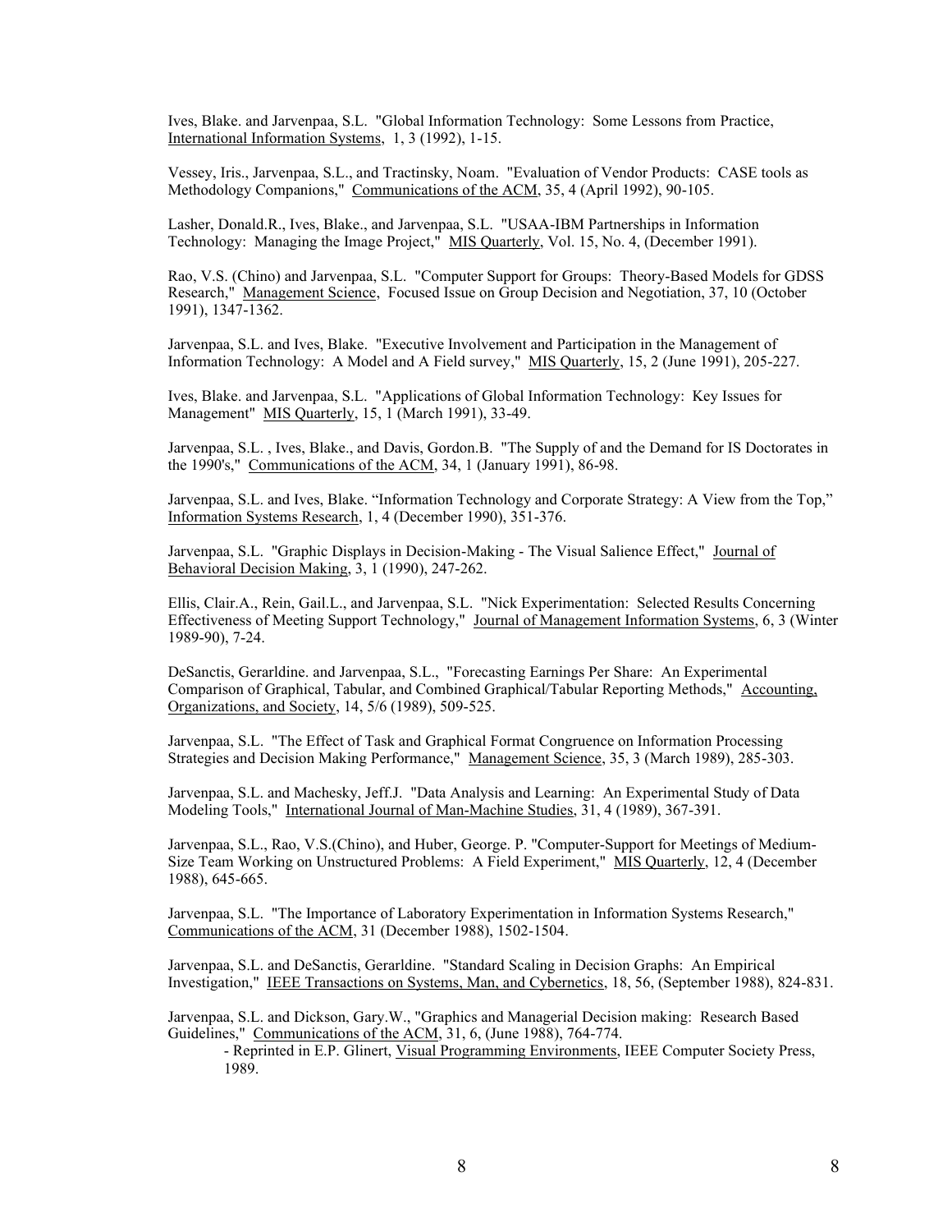Ives, Blake. and Jarvenpaa, S.L. "Global Information Technology: Some Lessons from Practice, International Information Systems, 1, 3 (1992), 1-15.

Vessey, Iris., Jarvenpaa, S.L., and Tractinsky, Noam. "Evaluation of Vendor Products: CASE tools as Methodology Companions," Communications of the ACM, 35, 4 (April 1992), 90-105.

Lasher, Donald.R., Ives, Blake., and Jarvenpaa, S.L. "USAA-IBM Partnerships in Information Technology: Managing the Image Project," MIS Quarterly, Vol. 15, No. 4, (December 1991).

Rao, V.S. (Chino) and Jarvenpaa, S.L. "Computer Support for Groups: Theory-Based Models for GDSS Research," Management Science, Focused Issue on Group Decision and Negotiation, 37, 10 (October 1991), 1347-1362.

Jarvenpaa, S.L. and Ives, Blake. "Executive Involvement and Participation in the Management of Information Technology: A Model and A Field survey," MIS Quarterly, 15, 2 (June 1991), 205-227.

Ives, Blake. and Jarvenpaa, S.L. "Applications of Global Information Technology: Key Issues for Management" MIS Quarterly, 15, 1 (March 1991), 33-49.

Jarvenpaa, S.L. , Ives, Blake., and Davis, Gordon.B. "The Supply of and the Demand for IS Doctorates in the 1990's," Communications of the ACM, 34, 1 (January 1991), 86-98.

Jarvenpaa, S.L. and Ives, Blake. "Information Technology and Corporate Strategy: A View from the Top," Information Systems Research, 1, 4 (December 1990), 351-376.

Jarvenpaa, S.L. "Graphic Displays in Decision-Making - The Visual Salience Effect," Journal of Behavioral Decision Making, 3, 1 (1990), 247-262.

Ellis, Clair.A., Rein, Gail.L., and Jarvenpaa, S.L. "Nick Experimentation: Selected Results Concerning Effectiveness of Meeting Support Technology," Journal of Management Information Systems, 6, 3 (Winter 1989-90), 7-24.

DeSanctis, Gerarldine. and Jarvenpaa, S.L., "Forecasting Earnings Per Share: An Experimental Comparison of Graphical, Tabular, and Combined Graphical/Tabular Reporting Methods," Accounting, Organizations, and Society, 14, 5/6 (1989), 509-525.

Jarvenpaa, S.L. "The Effect of Task and Graphical Format Congruence on Information Processing Strategies and Decision Making Performance," Management Science, 35, 3 (March 1989), 285-303.

Jarvenpaa, S.L. and Machesky, Jeff.J. "Data Analysis and Learning: An Experimental Study of Data Modeling Tools," International Journal of Man-Machine Studies, 31, 4 (1989), 367-391.

Jarvenpaa, S.L., Rao, V.S.(Chino), and Huber, George. P. "Computer-Support for Meetings of Medium-Size Team Working on Unstructured Problems: A Field Experiment," MIS Quarterly, 12, 4 (December 1988), 645-665.

Jarvenpaa, S.L. "The Importance of Laboratory Experimentation in Information Systems Research," Communications of the ACM, 31 (December 1988), 1502-1504.

Jarvenpaa, S.L. and DeSanctis, Gerarldine. "Standard Scaling in Decision Graphs: An Empirical Investigation," IEEE Transactions on Systems, Man, and Cybernetics, 18, 56, (September 1988), 824-831.

Jarvenpaa, S.L. and Dickson, Gary.W., "Graphics and Managerial Decision making: Research Based Guidelines," Communications of the ACM, 31, 6, (June 1988), 764-774.

- Reprinted in E.P. Glinert, Visual Programming Environments, IEEE Computer Society Press, 1989.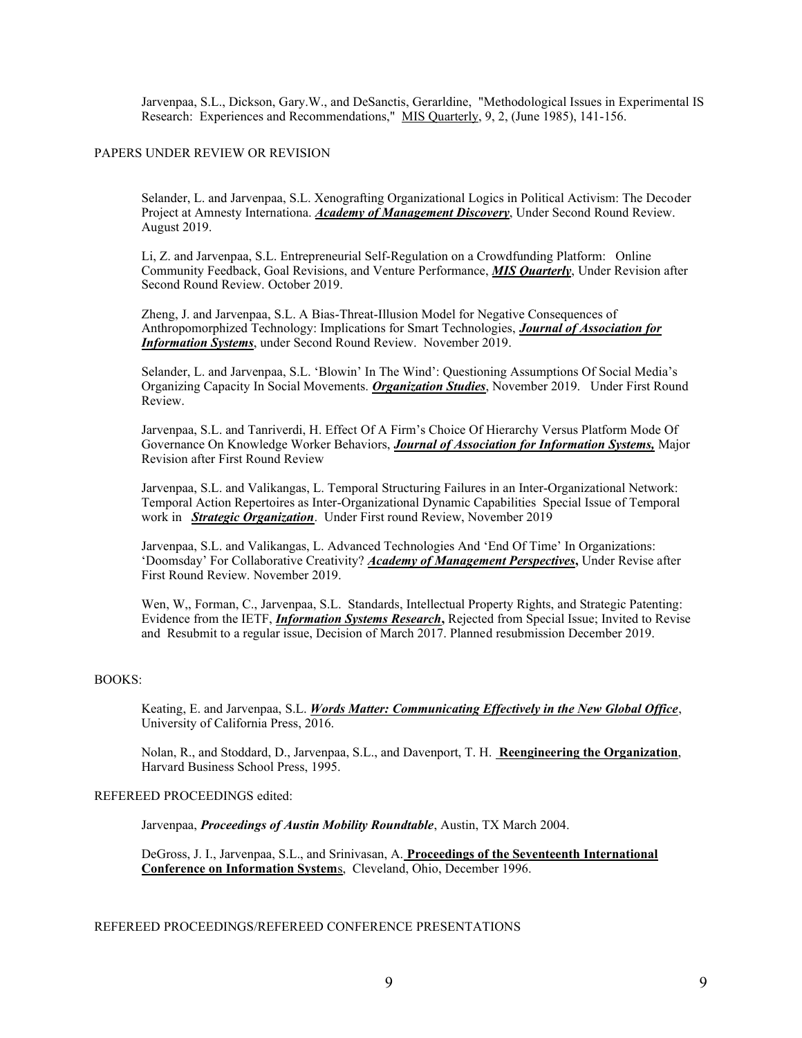Jarvenpaa, S.L., Dickson, Gary.W., and DeSanctis, Gerarldine, "Methodological Issues in Experimental IS Research: Experiences and Recommendations," MIS Quarterly, 9, 2, (June 1985), 141-156.

PAPERS UNDER REVIEW OR REVISION

Selander, L. and Jarvenpaa, S.L. Xenografting Organizational Logics in Political Activism: The Decoder Project at Amnesty Internationa. ***Academy of Management Discovery***, Under Second Round Review. August 2019.

Li, Z. and Jarvenpaa, S.L. Entrepreneurial Self-Regulation on a Crowdfunding Platform: Online Community Feedback, Goal Revisions, and Venture Performance, ***MIS Quarterly***, Under Revision after Second Round Review. October 2019.

Zheng, J. and Jarvenpaa, S.L. A Bias-Threat-Illusion Model for Negative Consequences of Anthropomorphized Technology: Implications for Smart Technologies, ***Journal of Association for Information Systems***, under Second Round Review. November 2019.

Selander, L. and Jarvenpaa, S.L. 'Blowin' In The Wind': Questioning Assumptions Of Social Media's Organizing Capacity In Social Movements. ***Organization Studies***, November 2019. Under First Round Review.

Jarvenpaa, S.L. and Tanriverdi, H. Effect Of A Firm's Choice Of Hierarchy Versus Platform Mode Of Governance On Knowledge Worker Behaviors, ***Journal of Association for Information Systems,*** Major Revision after First Round Review

Jarvenpaa, S.L. and Valikangas, L. Temporal Structuring Failures in an Inter-Organizational Network: Temporal Action Repertoires as Inter-Organizational Dynamic Capabilities Special Issue of Temporal work in ***Strategic Organization***. Under First round Review, November 2019

Jarvenpaa, S.L. and Valikangas, L. Advanced Technologies And 'End Of Time' In Organizations: 'Doomsday' For Collaborative Creativity? ***Academy of Management Perspectives*****,** Under Revise after First Round Review. November 2019.

Wen, W,, Forman, C., Jarvenpaa, S.L. Standards, Intellectual Property Rights, and Strategic Patenting: Evidence from the IETF, ***Information Systems Research*****,** Rejected from Special Issue; Invited to Revise and Resubmit to a regular issue, Decision of March 2017. Planned resubmission December 2019.

BOOKS:

Keating, E. and Jarvenpaa, S.L. ***Words Matter: Communicating Effectively in the New Global Office***, University of California Press, 2016.

Nolan, R., and Stoddard, D., Jarvenpaa, S.L., and Davenport, T. H. **Reengineering the Organization**, Harvard Business School Press, 1995.

REFEREED PROCEEDINGS edited:

Jarvenpaa, ***Proceedings of Austin Mobility Roundtable***, Austin, TX March 2004.

DeGross, J. I., Jarvenpaa, S.L., and Srinivasan, A. **Proceedings of the Seventeenth International Conference on Information System**s, Cleveland, Ohio, December 1996.

REFEREED PROCEEDINGS/REFEREED CONFERENCE PRESENTATIONS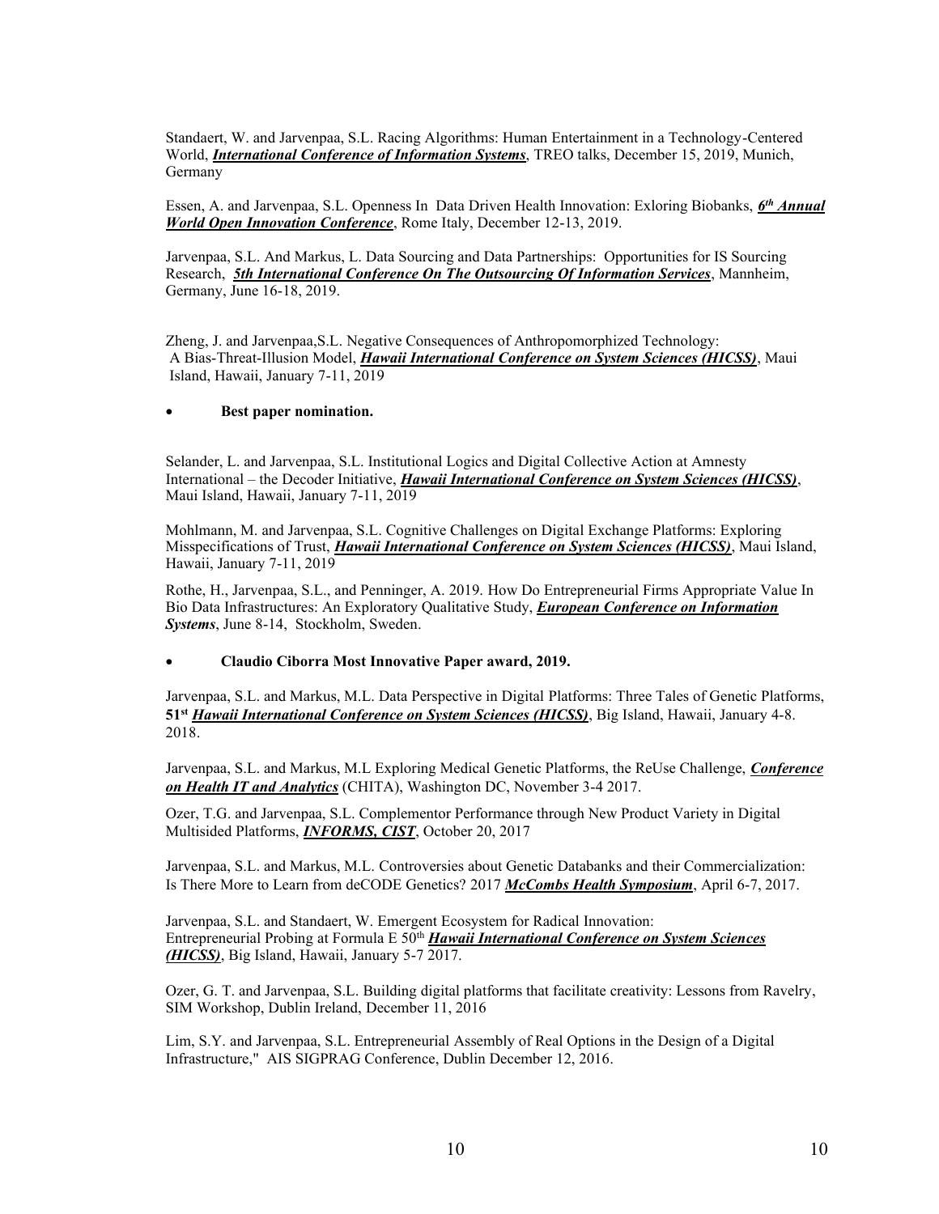Standaert, W. and Jarvenpaa, S.L. Racing Algorithms: Human Entertainment in a Technology-Centered World, ***International Conference of Information Systems***, TREO talks, December 15, 2019, Munich, Germany

Essen, A. and Jarvenpaa, S.L. Openness In Data Driven Health Innovation: Exloring Biobanks, ***6th Annual World Open Innovation Conference***, Rome Italy, December 12-13, 2019.

Jarvenpaa, S.L. And Markus, L. Data Sourcing and Data Partnerships: Opportunities for IS Sourcing Research, ***5th International Conference On The Outsourcing Of Information Services***, Mannheim, Germany, June 16-18, 2019.

Zheng, J. and Jarvenpaa,S.L. Negative Consequences of Anthropomorphized Technology: A Bias-Threat-Illusion Model, ***Hawaii International Conference on System Sciences (HICSS)***, Maui Island, Hawaii, January 7-11, 2019

- **Best paper nomination.**

Selander, L. and Jarvenpaa, S.L. Institutional Logics and Digital Collective Action at Amnesty International – the Decoder Initiative, ***Hawaii International Conference on System Sciences (HICSS)***, Maui Island, Hawaii, January 7-11, 2019

Mohlmann, M. and Jarvenpaa, S.L. Cognitive Challenges on Digital Exchange Platforms: Exploring Misspecifications of Trust, ***Hawaii International Conference on System Sciences (HICSS)***, Maui Island, Hawaii, January 7-11, 2019

Rothe, H., Jarvenpaa, S.L., and Penninger, A. 2019. How Do Entrepreneurial Firms Appropriate Value In Bio Data Infrastructures: An Exploratory Qualitative Study, ***European Conference on Information Systems***, June 8-14, Stockholm, Sweden.

- **Claudio Ciborra Most Innovative Paper award, 2019.**

Jarvenpaa, S.L. and Markus, M.L. Data Perspective in Digital Platforms: Three Tales of Genetic Platforms, **51st** ***Hawaii International Conference on System Sciences (HICSS)***, Big Island, Hawaii, January 4-8. 2018.

Jarvenpaa, S.L. and Markus, M.L Exploring Medical Genetic Platforms, the ReUse Challenge, ***Conference on Health IT and Analytics*** (CHITA), Washington DC, November 3-4 2017.

Ozer, T.G. and Jarvenpaa, S.L. Complementor Performance through New Product Variety in Digital Multisided Platforms, ***INFORMS, CIST***, October 20, 2017

Jarvenpaa, S.L. and Markus, M.L. Controversies about Genetic Databanks and their Commercialization: Is There More to Learn from deCODE Genetics? 2017 ***McCombs Health Symposium***, April 6-7, 2017.

Jarvenpaa, S.L. and Standaert, W. Emergent Ecosystem for Radical Innovation: Entrepreneurial Probing at Formula E 50th ***Hawaii International Conference on System Sciences (HICSS)***, Big Island, Hawaii, January 5-7 2017.

Ozer, G. T. and Jarvenpaa, S.L. Building digital platforms that facilitate creativity: Lessons from Ravelry, SIM Workshop, Dublin Ireland, December 11, 2016

Lim, S.Y. and Jarvenpaa, S.L. Entrepreneurial Assembly of Real Options in the Design of a Digital Infrastructure," AIS SIGPRAG Conference, Dublin December 12, 2016.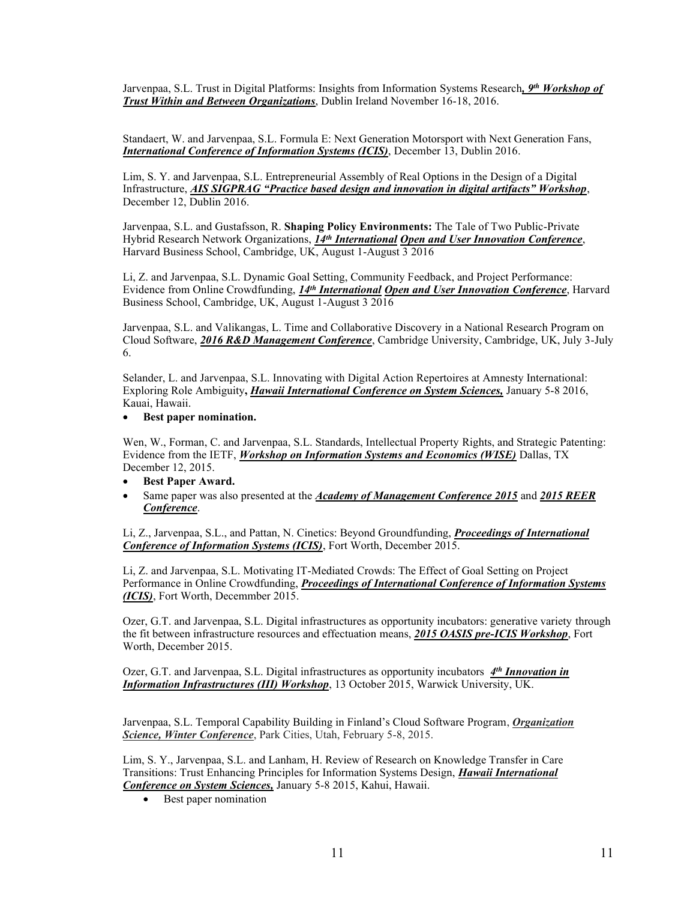Jarvenpaa, S.L. Trust in Digital Platforms: Insights from Information Systems Research***, 9th Workshop of Trust Within and Between Organizations***, Dublin Ireland November 16-18, 2016.

Standaert, W. and Jarvenpaa, S.L. Formula E: Next Generation Motorsport with Next Generation Fans, ***International Conference of Information Systems (ICIS)***, December 13, Dublin 2016.

Lim, S. Y. and Jarvenpaa, S.L. Entrepreneurial Assembly of Real Options in the Design of a Digital Infrastructure, ***AIS SIGPRAG "Practice based design and innovation in digital artifacts" Workshop***, December 12, Dublin 2016.

Jarvenpaa, S.L. and Gustafsson, R. **Shaping Policy Environments:** The Tale of Two Public-Private Hybrid Research Network Organizations, ***14th International Open and User Innovation Conference***, Harvard Business School, Cambridge, UK, August 1-August 3 2016

Li, Z. and Jarvenpaa, S.L. Dynamic Goal Setting, Community Feedback, and Project Performance: Evidence from Online Crowdfunding, ***14th International Open and User Innovation Conference***, Harvard Business School, Cambridge, UK, August 1-August 3 2016

Jarvenpaa, S.L. and Valikangas, L. Time and Collaborative Discovery in a National Research Program on Cloud Software, ***2016 R&D Management Conference***, Cambridge University, Cambridge, UK, July 3-July 6.

Selander, L. and Jarvenpaa, S.L. Innovating with Digital Action Repertoires at Amnesty International: Exploring Role Ambiguity**,** ***Hawaii International Conference on System Sciences,*** January 5-8 2016, Kauai, Hawaii.

- **Best paper nomination.**

Wen, W., Forman, C. and Jarvenpaa, S.L. Standards, Intellectual Property Rights, and Strategic Patenting: Evidence from the IETF, ***Workshop on Information Systems and Economics (WISE)*** Dallas, TX December 12, 2015.

- **Best Paper Award.**
- Same paper was also presented at the ***Academy of Management Conference 2015*** and ***2015 REER Conference***.

Li, Z., Jarvenpaa, S.L., and Pattan, N. Cinetics: Beyond Groundfunding, ***Proceedings of International Conference of Information Systems (ICIS)***, Fort Worth, December 2015.

Li, Z. and Jarvenpaa, S.L. Motivating IT-Mediated Crowds: The Effect of Goal Setting on Project Performance in Online Crowdfunding, ***Proceedings of International Conference of Information Systems (ICIS)***, Fort Worth, Decemmber 2015.

Ozer, G.T. and Jarvenpaa, S.L. Digital infrastructures as opportunity incubators: generative variety through the fit between infrastructure resources and effectuation means, ***2015 OASIS pre-ICIS Workshop***, Fort Worth, December 2015.

Ozer, G.T. and Jarvenpaa, S.L. Digital infrastructures as opportunity incubators ***4th Innovation in Information Infrastructures (III) Workshop***, 13 October 2015, Warwick University, UK.

Jarvenpaa, S.L. Temporal Capability Building in Finland's Cloud Software Program, ***Organization Science, Winter Conference***, Park Cities, Utah, February 5-8, 2015.

Lim, S. Y., Jarvenpaa, S.L. and Lanham, H. Review of Research on Knowledge Transfer in Care Transitions: Trust Enhancing Principles for Information Systems Design, ***Hawaii International Conference on System Sciences,*** January 5-8 2015, Kahui, Hawaii.

- Best paper nomination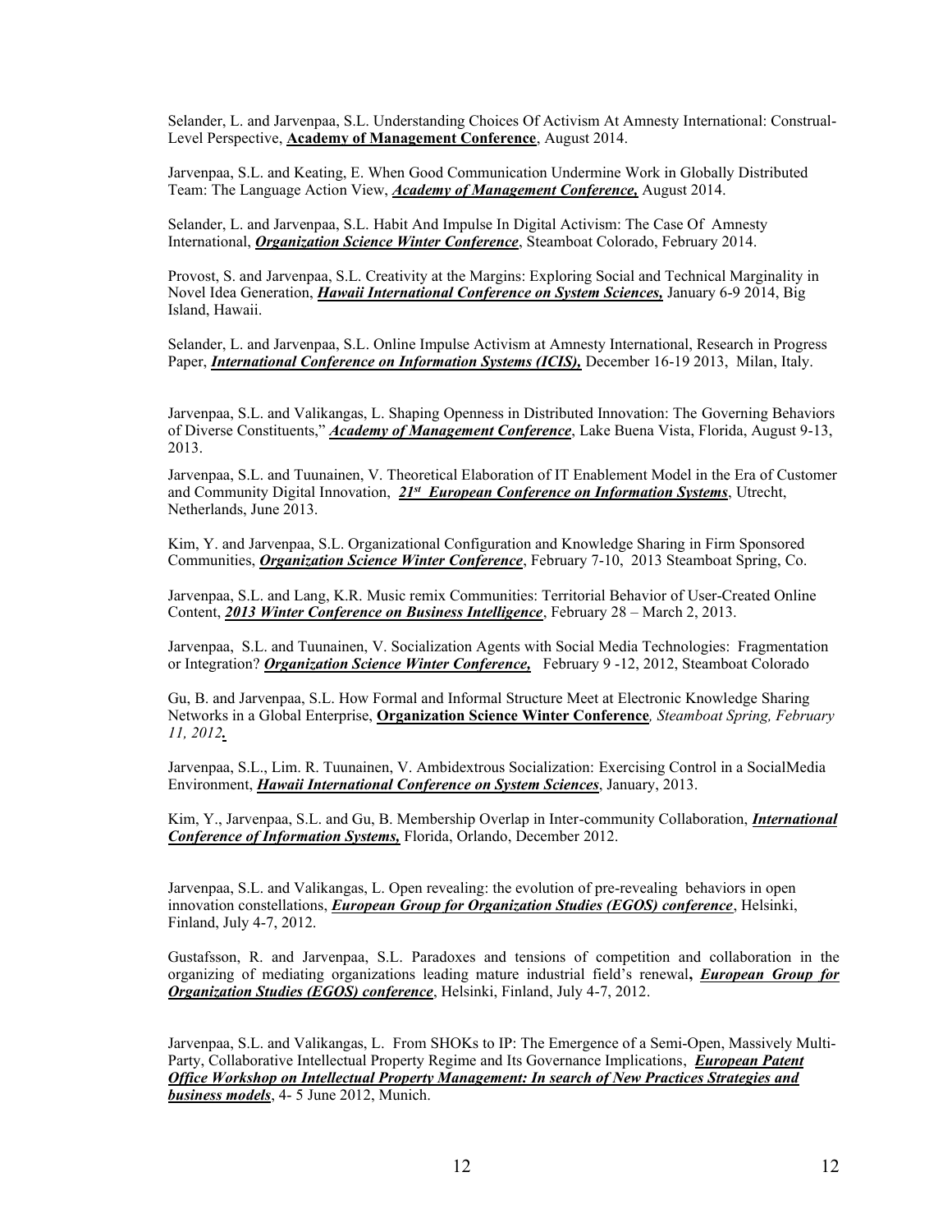Selander, L. and Jarvenpaa, S.L. Understanding Choices Of Activism At Amnesty International: Construal-Level Perspective, **Academy of Management Conference**, August 2014.

Jarvenpaa, S.L. and Keating, E. When Good Communication Undermine Work in Globally Distributed Team: The Language Action View, ***Academy of Management Conference,*** August 2014.

Selander, L. and Jarvenpaa, S.L. Habit And Impulse In Digital Activism: The Case Of Amnesty International, ***Organization Science Winter Conference***, Steamboat Colorado, February 2014.

Provost, S. and Jarvenpaa, S.L. Creativity at the Margins: Exploring Social and Technical Marginality in Novel Idea Generation, ***Hawaii International Conference on System Sciences,*** January 6-9 2014, Big Island, Hawaii.

Selander, L. and Jarvenpaa, S.L. Online Impulse Activism at Amnesty International, Research in Progress Paper, ***International Conference on Information Systems (ICIS),*** December 16-19 2013, Milan, Italy.

Jarvenpaa, S.L. and Valikangas, L. Shaping Openness in Distributed Innovation: The Governing Behaviors of Diverse Constituents," ***Academy of Management Conference***, Lake Buena Vista, Florida, August 9-13, 2013.

Jarvenpaa, S.L. and Tuunainen, V. Theoretical Elaboration of IT Enablement Model in the Era of Customer and Community Digital Innovation, ***21st European Conference on Information Systems***, Utrecht, Netherlands, June 2013.

Kim, Y. and Jarvenpaa, S.L. Organizational Configuration and Knowledge Sharing in Firm Sponsored Communities, ***Organization Science Winter Conference***, February 7-10, 2013 Steamboat Spring, Co.

Jarvenpaa, S.L. and Lang, K.R. Music remix Communities: Territorial Behavior of User-Created Online Content, ***2013 Winter Conference on Business Intelligence***, February 28 – March 2, 2013.

Jarvenpaa, S.L. and Tuunainen, V. Socialization Agents with Social Media Technologies: Fragmentation or Integration? ***Organization Science Winter Conference,*** February 9 -12, 2012, Steamboat Colorado

Gu, B. and Jarvenpaa, S.L. How Formal and Informal Structure Meet at Electronic Knowledge Sharing Networks in a Global Enterprise, **Organization Science Winter Conference***, Steamboat Spring, February 11, 2012.*

Jarvenpaa, S.L., Lim. R. Tuunainen, V. Ambidextrous Socialization: Exercising Control in a SocialMedia Environment, ***Hawaii International Conference on System Sciences***, January, 2013.

Kim, Y., Jarvenpaa, S.L. and Gu, B. Membership Overlap in Inter-community Collaboration, ***International Conference of Information Systems,*** Florida, Orlando, December 2012.

Jarvenpaa, S.L. and Valikangas, L. Open revealing: the evolution of pre-revealing behaviors in open innovation constellations, ***European Group for Organization Studies (EGOS) conference***, Helsinki, Finland, July 4-7, 2012.

Gustafsson, R. and Jarvenpaa, S.L. Paradoxes and tensions of competition and collaboration in the organizing of mediating organizations leading mature industrial field's renewal**,** ***European Group for Organization Studies (EGOS) conference***, Helsinki, Finland, July 4-7, 2012.

Jarvenpaa, S.L. and Valikangas, L. From SHOKs to IP: The Emergence of a Semi-Open, Massively Multi-Party, Collaborative Intellectual Property Regime and Its Governance Implications, ***European Patent Office Workshop on Intellectual Property Management: In search of New Practices Strategies and business models***, 4- 5 June 2012, Munich.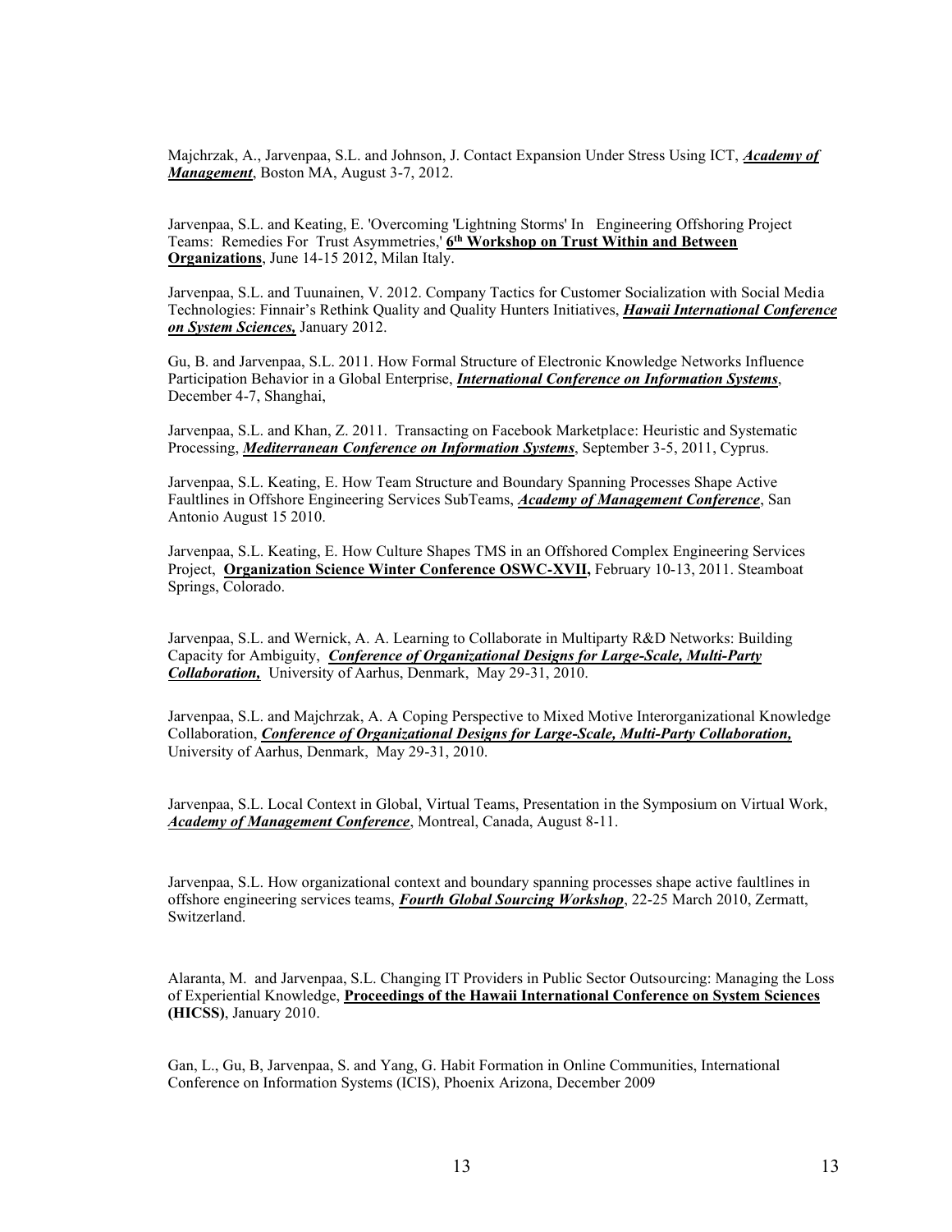Majchrzak, A., Jarvenpaa, S.L. and Johnson, J. Contact Expansion Under Stress Using ICT, ***Academy of Management***, Boston MA, August 3-7, 2012.

Jarvenpaa, S.L. and Keating, E. 'Overcoming 'Lightning Storms' In Engineering Offshoring Project Teams: Remedies For Trust Asymmetries,' **6th Workshop on Trust Within and Between Organizations**, June 14-15 2012, Milan Italy.

Jarvenpaa, S.L. and Tuunainen, V. 2012. Company Tactics for Customer Socialization with Social Media Technologies: Finnair's Rethink Quality and Quality Hunters Initiatives, ***Hawaii International Conference on System Sciences,*** January 2012.

Gu, B. and Jarvenpaa, S.L. 2011. How Formal Structure of Electronic Knowledge Networks Influence Participation Behavior in a Global Enterprise, ***International Conference on Information Systems***, December 4-7, Shanghai,

Jarvenpaa, S.L. and Khan, Z. 2011. Transacting on Facebook Marketplace: Heuristic and Systematic Processing, ***Mediterranean Conference on Information Systems***, September 3-5, 2011, Cyprus.

Jarvenpaa, S.L. Keating, E. How Team Structure and Boundary Spanning Processes Shape Active Faultlines in Offshore Engineering Services SubTeams, ***Academy of Management Conference***, San Antonio August 15 2010.

Jarvenpaa, S.L. Keating, E. How Culture Shapes TMS in an Offshored Complex Engineering Services Project, **Organization Science Winter Conference OSWC-XVII,** February 10-13, 2011. Steamboat Springs, Colorado.

Jarvenpaa, S.L. and Wernick, A. A. Learning to Collaborate in Multiparty R&D Networks: Building Capacity for Ambiguity, ***Conference of Organizational Designs for Large-Scale, Multi-Party Collaboration,*** University of Aarhus, Denmark, May 29-31, 2010.

Jarvenpaa, S.L. and Majchrzak, A. A Coping Perspective to Mixed Motive Interorganizational Knowledge Collaboration, ***Conference of Organizational Designs for Large-Scale, Multi-Party Collaboration,*** University of Aarhus, Denmark, May 29-31, 2010.

Jarvenpaa, S.L. Local Context in Global, Virtual Teams, Presentation in the Symposium on Virtual Work, ***Academy of Management Conference***, Montreal, Canada, August 8-11.

Jarvenpaa, S.L. How organizational context and boundary spanning processes shape active faultlines in offshore engineering services teams, ***Fourth Global Sourcing Workshop***, 22-25 March 2010, Zermatt, Switzerland.

Alaranta, M. and Jarvenpaa, S.L. Changing IT Providers in Public Sector Outsourcing: Managing the Loss of Experiential Knowledge, **Proceedings of the Hawaii International Conference on System Sciences (HICSS)**, January 2010.

Gan, L., Gu, B, Jarvenpaa, S. and Yang, G. Habit Formation in Online Communities, International Conference on Information Systems (ICIS), Phoenix Arizona, December 2009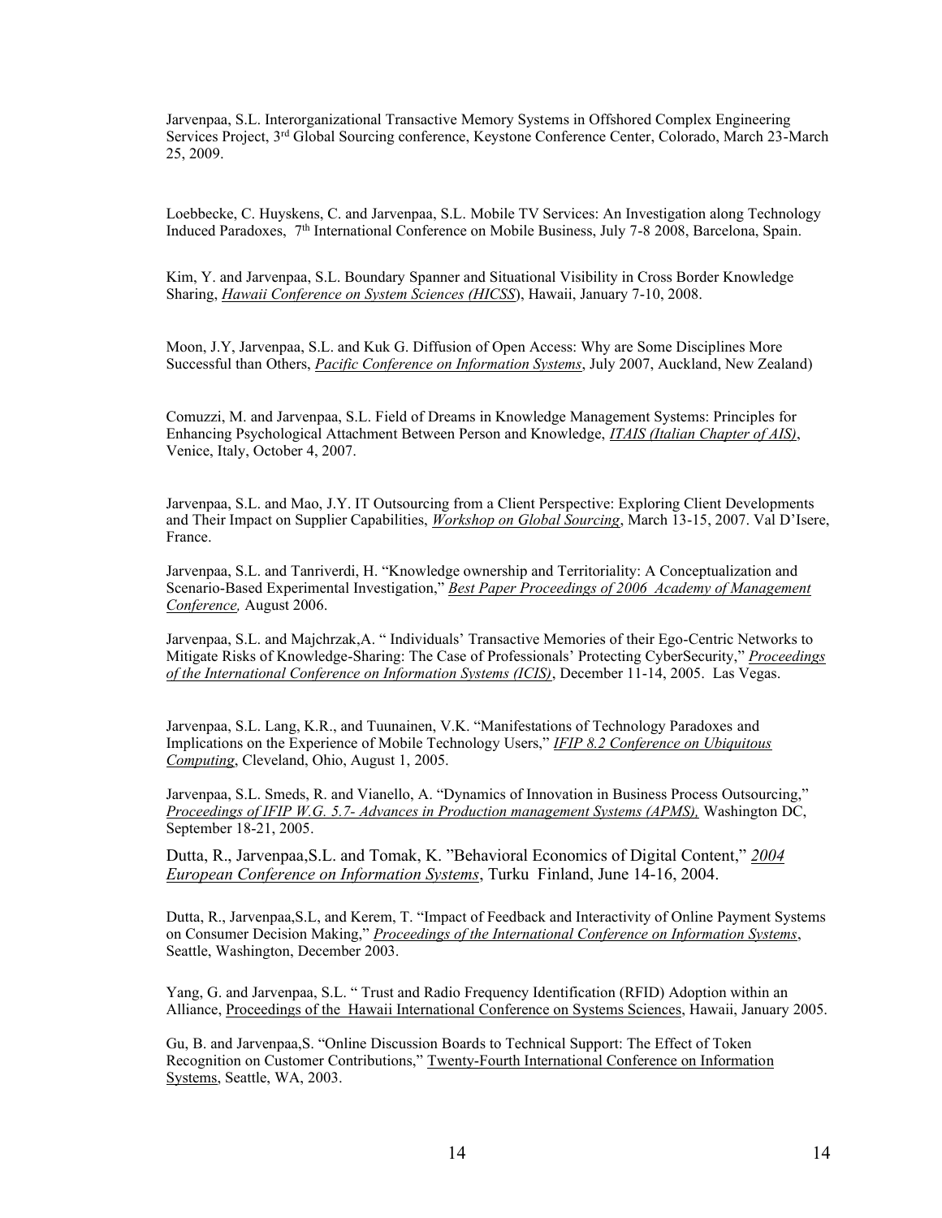Jarvenpaa, S.L. Interorganizational Transactive Memory Systems in Offshored Complex Engineering Services Project, 3rd Global Sourcing conference, Keystone Conference Center, Colorado, March 23-March 25, 2009.

Loebbecke, C. Huyskens, C. and Jarvenpaa, S.L. Mobile TV Services: An Investigation along Technology Induced Paradoxes, 7th International Conference on Mobile Business, July 7-8 2008, Barcelona, Spain.

Kim, Y. and Jarvenpaa, S.L. Boundary Spanner and Situational Visibility in Cross Border Knowledge Sharing, *Hawaii Conference on System Sciences (HICSS)*, Hawaii, January 7-10, 2008.

Moon, J.Y, Jarvenpaa, S.L. and Kuk G. Diffusion of Open Access: Why are Some Disciplines More Successful than Others, *Pacific Conference on Information Systems*, July 2007, Auckland, New Zealand)

Comuzzi, M. and Jarvenpaa, S.L. Field of Dreams in Knowledge Management Systems: Principles for Enhancing Psychological Attachment Between Person and Knowledge, *ITAIS (Italian Chapter of AIS)*, Venice, Italy, October 4, 2007.

Jarvenpaa, S.L. and Mao, J.Y. IT Outsourcing from a Client Perspective: Exploring Client Developments and Their Impact on Supplier Capabilities, *Workshop on Global Sourcing*, March 13-15, 2007. Val D'Isere, France.

Jarvenpaa, S.L. and Tanriverdi, H. "Knowledge ownership and Territoriality: A Conceptualization and Scenario-Based Experimental Investigation," *Best Paper Proceedings of 2006 Academy of Management Conference,* August 2006.

Jarvenpaa, S.L. and Majchrzak,A. " Individuals' Transactive Memories of their Ego-Centric Networks to Mitigate Risks of Knowledge-Sharing: The Case of Professionals' Protecting CyberSecurity," *Proceedings of the International Conference on Information Systems (ICIS)*, December 11-14, 2005. Las Vegas.

Jarvenpaa, S.L. Lang, K.R., and Tuunainen, V.K. "Manifestations of Technology Paradoxes and Implications on the Experience of Mobile Technology Users," *IFIP 8.2 Conference on Ubiquitous Computing*, Cleveland, Ohio, August 1, 2005.

Jarvenpaa, S.L. Smeds, R. and Vianello, A. "Dynamics of Innovation in Business Process Outsourcing," *Proceedings of IFIP W.G. 5.7- Advances in Production management Systems (APMS),* Washington DC, September 18-21, 2005.

Dutta, R., Jarvenpaa,S.L. and Tomak, K. "Behavioral Economics of Digital Content," *2004 European Conference on Information Systems*, Turku Finland, June 14-16, 2004.

Dutta, R., Jarvenpaa,S.L, and Kerem, T. "Impact of Feedback and Interactivity of Online Payment Systems on Consumer Decision Making," *Proceedings of the International Conference on Information Systems*, Seattle, Washington, December 2003.

Yang, G. and Jarvenpaa, S.L. " Trust and Radio Frequency Identification (RFID) Adoption within an Alliance, Proceedings of the Hawaii International Conference on Systems Sciences, Hawaii, January 2005.

Gu, B. and Jarvenpaa,S. "Online Discussion Boards to Technical Support: The Effect of Token Recognition on Customer Contributions," Twenty-Fourth International Conference on Information Systems, Seattle, WA, 2003.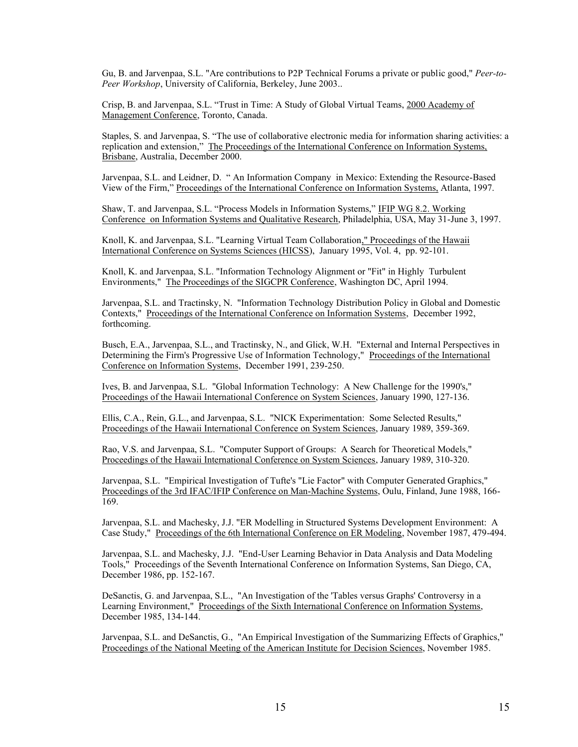Gu, B. and Jarvenpaa, S.L. "Are contributions to P2P Technical Forums a private or public good," *Peer-to-Peer Workshop*, University of California, Berkeley, June 2003..

Crisp, B. and Jarvenpaa, S.L. "Trust in Time: A Study of Global Virtual Teams, 2000 Academy of Management Conference, Toronto, Canada.

Staples, S. and Jarvenpaa, S. "The use of collaborative electronic media for information sharing activities: a replication and extension," The Proceedings of the International Conference on Information Systems, Brisbane, Australia, December 2000.

Jarvenpaa, S.L. and Leidner, D. " An Information Company in Mexico: Extending the Resource-Based View of the Firm," Proceedings of the International Conference on Information Systems, Atlanta, 1997.

Shaw, T. and Jarvenpaa, S.L. "Process Models in Information Systems," IFIP WG 8.2. Working Conference on Information Systems and Qualitative Research, Philadelphia, USA, May 31-June 3, 1997.

Knoll, K. and Jarvenpaa, S.L. "Learning Virtual Team Collaboration," Proceedings of the Hawaii International Conference on Systems Sciences (HICSS), January 1995, Vol. 4, pp. 92-101.

Knoll, K. and Jarvenpaa, S.L. "Information Technology Alignment or "Fit" in Highly Turbulent Environments," The Proceedings of the SIGCPR Conference, Washington DC, April 1994.

Jarvenpaa, S.L. and Tractinsky, N. "Information Technology Distribution Policy in Global and Domestic Contexts," Proceedings of the International Conference on Information Systems, December 1992, forthcoming.

Busch, E.A., Jarvenpaa, S.L., and Tractinsky, N., and Glick, W.H. "External and Internal Perspectives in Determining the Firm's Progressive Use of Information Technology," Proceedings of the International Conference on Information Systems, December 1991, 239-250.

Ives, B. and Jarvenpaa, S.L. "Global Information Technology: A New Challenge for the 1990's," Proceedings of the Hawaii International Conference on System Sciences, January 1990, 127-136.

Ellis, C.A., Rein, G.L., and Jarvenpaa, S.L. "NICK Experimentation: Some Selected Results," Proceedings of the Hawaii International Conference on System Sciences, January 1989, 359-369.

Rao, V.S. and Jarvenpaa, S.L. "Computer Support of Groups: A Search for Theoretical Models," Proceedings of the Hawaii International Conference on System Sciences, January 1989, 310-320.

Jarvenpaa, S.L. "Empirical Investigation of Tufte's "Lie Factor" with Computer Generated Graphics," Proceedings of the 3rd IFAC/IFIP Conference on Man-Machine Systems, Oulu, Finland, June 1988, 166-169.

Jarvenpaa, S.L. and Machesky, J.J. "ER Modelling in Structured Systems Development Environment: A Case Study," Proceedings of the 6th International Conference on ER Modeling, November 1987, 479-494.

Jarvenpaa, S.L. and Machesky, J.J. "End-User Learning Behavior in Data Analysis and Data Modeling Tools," Proceedings of the Seventh International Conference on Information Systems, San Diego, CA, December 1986, pp. 152-167.

DeSanctis, G. and Jarvenpaa, S.L., "An Investigation of the 'Tables versus Graphs' Controversy in a Learning Environment," Proceedings of the Sixth International Conference on Information Systems, December 1985, 134-144.

Jarvenpaa, S.L. and DeSanctis, G., "An Empirical Investigation of the Summarizing Effects of Graphics," Proceedings of the National Meeting of the American Institute for Decision Sciences, November 1985.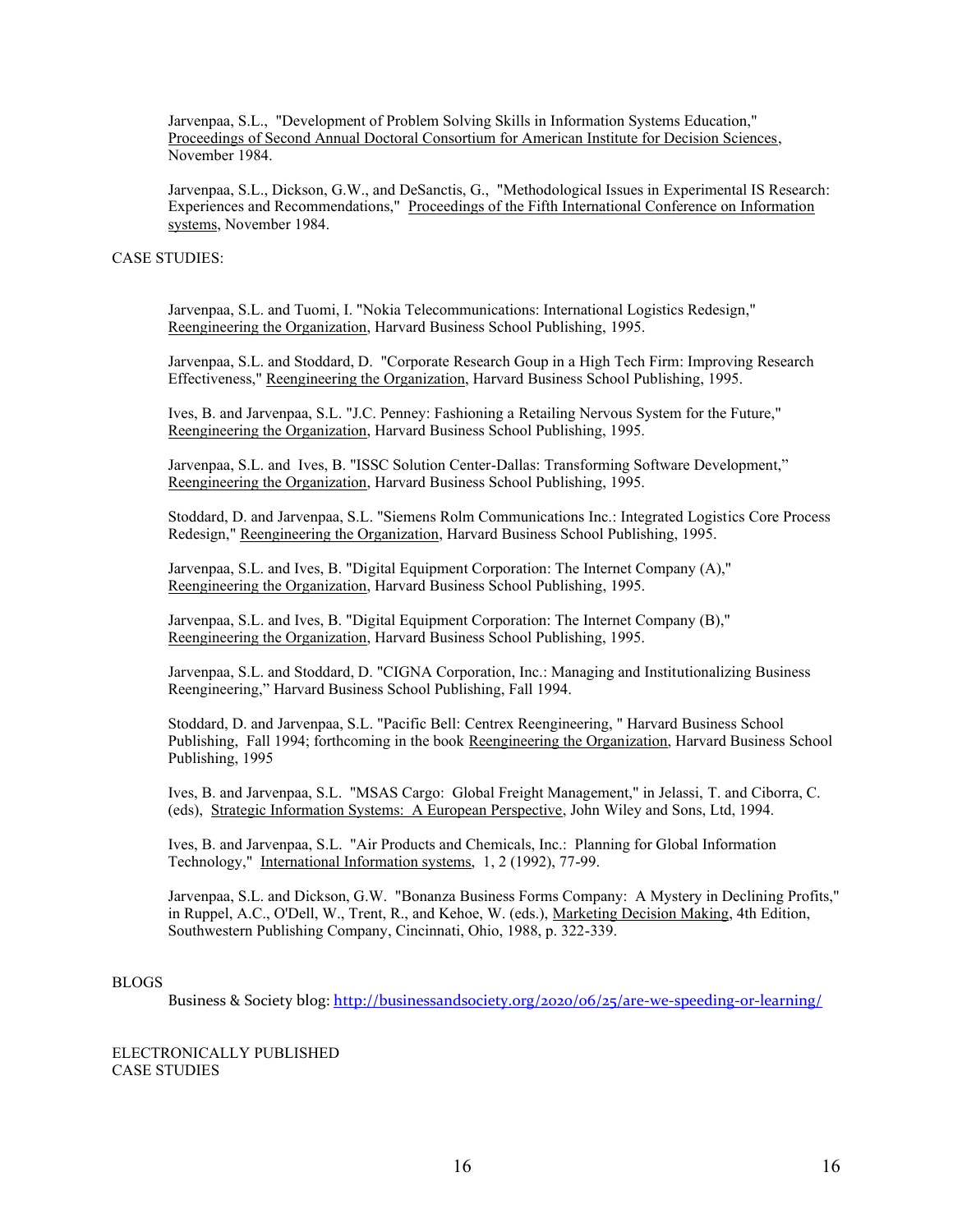Jarvenpaa, S.L., "Development of Problem Solving Skills in Information Systems Education," Proceedings of Second Annual Doctoral Consortium for American Institute for Decision Sciences, November 1984.

Jarvenpaa, S.L., Dickson, G.W., and DeSanctis, G., "Methodological Issues in Experimental IS Research: Experiences and Recommendations," Proceedings of the Fifth International Conference on Information systems, November 1984.

CASE STUDIES:

Jarvenpaa, S.L. and Tuomi, I. "Nokia Telecommunications: International Logistics Redesign," Reengineering the Organization, Harvard Business School Publishing, 1995.

Jarvenpaa, S.L. and Stoddard, D. "Corporate Research Goup in a High Tech Firm: Improving Research Effectiveness," Reengineering the Organization, Harvard Business School Publishing, 1995.

Ives, B. and Jarvenpaa, S.L. "J.C. Penney: Fashioning a Retailing Nervous System for the Future," Reengineering the Organization, Harvard Business School Publishing, 1995.

Jarvenpaa, S.L. and Ives, B. "ISSC Solution Center-Dallas: Transforming Software Development," Reengineering the Organization, Harvard Business School Publishing, 1995.

Stoddard, D. and Jarvenpaa, S.L. "Siemens Rolm Communications Inc.: Integrated Logistics Core Process Redesign," Reengineering the Organization, Harvard Business School Publishing, 1995.

Jarvenpaa, S.L. and Ives, B. "Digital Equipment Corporation: The Internet Company (A)," Reengineering the Organization, Harvard Business School Publishing, 1995.

Jarvenpaa, S.L. and Ives, B. "Digital Equipment Corporation: The Internet Company (B)," Reengineering the Organization, Harvard Business School Publishing, 1995.

Jarvenpaa, S.L. and Stoddard, D. "CIGNA Corporation, Inc.: Managing and Institutionalizing Business Reengineering," Harvard Business School Publishing, Fall 1994.

Stoddard, D. and Jarvenpaa, S.L. "Pacific Bell: Centrex Reengineering, " Harvard Business School Publishing, Fall 1994; forthcoming in the book Reengineering the Organization, Harvard Business School Publishing, 1995

Ives, B. and Jarvenpaa, S.L. "MSAS Cargo: Global Freight Management," in Jelassi, T. and Ciborra, C. (eds), Strategic Information Systems: A European Perspective, John Wiley and Sons, Ltd, 1994.

Ives, B. and Jarvenpaa, S.L. "Air Products and Chemicals, Inc.: Planning for Global Information Technology," International Information systems, 1, 2 (1992), 77-99.

Jarvenpaa, S.L. and Dickson, G.W. "Bonanza Business Forms Company: A Mystery in Declining Profits," in Ruppel, A.C., O'Dell, W., Trent, R., and Kehoe, W. (eds.), Marketing Decision Making, 4th Edition, Southwestern Publishing Company, Cincinnati, Ohio, 1988, p. 322-339.

BLOGS

Business & Society blog: http://businessandsociety.org/2020/06/25/are-we-speeding-or-learning/

ELECTRONICALLY PUBLISHED
CASE STUDIES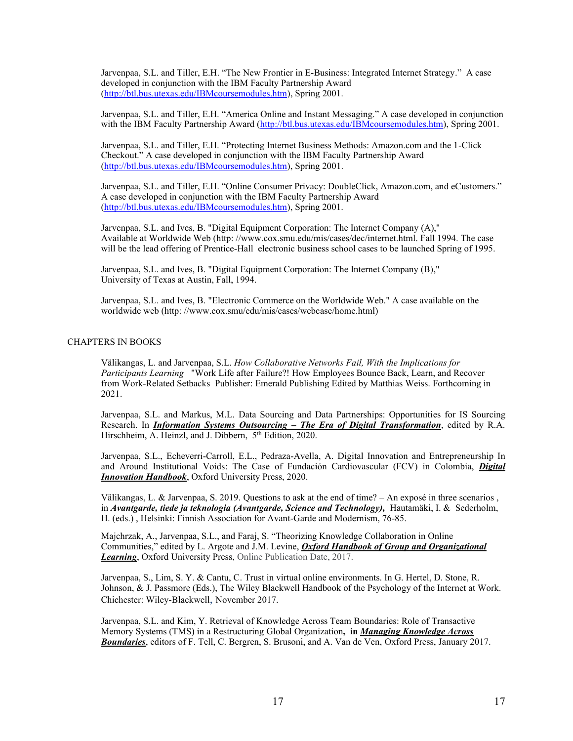Jarvenpaa, S.L. and Tiller, E.H. "The New Frontier in E-Business: Integrated Internet Strategy." A case developed in conjunction with the IBM Faculty Partnership Award (http://btl.bus.utexas.edu/IBMcoursemodules.htm), Spring 2001.

Jarvenpaa, S.L. and Tiller, E.H. "America Online and Instant Messaging." A case developed in conjunction with the IBM Faculty Partnership Award (http://btl.bus.utexas.edu/IBMcoursemodules.htm), Spring 2001.

Jarvenpaa, S.L. and Tiller, E.H. "Protecting Internet Business Methods: Amazon.com and the 1-Click Checkout." A case developed in conjunction with the IBM Faculty Partnership Award (http://btl.bus.utexas.edu/IBMcoursemodules.htm), Spring 2001.

Jarvenpaa, S.L. and Tiller, E.H. "Online Consumer Privacy: DoubleClick, Amazon.com, and eCustomers." A case developed in conjunction with the IBM Faculty Partnership Award (http://btl.bus.utexas.edu/IBMcoursemodules.htm), Spring 2001.

Jarvenpaa, S.L. and Ives, B. "Digital Equipment Corporation: The Internet Company (A)," Available at Worldwide Web (http: //www.cox.smu.edu/mis/cases/dec/internet.html. Fall 1994. The case will be the lead offering of Prentice-Hall electronic business school cases to be launched Spring of 1995.

Jarvenpaa, S.L. and Ives, B. "Digital Equipment Corporation: The Internet Company (B)," University of Texas at Austin, Fall, 1994.

Jarvenpaa, S.L. and Ives, B. "Electronic Commerce on the Worldwide Web." A case available on the worldwide web (http: //www.cox.smu/edu/mis/cases/webcase/home.html)

## CHAPTERS IN BOOKS

Välikangas, L. and Jarvenpaa, S.L. *How Collaborative Networks Fail, With the Implications for Participants Learning* "Work Life after Failure?! How Employees Bounce Back, Learn, and Recover from Work-Related Setbacks Publisher: Emerald Publishing Edited by Matthias Weiss. Forthcoming in 2021.

Jarvenpaa, S.L. and Markus, M.L. Data Sourcing and Data Partnerships: Opportunities for IS Sourcing Research. In ***Information Systems Outsourcing – The Era of Digital Transformation***, edited by R.A. Hirschheim, A. Heinzl, and J. Dibbern, 5th Edition, 2020.

Jarvenpaa, S.L., Echeverri-Carroll, E.L., Pedraza-Avella, A. Digital Innovation and Entrepreneurship In and Around Institutional Voids: The Case of Fundación Cardiovascular (FCV) in Colombia, ***Digital Innovation Handbook***, Oxford University Press, 2020.

Välikangas, L. & Jarvenpaa, S. 2019. Questions to ask at the end of time? – An exposé in three scenarios , in ***Avantgarde, tiede ja teknologia (Avantgarde, Science and Technology),*** Hautamäki, I. & Sederholm, H. (eds.) , Helsinki: Finnish Association for Avant-Garde and Modernism, 76-85.

Majchrzak, A., Jarvenpaa, S.L., and Faraj, S. "Theorizing Knowledge Collaboration in Online Communities," edited by L. Argote and J.M. Levine, ***Oxford Handbook of Group and Organizational Learning***, Oxford University Press, Online Publication Date, 2017.

Jarvenpaa, S., Lim, S. Y. & Cantu, C. Trust in virtual online environments. In G. Hertel, D. Stone, R. Johnson, & J. Passmore (Eds.), The Wiley Blackwell Handbook of the Psychology of the Internet at Work. Chichester: Wiley-Blackwell, November 2017.

Jarvenpaa, S.L. and Kim, Y. Retrieval of Knowledge Across Team Boundaries: Role of Transactive Memory Systems (TMS) in a Restructuring Global Organization, **in** ***Managing Knowledge Across Boundaries***, editors of F. Tell, C. Bergren, S. Brusoni, and A. Van de Ven, Oxford Press, January 2017.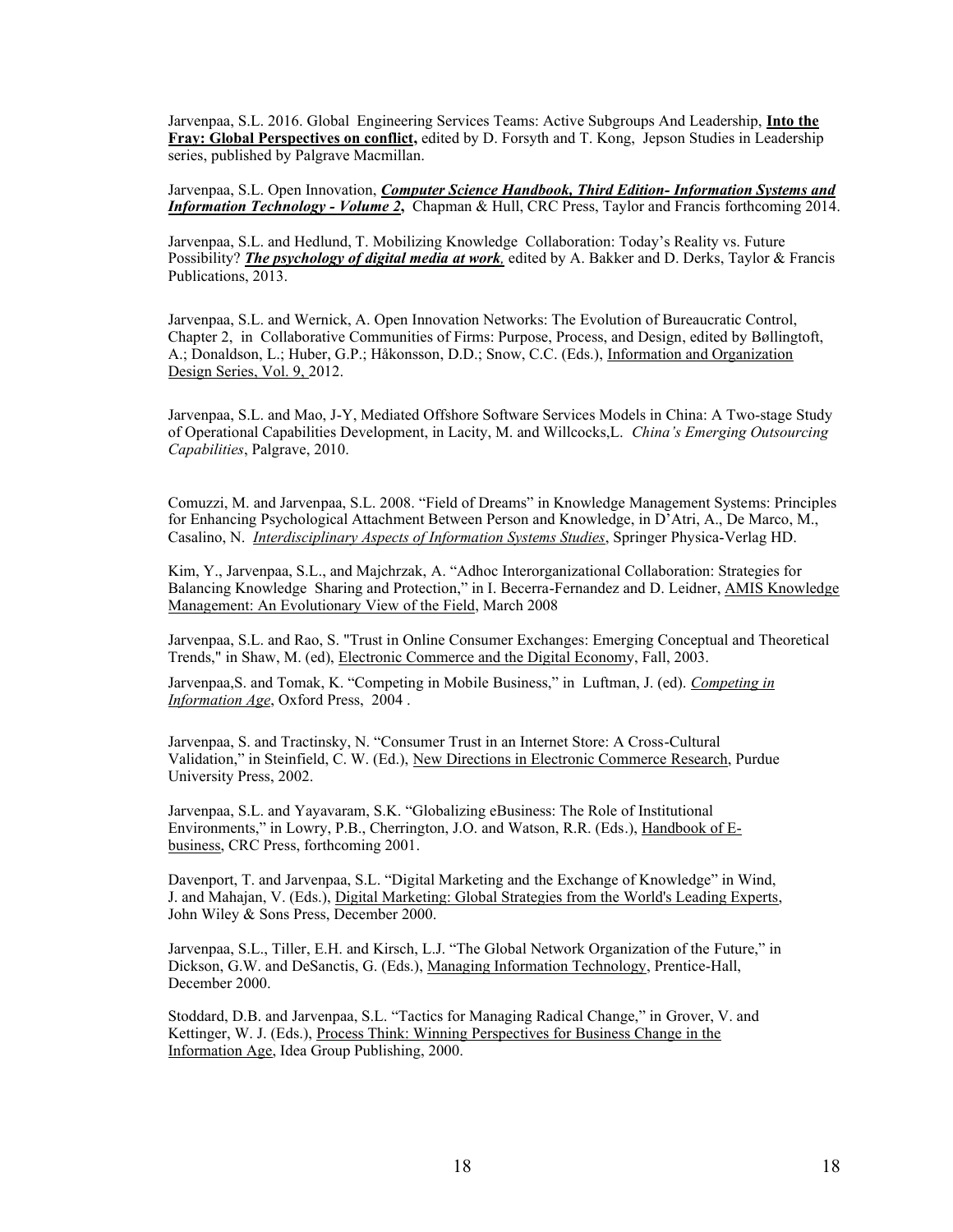Jarvenpaa, S.L. 2016. Global Engineering Services Teams: Active Subgroups And Leadership, **Into the Fray: Global Perspectives on conflict,** edited by D. Forsyth and T. Kong, Jepson Studies in Leadership series, published by Palgrave Macmillan.

Jarvenpaa, S.L. Open Innovation, ***Computer Science Handbook, Third Edition- Information Systems and Information Technology - Volume 2*****,** Chapman & Hull, CRC Press, Taylor and Francis forthcoming 2014.

Jarvenpaa, S.L. and Hedlund, T. Mobilizing Knowledge Collaboration: Today's Reality vs. Future Possibility? ***The psychology of digital media at work*****,** edited by A. Bakker and D. Derks, Taylor & Francis Publications, 2013.

Jarvenpaa, S.L. and Wernick, A. Open Innovation Networks: The Evolution of Bureaucratic Control, Chapter 2, in Collaborative Communities of Firms: Purpose, Process, and Design, edited by Bøllingtoft, A.; Donaldson, L.; Huber, G.P.; Håkonsson, D.D.; Snow, C.C. (Eds.), Information and Organization Design Series, Vol. 9, 2012.

Jarvenpaa, S.L. and Mao, J-Y, Mediated Offshore Software Services Models in China: A Two-stage Study of Operational Capabilities Development, in Lacity, M. and Willcocks,L. *China's Emerging Outsourcing Capabilities*, Palgrave, 2010.

Comuzzi, M. and Jarvenpaa, S.L. 2008. "Field of Dreams" in Knowledge Management Systems: Principles for Enhancing Psychological Attachment Between Person and Knowledge, in D'Atri, A., De Marco, M., Casalino, N. *Interdisciplinary Aspects of Information Systems Studies*, Springer Physica-Verlag HD.

Kim, Y., Jarvenpaa, S.L., and Majchrzak, A. "Adhoc Interorganizational Collaboration: Strategies for Balancing Knowledge Sharing and Protection," in I. Becerra-Fernandez and D. Leidner, AMIS Knowledge Management: An Evolutionary View of the Field, March 2008

Jarvenpaa, S.L. and Rao, S. "Trust in Online Consumer Exchanges: Emerging Conceptual and Theoretical Trends," in Shaw, M. (ed), Electronic Commerce and the Digital Economy, Fall, 2003.

Jarvenpaa,S. and Tomak, K. "Competing in Mobile Business," in Luftman, J. (ed). *Competing in Information Age*, Oxford Press, 2004 .

Jarvenpaa, S. and Tractinsky, N. "Consumer Trust in an Internet Store: A Cross-Cultural Validation," in Steinfield, C. W. (Ed.), New Directions in Electronic Commerce Research, Purdue University Press, 2002.

Jarvenpaa, S.L. and Yayavaram, S.K. "Globalizing eBusiness: The Role of Institutional Environments," in Lowry, P.B., Cherrington, J.O. and Watson, R.R. (Eds.), Handbook of E-business, CRC Press, forthcoming 2001.

Davenport, T. and Jarvenpaa, S.L. "Digital Marketing and the Exchange of Knowledge" in Wind, J. and Mahajan, V. (Eds.), Digital Marketing: Global Strategies from the World's Leading Experts, John Wiley & Sons Press, December 2000.

Jarvenpaa, S.L., Tiller, E.H. and Kirsch, L.J. "The Global Network Organization of the Future," in Dickson, G.W. and DeSanctis, G. (Eds.), Managing Information Technology, Prentice-Hall, December 2000.

Stoddard, D.B. and Jarvenpaa, S.L. "Tactics for Managing Radical Change," in Grover, V. and Kettinger, W. J. (Eds.), Process Think: Winning Perspectives for Business Change in the Information Age, Idea Group Publishing, 2000.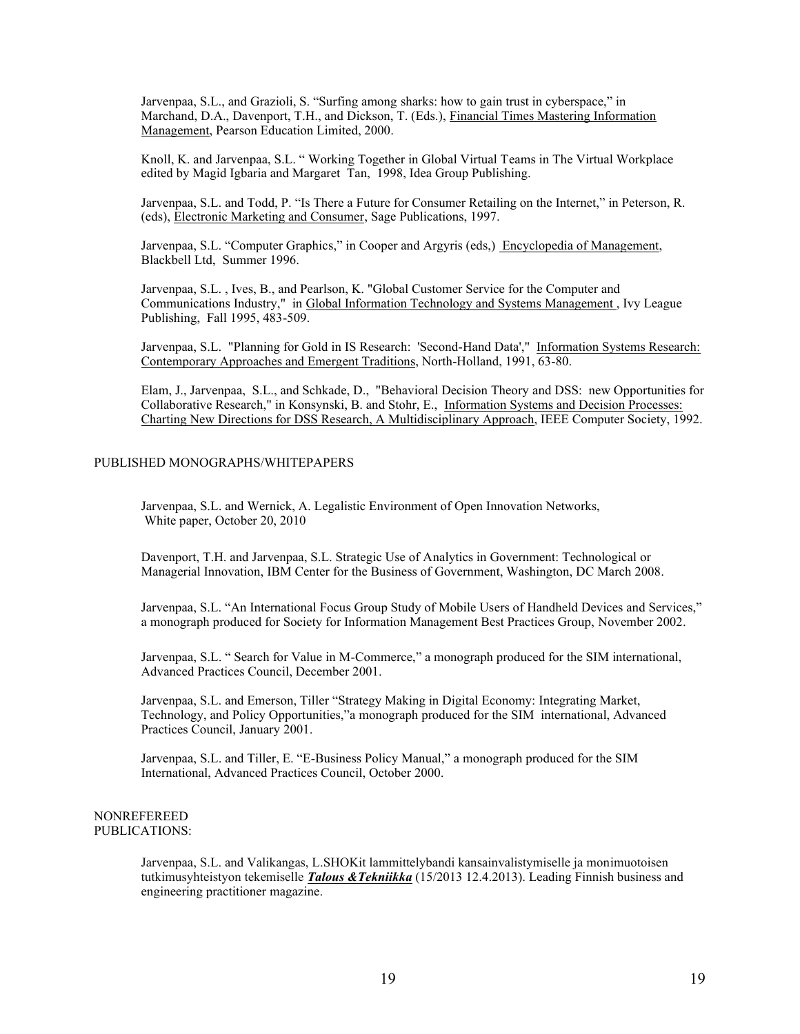Jarvenpaa, S.L., and Grazioli, S. "Surfing among sharks: how to gain trust in cyberspace," in Marchand, D.A., Davenport, T.H., and Dickson, T. (Eds.), Financial Times Mastering Information Management, Pearson Education Limited, 2000.

Knoll, K. and Jarvenpaa, S.L. " Working Together in Global Virtual Teams in The Virtual Workplace edited by Magid Igbaria and Margaret Tan, 1998, Idea Group Publishing.

Jarvenpaa, S.L. and Todd, P. "Is There a Future for Consumer Retailing on the Internet," in Peterson, R. (eds), Electronic Marketing and Consumer, Sage Publications, 1997.

Jarvenpaa, S.L. "Computer Graphics," in Cooper and Argyris (eds,) Encyclopedia of Management, Blackbell Ltd, Summer 1996.

Jarvenpaa, S.L. , Ives, B., and Pearlson, K. "Global Customer Service for the Computer and Communications Industry," in Global Information Technology and Systems Management , Ivy League Publishing, Fall 1995, 483-509.

Jarvenpaa, S.L. "Planning for Gold in IS Research: 'Second-Hand Data'," Information Systems Research: Contemporary Approaches and Emergent Traditions, North-Holland, 1991, 63-80.

Elam, J., Jarvenpaa, S.L., and Schkade, D., "Behavioral Decision Theory and DSS: new Opportunities for Collaborative Research," in Konsynski, B. and Stohr, E., Information Systems and Decision Processes: Charting New Directions for DSS Research, A Multidisciplinary Approach, IEEE Computer Society, 1992.

PUBLISHED MONOGRAPHS/WHITEPAPERS

Jarvenpaa, S.L. and Wernick, A. Legalistic Environment of Open Innovation Networks, White paper, October 20, 2010

Davenport, T.H. and Jarvenpaa, S.L. Strategic Use of Analytics in Government: Technological or Managerial Innovation, IBM Center for the Business of Government, Washington, DC March 2008.

Jarvenpaa, S.L. "An International Focus Group Study of Mobile Users of Handheld Devices and Services," a monograph produced for Society for Information Management Best Practices Group, November 2002.

Jarvenpaa, S.L. " Search for Value in M-Commerce," a monograph produced for the SIM international, Advanced Practices Council, December 2001.

Jarvenpaa, S.L. and Emerson, Tiller "Strategy Making in Digital Economy: Integrating Market, Technology, and Policy Opportunities,"a monograph produced for the SIM international, Advanced Practices Council, January 2001.

Jarvenpaa, S.L. and Tiller, E. "E-Business Policy Manual," a monograph produced for the SIM International, Advanced Practices Council, October 2000.

NONREFEREED PUBLICATIONS:

Jarvenpaa, S.L. and Valikangas, L.SHOKit lammittelybandi kansainvalistymiselle ja monimuotoisen tutkimusyhteistyon tekemiselle ***Talous &Tekniikka*** (15/2013 12.4.2013). Leading Finnish business and engineering practitioner magazine.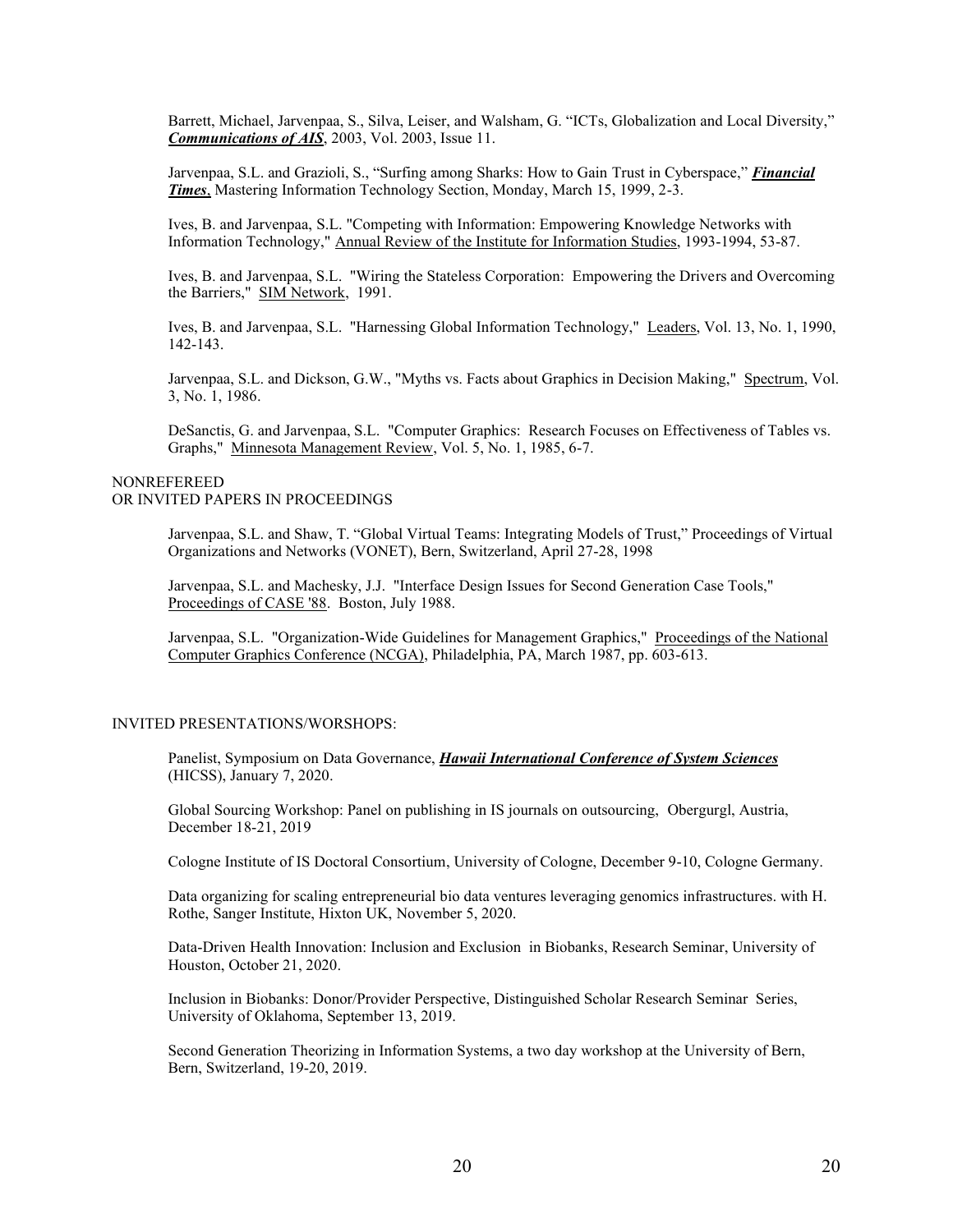Barrett, Michael, Jarvenpaa, S., Silva, Leiser, and Walsham, G. "ICTs, Globalization and Local Diversity," ***Communications of AIS***, 2003, Vol. 2003, Issue 11.

Jarvenpaa, S.L. and Grazioli, S., "Surfing among Sharks: How to Gain Trust in Cyberspace," ***Financial Times***, Mastering Information Technology Section, Monday, March 15, 1999, 2-3.

Ives, B. and Jarvenpaa, S.L. "Competing with Information: Empowering Knowledge Networks with Information Technology," Annual Review of the Institute for Information Studies, 1993-1994, 53-87.

Ives, B. and Jarvenpaa, S.L. "Wiring the Stateless Corporation: Empowering the Drivers and Overcoming the Barriers," SIM Network, 1991.

Ives, B. and Jarvenpaa, S.L. "Harnessing Global Information Technology," Leaders, Vol. 13, No. 1, 1990, 142-143.

Jarvenpaa, S.L. and Dickson, G.W., "Myths vs. Facts about Graphics in Decision Making," Spectrum, Vol. 3, No. 1, 1986.

DeSanctis, G. and Jarvenpaa, S.L. "Computer Graphics: Research Focuses on Effectiveness of Tables vs. Graphs," Minnesota Management Review, Vol. 5, No. 1, 1985, 6-7.

NONREFEREED
OR INVITED PAPERS IN PROCEEDINGS

Jarvenpaa, S.L. and Shaw, T. "Global Virtual Teams: Integrating Models of Trust," Proceedings of Virtual Organizations and Networks (VONET), Bern, Switzerland, April 27-28, 1998

Jarvenpaa, S.L. and Machesky, J.J. "Interface Design Issues for Second Generation Case Tools," Proceedings of CASE '88. Boston, July 1988.

Jarvenpaa, S.L. "Organization-Wide Guidelines for Management Graphics," Proceedings of the National Computer Graphics Conference (NCGA), Philadelphia, PA, March 1987, pp. 603-613.

INVITED PRESENTATIONS/WORSHOPS:

Panelist, Symposium on Data Governance, ***Hawaii International Conference of System Sciences*** (HICSS), January 7, 2020.

Global Sourcing Workshop: Panel on publishing in IS journals on outsourcing, Obergurgl, Austria, December 18-21, 2019

Cologne Institute of IS Doctoral Consortium, University of Cologne, December 9-10, Cologne Germany.

Data organizing for scaling entrepreneurial bio data ventures leveraging genomics infrastructures. with H. Rothe, Sanger Institute, Hixton UK, November 5, 2020.

Data-Driven Health Innovation: Inclusion and Exclusion in Biobanks, Research Seminar, University of Houston, October 21, 2020.

Inclusion in Biobanks: Donor/Provider Perspective, Distinguished Scholar Research Seminar Series, University of Oklahoma, September 13, 2019.

Second Generation Theorizing in Information Systems, a two day workshop at the University of Bern, Bern, Switzerland, 19-20, 2019.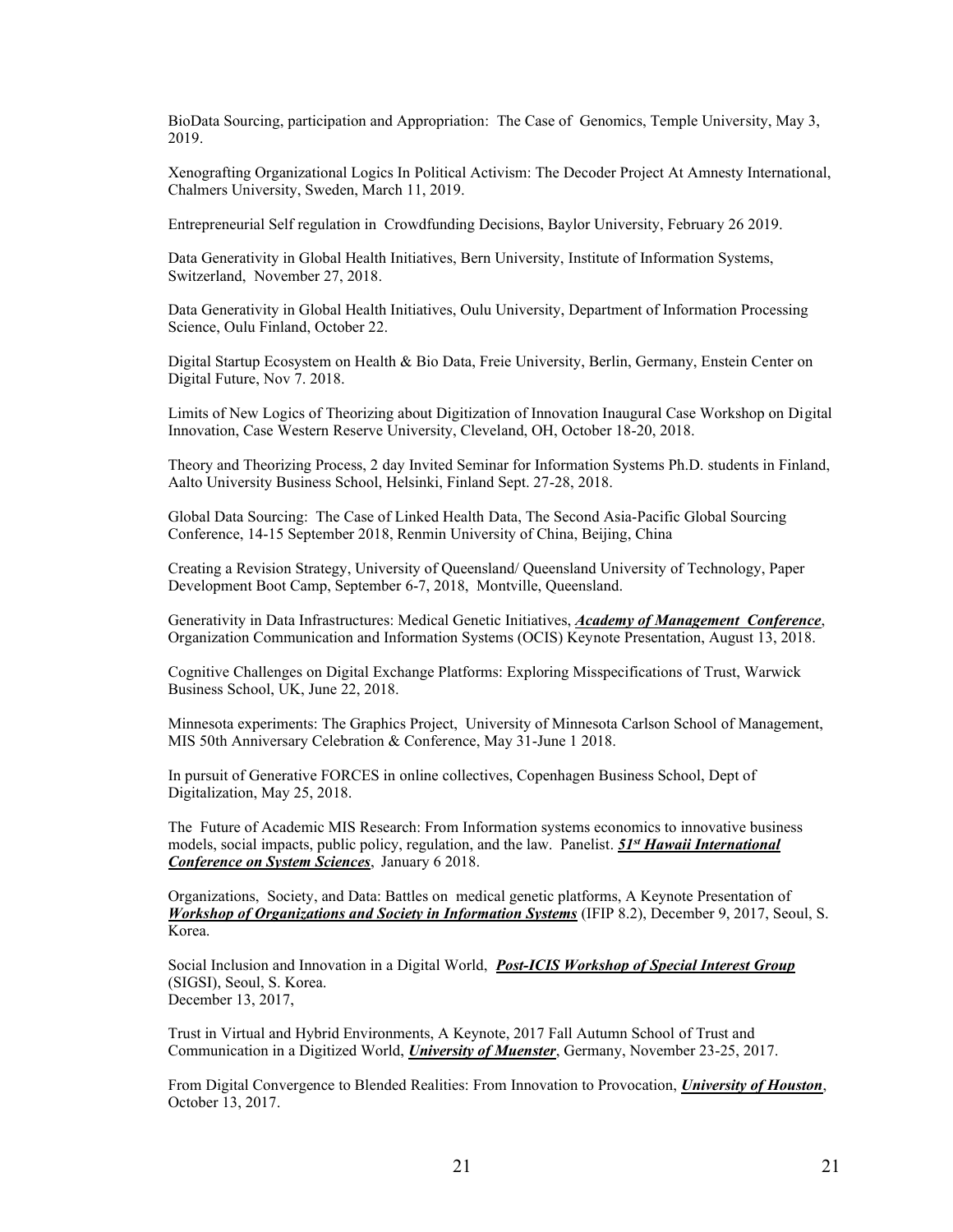BioData Sourcing, participation and Appropriation: The Case of Genomics, Temple University, May 3, 2019.

Xenografting Organizational Logics In Political Activism: The Decoder Project At Amnesty International, Chalmers University, Sweden, March 11, 2019.

Entrepreneurial Self regulation in Crowdfunding Decisions, Baylor University, February 26 2019.

Data Generativity in Global Health Initiatives, Bern University, Institute of Information Systems, Switzerland, November 27, 2018.

Data Generativity in Global Health Initiatives, Oulu University, Department of Information Processing Science, Oulu Finland, October 22.

Digital Startup Ecosystem on Health & Bio Data, Freie University, Berlin, Germany, Enstein Center on Digital Future, Nov 7. 2018.

Limits of New Logics of Theorizing about Digitization of Innovation Inaugural Case Workshop on Digital Innovation, Case Western Reserve University, Cleveland, OH, October 18-20, 2018.

Theory and Theorizing Process, 2 day Invited Seminar for Information Systems Ph.D. students in Finland, Aalto University Business School, Helsinki, Finland Sept. 27-28, 2018.

Global Data Sourcing: The Case of Linked Health Data, The Second Asia-Pacific Global Sourcing Conference, 14-15 September 2018, Renmin University of China, Beijing, China

Creating a Revision Strategy, University of Queensland/ Queensland University of Technology, Paper Development Boot Camp, September 6-7, 2018, Montville, Queensland.

Generativity in Data Infrastructures: Medical Genetic Initiatives, ***Academy of Management Conference***, Organization Communication and Information Systems (OCIS) Keynote Presentation, August 13, 2018.

Cognitive Challenges on Digital Exchange Platforms: Exploring Misspecifications of Trust, Warwick Business School, UK, June 22, 2018.

Minnesota experiments: The Graphics Project, University of Minnesota Carlson School of Management, MIS 50th Anniversary Celebration & Conference, May 31-June 1 2018.

In pursuit of Generative FORCES in online collectives, Copenhagen Business School, Dept of Digitalization, May 25, 2018.

The Future of Academic MIS Research: From Information systems economics to innovative business models, social impacts, public policy, regulation, and the law. Panelist. ***51st Hawaii International Conference on System Sciences***, January 6 2018.

Organizations, Society, and Data: Battles on medical genetic platforms, A Keynote Presentation of ***Workshop of Organizations and Society in Information Systems*** (IFIP 8.2), December 9, 2017, Seoul, S. Korea.

Social Inclusion and Innovation in a Digital World, ***Post-ICIS Workshop of Special Interest Group*** (SIGSI), Seoul, S. Korea.
December 13, 2017,

Trust in Virtual and Hybrid Environments, A Keynote, 2017 Fall Autumn School of Trust and Communication in a Digitized World, ***University of Muenster***, Germany, November 23-25, 2017.

From Digital Convergence to Blended Realities: From Innovation to Provocation, ***University of Houston***, October 13, 2017.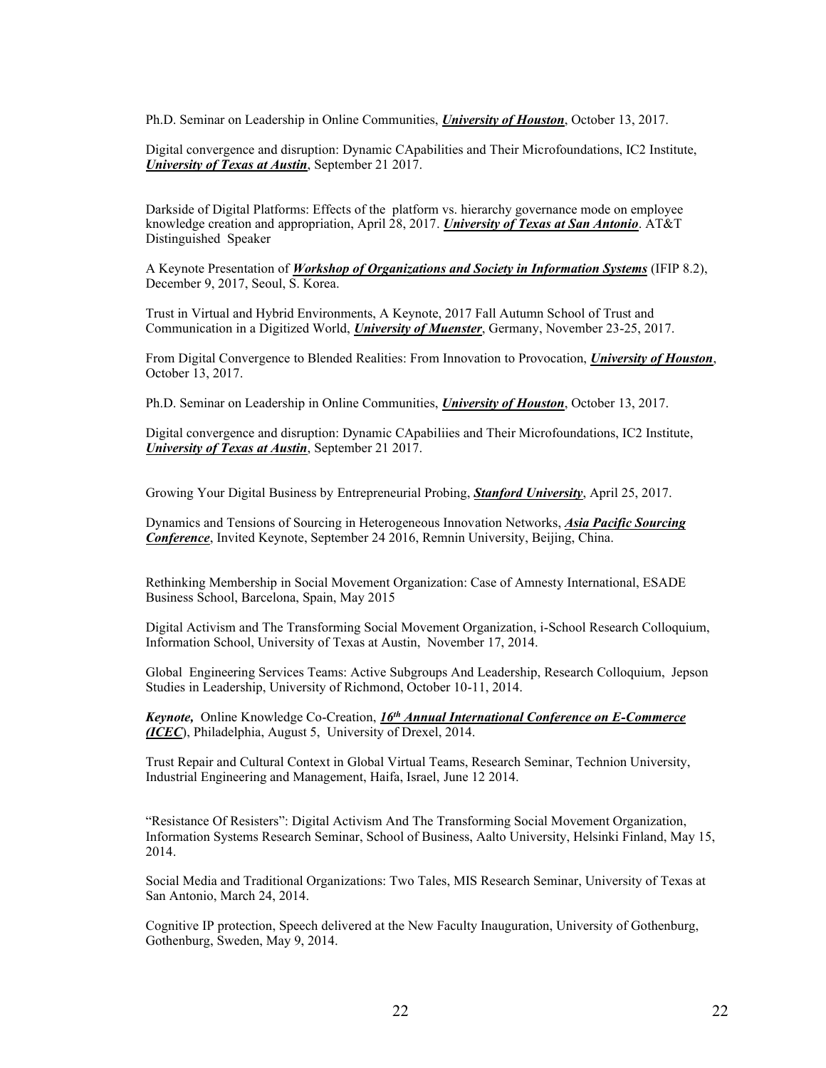Ph.D. Seminar on Leadership in Online Communities, ***University of Houston***, October 13, 2017.

Digital convergence and disruption: Dynamic CApabilities and Their Microfoundations, IC2 Institute, ***University of Texas at Austin***, September 21 2017.

Darkside of Digital Platforms: Effects of the platform vs. hierarchy governance mode on employee knowledge creation and appropriation, April 28, 2017. ***University of Texas at San Antonio***. AT&T Distinguished Speaker

A Keynote Presentation of ***Workshop of Organizations and Society in Information Systems*** (IFIP 8.2), December 9, 2017, Seoul, S. Korea.

Trust in Virtual and Hybrid Environments, A Keynote, 2017 Fall Autumn School of Trust and Communication in a Digitized World, ***University of Muenster***, Germany, November 23-25, 2017.

From Digital Convergence to Blended Realities: From Innovation to Provocation, ***University of Houston***, October 13, 2017.

Ph.D. Seminar on Leadership in Online Communities, ***University of Houston***, October 13, 2017.

Digital convergence and disruption: Dynamic CApabiliies and Their Microfoundations, IC2 Institute, ***University of Texas at Austin***, September 21 2017.

Growing Your Digital Business by Entrepreneurial Probing, ***Stanford University***, April 25, 2017.

Dynamics and Tensions of Sourcing in Heterogeneous Innovation Networks, ***Asia Pacific Sourcing Conference***, Invited Keynote, September 24 2016, Remnin University, Beijing, China.

Rethinking Membership in Social Movement Organization: Case of Amnesty International, ESADE Business School, Barcelona, Spain, May 2015

Digital Activism and The Transforming Social Movement Organization, i-School Research Colloquium, Information School, University of Texas at Austin, November 17, 2014.

Global Engineering Services Teams: Active Subgroups And Leadership, Research Colloquium, Jepson Studies in Leadership, University of Richmond, October 10-11, 2014.

***Keynote,*** Online Knowledge Co-Creation, ***16th Annual International Conference on E-Commerce (ICEC***), Philadelphia, August 5, University of Drexel, 2014.

Trust Repair and Cultural Context in Global Virtual Teams, Research Seminar, Technion University, Industrial Engineering and Management, Haifa, Israel, June 12 2014.

"Resistance Of Resisters": Digital Activism And The Transforming Social Movement Organization, Information Systems Research Seminar, School of Business, Aalto University, Helsinki Finland, May 15, 2014.

Social Media and Traditional Organizations: Two Tales, MIS Research Seminar, University of Texas at San Antonio, March 24, 2014.

Cognitive IP protection, Speech delivered at the New Faculty Inauguration, University of Gothenburg, Gothenburg, Sweden, May 9, 2014.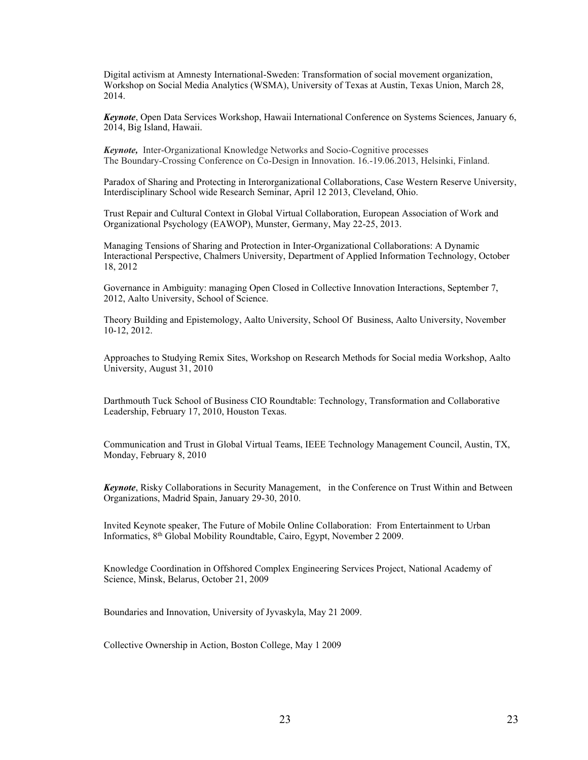Digital activism at Amnesty International-Sweden: Transformation of social movement organization, Workshop on Social Media Analytics (WSMA), University of Texas at Austin, Texas Union, March 28, 2014.

***Keynote***, Open Data Services Workshop, Hawaii International Conference on Systems Sciences, January 6, 2014, Big Island, Hawaii.

***Keynote,*** Inter-Organizational Knowledge Networks and Socio-Cognitive processes The Boundary-Crossing Conference on Co-Design in Innovation. 16.-19.06.2013, Helsinki, Finland.

Paradox of Sharing and Protecting in Interorganizational Collaborations, Case Western Reserve University, Interdisciplinary School wide Research Seminar, April 12 2013, Cleveland, Ohio.

Trust Repair and Cultural Context in Global Virtual Collaboration, European Association of Work and Organizational Psychology (EAWOP), Munster, Germany, May 22-25, 2013.

Managing Tensions of Sharing and Protection in Inter-Organizational Collaborations: A Dynamic Interactional Perspective, Chalmers University, Department of Applied Information Technology, October 18, 2012

Governance in Ambiguity: managing Open Closed in Collective Innovation Interactions, September 7, 2012, Aalto University, School of Science.

Theory Building and Epistemology, Aalto University, School Of Business, Aalto University, November 10-12, 2012.

Approaches to Studying Remix Sites, Workshop on Research Methods for Social media Workshop, Aalto University, August 31, 2010

Darthmouth Tuck School of Business CIO Roundtable: Technology, Transformation and Collaborative Leadership, February 17, 2010, Houston Texas.

Communication and Trust in Global Virtual Teams, IEEE Technology Management Council, Austin, TX, Monday, February 8, 2010

***Keynote***, Risky Collaborations in Security Management, in the Conference on Trust Within and Between Organizations, Madrid Spain, January 29-30, 2010.

Invited Keynote speaker, The Future of Mobile Online Collaboration: From Entertainment to Urban Informatics, 8th Global Mobility Roundtable, Cairo, Egypt, November 2 2009.

Knowledge Coordination in Offshored Complex Engineering Services Project, National Academy of Science, Minsk, Belarus, October 21, 2009

Boundaries and Innovation, University of Jyvaskyla, May 21 2009.

Collective Ownership in Action, Boston College, May 1 2009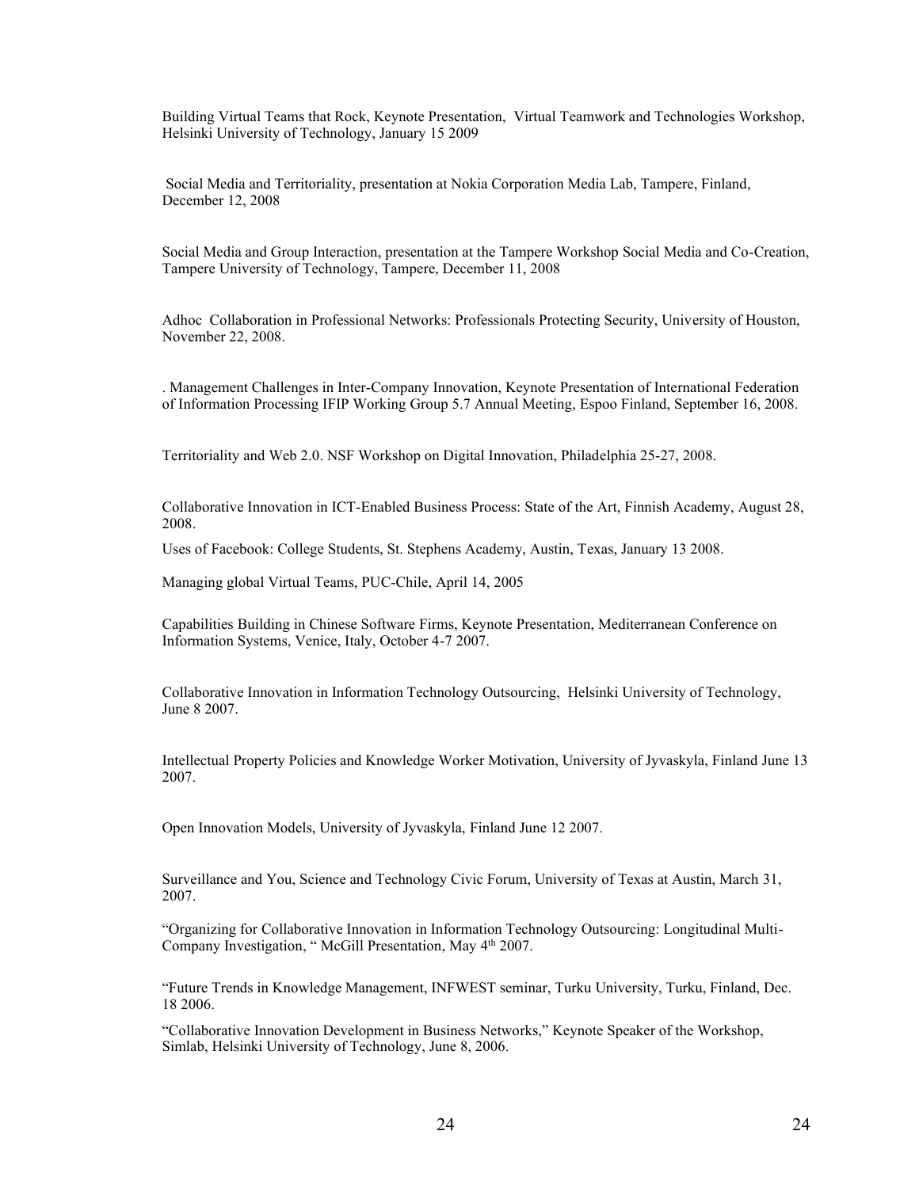Building Virtual Teams that Rock, Keynote Presentation, Virtual Teamwork and Technologies Workshop, Helsinki University of Technology, January 15 2009

Social Media and Territoriality, presentation at Nokia Corporation Media Lab, Tampere, Finland, December 12, 2008

Social Media and Group Interaction, presentation at the Tampere Workshop Social Media and Co-Creation, Tampere University of Technology, Tampere, December 11, 2008

Adhoc Collaboration in Professional Networks: Professionals Protecting Security, University of Houston, November 22, 2008.

. Management Challenges in Inter-Company Innovation, Keynote Presentation of International Federation of Information Processing IFIP Working Group 5.7 Annual Meeting, Espoo Finland, September 16, 2008.

Territoriality and Web 2.0. NSF Workshop on Digital Innovation, Philadelphia 25-27, 2008.

Collaborative Innovation in ICT-Enabled Business Process: State of the Art, Finnish Academy, August 28, 2008.

Uses of Facebook: College Students, St. Stephens Academy, Austin, Texas, January 13 2008.

Managing global Virtual Teams, PUC-Chile, April 14, 2005

Capabilities Building in Chinese Software Firms, Keynote Presentation, Mediterranean Conference on Information Systems, Venice, Italy, October 4-7 2007.

Collaborative Innovation in Information Technology Outsourcing, Helsinki University of Technology, June 8 2007.

Intellectual Property Policies and Knowledge Worker Motivation, University of Jyvaskyla, Finland June 13 2007.

Open Innovation Models, University of Jyvaskyla, Finland June 12 2007.

Surveillance and You, Science and Technology Civic Forum, University of Texas at Austin, March 31, 2007.

"Organizing for Collaborative Innovation in Information Technology Outsourcing: Longitudinal Multi-Company Investigation, " McGill Presentation, May 4th 2007.

"Future Trends in Knowledge Management, INFWEST seminar, Turku University, Turku, Finland, Dec. 18 2006.

"Collaborative Innovation Development in Business Networks," Keynote Speaker of the Workshop, Simlab, Helsinki University of Technology, June 8, 2006.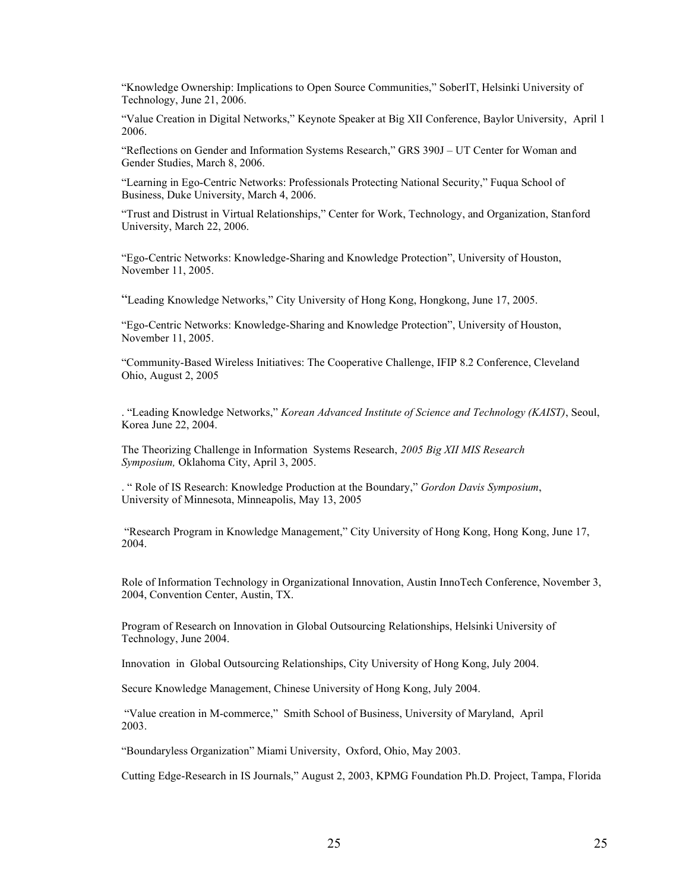“Knowledge Ownership: Implications to Open Source Communities,” SoberIT, Helsinki University of Technology, June 21, 2006.

“Value Creation in Digital Networks,” Keynote Speaker at Big XII Conference, Baylor University, April 1 2006.

“Reflections on Gender and Information Systems Research,” GRS 390J – UT Center for Woman and Gender Studies, March 8, 2006.

“Learning in Ego-Centric Networks: Professionals Protecting National Security,” Fuqua School of Business, Duke University, March 4, 2006.

“Trust and Distrust in Virtual Relationships,” Center for Work, Technology, and Organization, Stanford University, March 22, 2006.

“Ego-Centric Networks: Knowledge-Sharing and Knowledge Protection”, University of Houston, November 11, 2005.

“Leading Knowledge Networks,” City University of Hong Kong, Hongkong, June 17, 2005.

“Ego-Centric Networks: Knowledge-Sharing and Knowledge Protection”, University of Houston, November 11, 2005.

“Community-Based Wireless Initiatives: The Cooperative Challenge, IFIP 8.2 Conference, Cleveland Ohio, August 2, 2005

. “Leading Knowledge Networks,” *Korean Advanced Institute of Science and Technology (KAIST)*, Seoul, Korea June 22, 2004.

The Theorizing Challenge in Information Systems Research, *2005 Big XII MIS Research Symposium,* Oklahoma City, April 3, 2005.

. “ Role of IS Research: Knowledge Production at the Boundary,” *Gordon Davis Symposium*, University of Minnesota, Minneapolis, May 13, 2005

“Research Program in Knowledge Management,” City University of Hong Kong, Hong Kong, June 17, 2004.

Role of Information Technology in Organizational Innovation, Austin InnoTech Conference, November 3, 2004, Convention Center, Austin, TX.

Program of Research on Innovation in Global Outsourcing Relationships, Helsinki University of Technology, June 2004.

Innovation in Global Outsourcing Relationships, City University of Hong Kong, July 2004.

Secure Knowledge Management, Chinese University of Hong Kong, July 2004.

“Value creation in M-commerce,” Smith School of Business, University of Maryland, April 2003.

“Boundaryless Organization” Miami University, Oxford, Ohio, May 2003.

Cutting Edge-Research in IS Journals,” August 2, 2003, KPMG Foundation Ph.D. Project, Tampa, Florida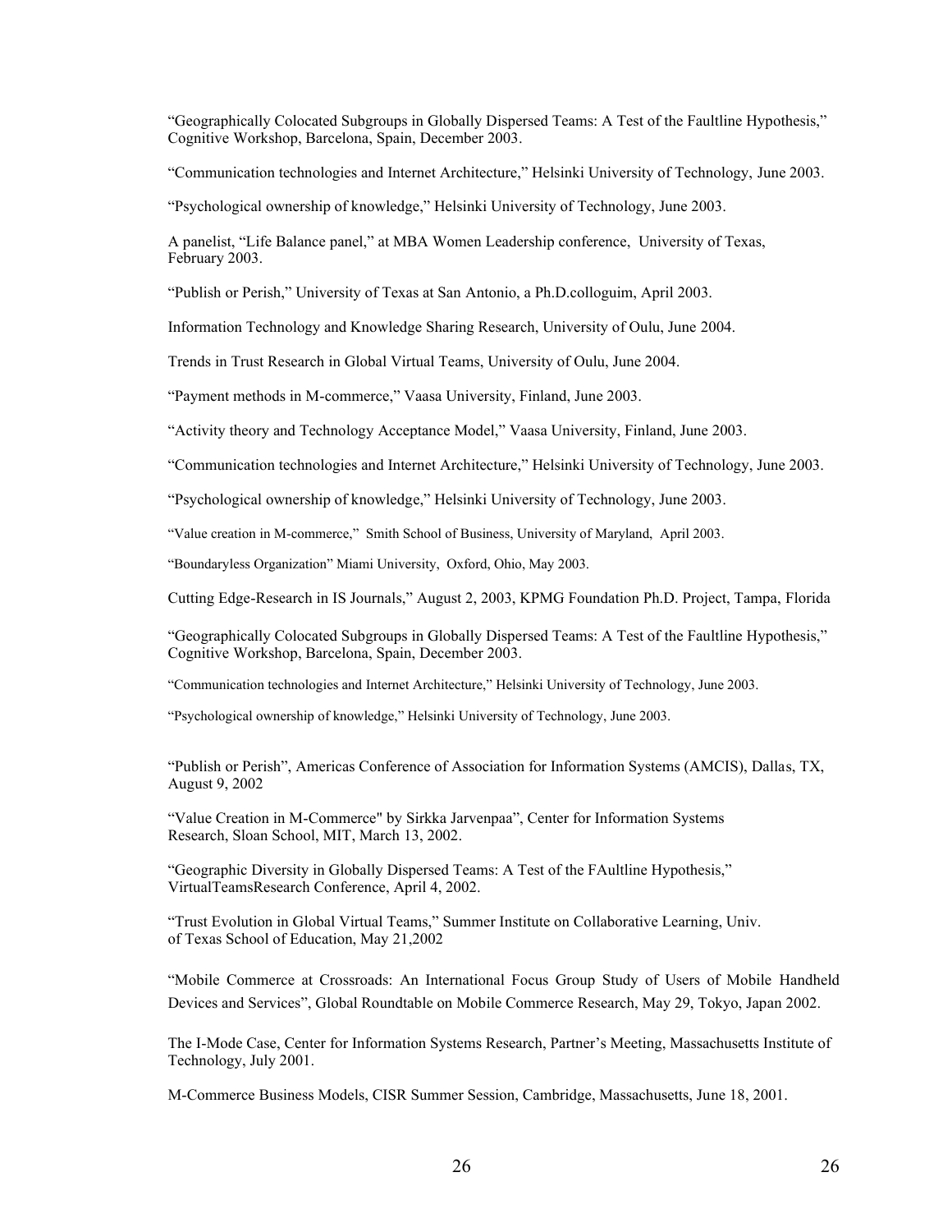"Geographically Colocated Subgroups in Globally Dispersed Teams: A Test of the Faultline Hypothesis," Cognitive Workshop, Barcelona, Spain, December 2003.

"Communication technologies and Internet Architecture," Helsinki University of Technology, June 2003.

"Psychological ownership of knowledge," Helsinki University of Technology, June 2003.

A panelist, "Life Balance panel," at MBA Women Leadership conference, University of Texas, February 2003.

"Publish or Perish," University of Texas at San Antonio, a Ph.D.colloguim, April 2003.

Information Technology and Knowledge Sharing Research, University of Oulu, June 2004.

Trends in Trust Research in Global Virtual Teams, University of Oulu, June 2004.

"Payment methods in M-commerce," Vaasa University, Finland, June 2003.

"Activity theory and Technology Acceptance Model," Vaasa University, Finland, June 2003.

"Communication technologies and Internet Architecture," Helsinki University of Technology, June 2003.

"Psychological ownership of knowledge," Helsinki University of Technology, June 2003.

"Value creation in M-commerce," Smith School of Business, University of Maryland, April 2003.

"Boundaryless Organization" Miami University, Oxford, Ohio, May 2003.

Cutting Edge-Research in IS Journals," August 2, 2003, KPMG Foundation Ph.D. Project, Tampa, Florida

"Geographically Colocated Subgroups in Globally Dispersed Teams: A Test of the Faultline Hypothesis," Cognitive Workshop, Barcelona, Spain, December 2003.

"Communication technologies and Internet Architecture," Helsinki University of Technology, June 2003.

"Psychological ownership of knowledge," Helsinki University of Technology, June 2003.

"Publish or Perish", Americas Conference of Association for Information Systems (AMCIS), Dallas, TX, August 9, 2002

"Value Creation in M-Commerce" by Sirkka Jarvenpaa", Center for Information Systems Research, Sloan School, MIT, March 13, 2002.

"Geographic Diversity in Globally Dispersed Teams: A Test of the FAultline Hypothesis," VirtualTeamsResearch Conference, April 4, 2002.

"Trust Evolution in Global Virtual Teams," Summer Institute on Collaborative Learning, Univ. of Texas School of Education, May 21,2002

"Mobile Commerce at Crossroads: An International Focus Group Study of Users of Mobile Handheld Devices and Services", Global Roundtable on Mobile Commerce Research, May 29, Tokyo, Japan 2002.

The I-Mode Case, Center for Information Systems Research, Partner's Meeting, Massachusetts Institute of Technology, July 2001.

M-Commerce Business Models, CISR Summer Session, Cambridge, Massachusetts, June 18, 2001.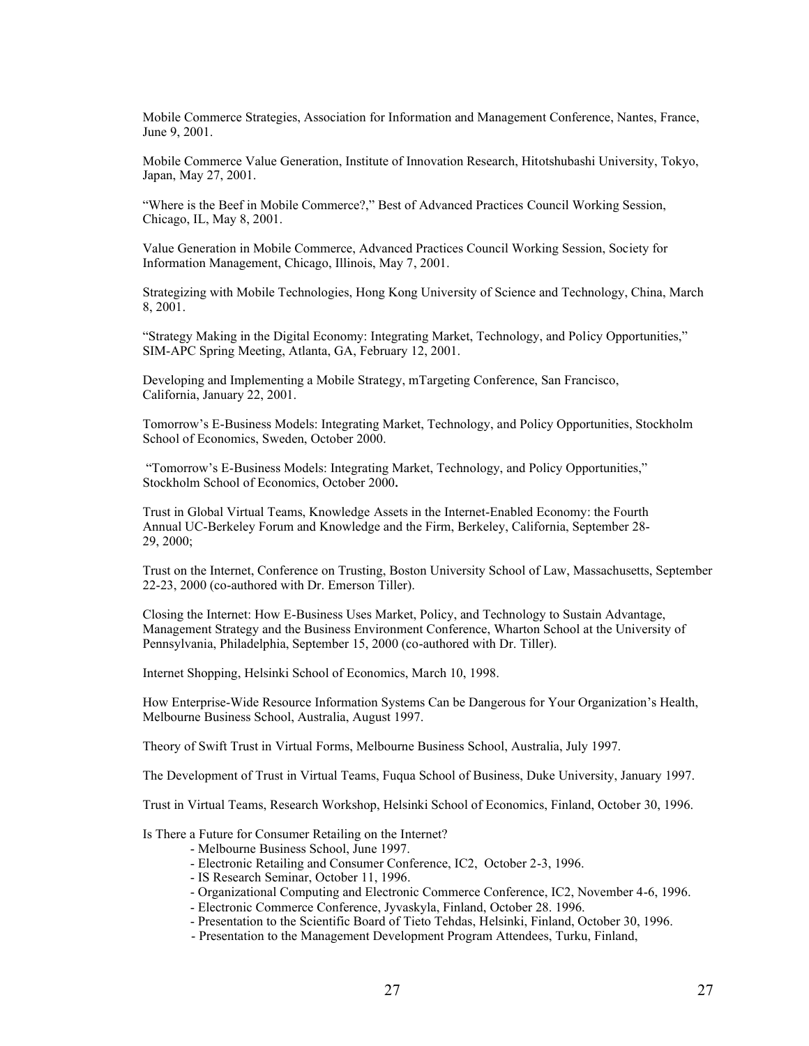Mobile Commerce Strategies, Association for Information and Management Conference, Nantes, France, June 9, 2001.

Mobile Commerce Value Generation, Institute of Innovation Research, Hitotshubashi University, Tokyo, Japan, May 27, 2001.

"Where is the Beef in Mobile Commerce?," Best of Advanced Practices Council Working Session, Chicago, IL, May 8, 2001.

Value Generation in Mobile Commerce, Advanced Practices Council Working Session, Society for Information Management, Chicago, Illinois, May 7, 2001.

Strategizing with Mobile Technologies, Hong Kong University of Science and Technology, China, March 8, 2001.

"Strategy Making in the Digital Economy: Integrating Market, Technology, and Policy Opportunities," SIM-APC Spring Meeting, Atlanta, GA, February 12, 2001.

Developing and Implementing a Mobile Strategy, mTargeting Conference, San Francisco, California, January 22, 2001.

Tomorrow's E-Business Models: Integrating Market, Technology, and Policy Opportunities, Stockholm School of Economics, Sweden, October 2000.

"Tomorrow's E-Business Models: Integrating Market, Technology, and Policy Opportunities," Stockholm School of Economics, October 2000**.**

Trust in Global Virtual Teams, Knowledge Assets in the Internet-Enabled Economy: the Fourth Annual UC-Berkeley Forum and Knowledge and the Firm, Berkeley, California, September 28-29, 2000;

Trust on the Internet, Conference on Trusting, Boston University School of Law, Massachusetts, September 22-23, 2000 (co-authored with Dr. Emerson Tiller).

Closing the Internet: How E-Business Uses Market, Policy, and Technology to Sustain Advantage, Management Strategy and the Business Environment Conference, Wharton School at the University of Pennsylvania, Philadelphia, September 15, 2000 (co-authored with Dr. Tiller).

Internet Shopping, Helsinki School of Economics, March 10, 1998.

How Enterprise-Wide Resource Information Systems Can be Dangerous for Your Organization's Health, Melbourne Business School, Australia, August 1997.

Theory of Swift Trust in Virtual Forms, Melbourne Business School, Australia, July 1997.

The Development of Trust in Virtual Teams, Fuqua School of Business, Duke University, January 1997.

Trust in Virtual Teams, Research Workshop, Helsinki School of Economics, Finland, October 30, 1996.

Is There a Future for Consumer Retailing on the Internet?

- Melbourne Business School, June 1997.
- Electronic Retailing and Consumer Conference, IC2, October 2-3, 1996.
- IS Research Seminar, October 11, 1996.
- Organizational Computing and Electronic Commerce Conference, IC2, November 4-6, 1996.
- Electronic Commerce Conference, Jyvaskyla, Finland, October 28. 1996.
- Presentation to the Scientific Board of Tieto Tehdas, Helsinki, Finland, October 30, 1996.
- Presentation to the Management Development Program Attendees, Turku, Finland,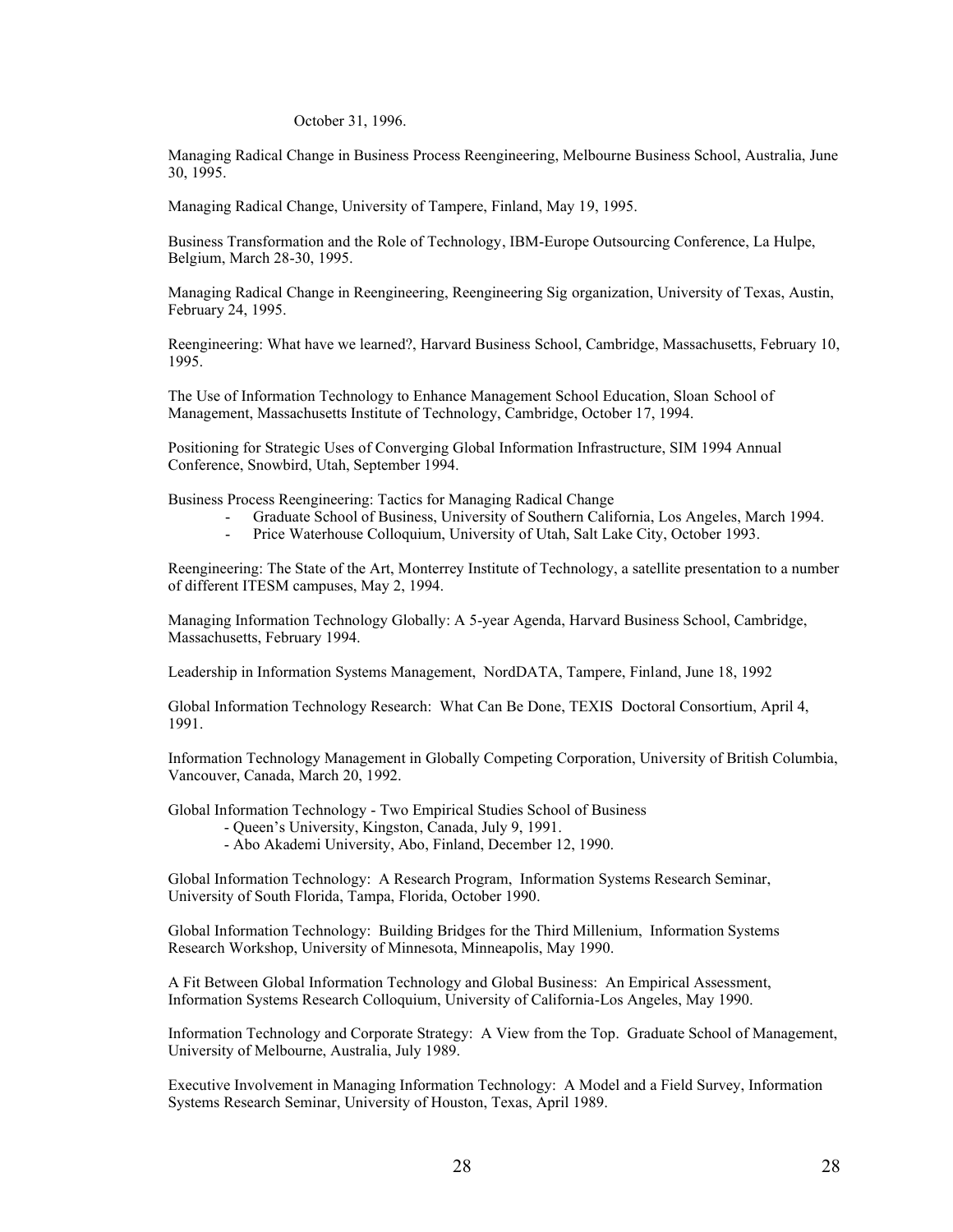October 31, 1996.

Managing Radical Change in Business Process Reengineering, Melbourne Business School, Australia, June 30, 1995.

Managing Radical Change, University of Tampere, Finland, May 19, 1995.

Business Transformation and the Role of Technology, IBM-Europe Outsourcing Conference, La Hulpe, Belgium, March 28-30, 1995.

Managing Radical Change in Reengineering, Reengineering Sig organization, University of Texas, Austin, February 24, 1995.

Reengineering: What have we learned?, Harvard Business School, Cambridge, Massachusetts, February 10, 1995.

The Use of Information Technology to Enhance Management School Education, Sloan School of Management, Massachusetts Institute of Technology, Cambridge, October 17, 1994.

Positioning for Strategic Uses of Converging Global Information Infrastructure, SIM 1994 Annual Conference, Snowbird, Utah, September 1994.

Business Process Reengineering: Tactics for Managing Radical Change

- Graduate School of Business, University of Southern California, Los Angeles, March 1994.
- Price Waterhouse Colloquium, University of Utah, Salt Lake City, October 1993.

Reengineering: The State of the Art, Monterrey Institute of Technology, a satellite presentation to a number of different ITESM campuses, May 2, 1994.

Managing Information Technology Globally: A 5-year Agenda, Harvard Business School, Cambridge, Massachusetts, February 1994.

Leadership in Information Systems Management, NordDATA, Tampere, Finland, June 18, 1992

Global Information Technology Research: What Can Be Done, TEXIS Doctoral Consortium, April 4, 1991.

Information Technology Management in Globally Competing Corporation, University of British Columbia, Vancouver, Canada, March 20, 1992.

Global Information Technology - Two Empirical Studies School of Business

- Queen's University, Kingston, Canada, July 9, 1991.
- Abo Akademi University, Abo, Finland, December 12, 1990.

Global Information Technology: A Research Program, Information Systems Research Seminar, University of South Florida, Tampa, Florida, October 1990.

Global Information Technology: Building Bridges for the Third Millenium, Information Systems Research Workshop, University of Minnesota, Minneapolis, May 1990.

A Fit Between Global Information Technology and Global Business: An Empirical Assessment, Information Systems Research Colloquium, University of California-Los Angeles, May 1990.

Information Technology and Corporate Strategy: A View from the Top. Graduate School of Management, University of Melbourne, Australia, July 1989.

Executive Involvement in Managing Information Technology: A Model and a Field Survey, Information Systems Research Seminar, University of Houston, Texas, April 1989.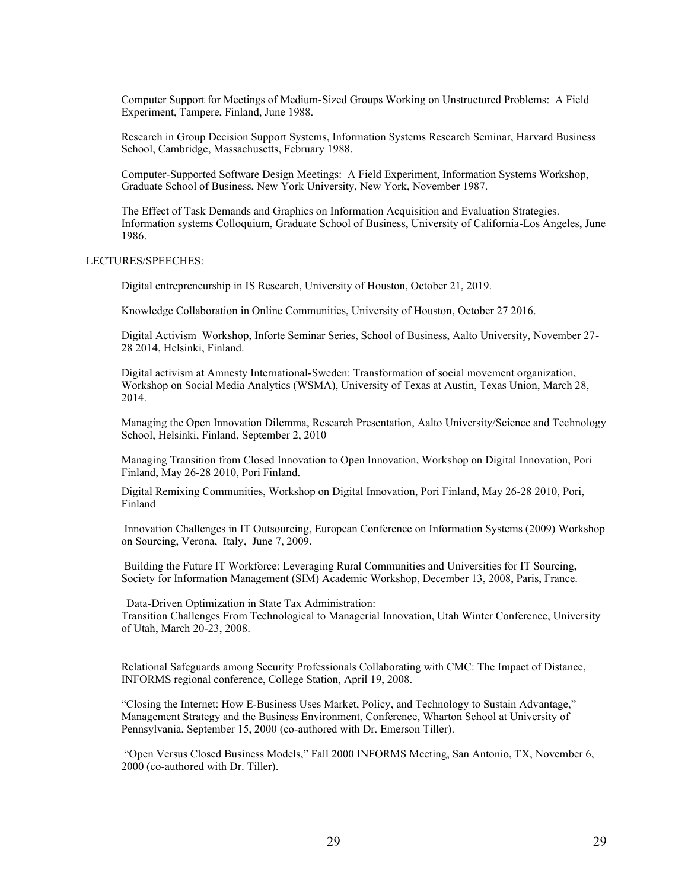Computer Support for Meetings of Medium-Sized Groups Working on Unstructured Problems: A Field Experiment, Tampere, Finland, June 1988.

Research in Group Decision Support Systems, Information Systems Research Seminar, Harvard Business School, Cambridge, Massachusetts, February 1988.

Computer-Supported Software Design Meetings: A Field Experiment, Information Systems Workshop, Graduate School of Business, New York University, New York, November 1987.

The Effect of Task Demands and Graphics on Information Acquisition and Evaluation Strategies. Information systems Colloquium, Graduate School of Business, University of California-Los Angeles, June 1986.

LECTURES/SPEECHES:

Digital entrepreneurship in IS Research, University of Houston, October 21, 2019.

Knowledge Collaboration in Online Communities, University of Houston, October 27 2016.

Digital Activism Workshop, Inforte Seminar Series, School of Business, Aalto University, November 27-28 2014, Helsinki, Finland.

Digital activism at Amnesty International-Sweden: Transformation of social movement organization, Workshop on Social Media Analytics (WSMA), University of Texas at Austin, Texas Union, March 28, 2014.

Managing the Open Innovation Dilemma, Research Presentation, Aalto University/Science and Technology School, Helsinki, Finland, September 2, 2010

Managing Transition from Closed Innovation to Open Innovation, Workshop on Digital Innovation, Pori Finland, May 26-28 2010, Pori Finland.

Digital Remixing Communities, Workshop on Digital Innovation, Pori Finland, May 26-28 2010, Pori, Finland

Innovation Challenges in IT Outsourcing, European Conference on Information Systems (2009) Workshop on Sourcing, Verona, Italy, June 7, 2009.

Building the Future IT Workforce: Leveraging Rural Communities and Universities for IT Sourcing**,** Society for Information Management (SIM) Academic Workshop, December 13, 2008, Paris, France.

Data-Driven Optimization in State Tax Administration:
Transition Challenges From Technological to Managerial Innovation, Utah Winter Conference, University of Utah, March 20-23, 2008.

Relational Safeguards among Security Professionals Collaborating with CMC: The Impact of Distance, INFORMS regional conference, College Station, April 19, 2008.

"Closing the Internet: How E-Business Uses Market, Policy, and Technology to Sustain Advantage," Management Strategy and the Business Environment, Conference, Wharton School at University of Pennsylvania, September 15, 2000 (co-authored with Dr. Emerson Tiller).

"Open Versus Closed Business Models," Fall 2000 INFORMS Meeting, San Antonio, TX, November 6, 2000 (co-authored with Dr. Tiller).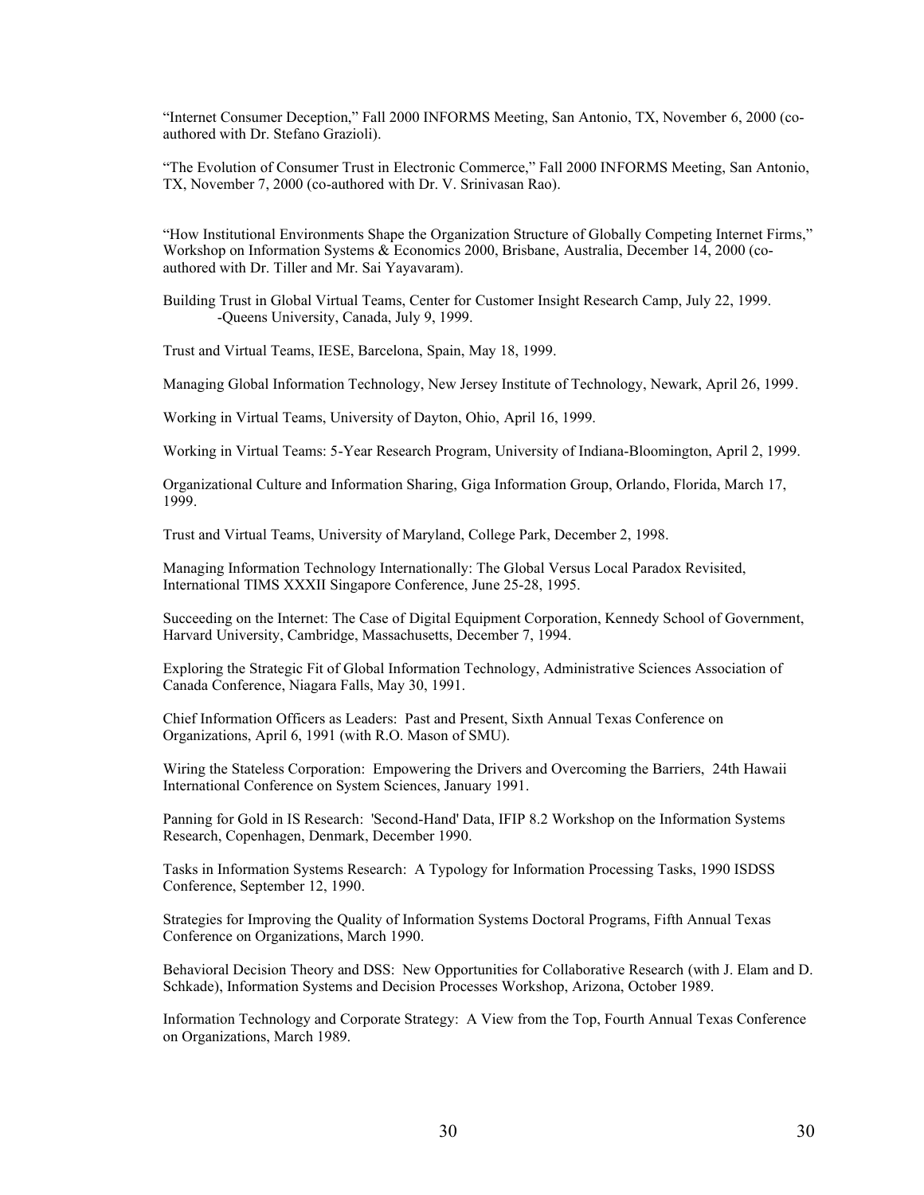“Internet Consumer Deception,” Fall 2000 INFORMS Meeting, San Antonio, TX, November 6, 2000 (co-authored with Dr. Stefano Grazioli).

“The Evolution of Consumer Trust in Electronic Commerce,” Fall 2000 INFORMS Meeting, San Antonio, TX, November 7, 2000 (co-authored with Dr. V. Srinivasan Rao).

“How Institutional Environments Shape the Organization Structure of Globally Competing Internet Firms,” Workshop on Information Systems & Economics 2000, Brisbane, Australia, December 14, 2000 (co-authored with Dr. Tiller and Mr. Sai Yayavaram).

Building Trust in Global Virtual Teams, Center for Customer Insight Research Camp, July 22, 1999.
-Queens University, Canada, July 9, 1999.

Trust and Virtual Teams, IESE, Barcelona, Spain, May 18, 1999.

Managing Global Information Technology, New Jersey Institute of Technology, Newark, April 26, 1999.

Working in Virtual Teams, University of Dayton, Ohio, April 16, 1999.

Working in Virtual Teams: 5-Year Research Program, University of Indiana-Bloomington, April 2, 1999.

Organizational Culture and Information Sharing, Giga Information Group, Orlando, Florida, March 17, 1999.

Trust and Virtual Teams, University of Maryland, College Park, December 2, 1998.

Managing Information Technology Internationally: The Global Versus Local Paradox Revisited, International TIMS XXXII Singapore Conference, June 25-28, 1995.

Succeeding on the Internet: The Case of Digital Equipment Corporation, Kennedy School of Government, Harvard University, Cambridge, Massachusetts, December 7, 1994.

Exploring the Strategic Fit of Global Information Technology, Administrative Sciences Association of Canada Conference, Niagara Falls, May 30, 1991.

Chief Information Officers as Leaders: Past and Present, Sixth Annual Texas Conference on Organizations, April 6, 1991 (with R.O. Mason of SMU).

Wiring the Stateless Corporation: Empowering the Drivers and Overcoming the Barriers, 24th Hawaii International Conference on System Sciences, January 1991.

Panning for Gold in IS Research: 'Second-Hand' Data, IFIP 8.2 Workshop on the Information Systems Research, Copenhagen, Denmark, December 1990.

Tasks in Information Systems Research: A Typology for Information Processing Tasks, 1990 ISDSS Conference, September 12, 1990.

Strategies for Improving the Quality of Information Systems Doctoral Programs, Fifth Annual Texas Conference on Organizations, March 1990.

Behavioral Decision Theory and DSS: New Opportunities for Collaborative Research (with J. Elam and D. Schkade), Information Systems and Decision Processes Workshop, Arizona, October 1989.

Information Technology and Corporate Strategy: A View from the Top, Fourth Annual Texas Conference on Organizations, March 1989.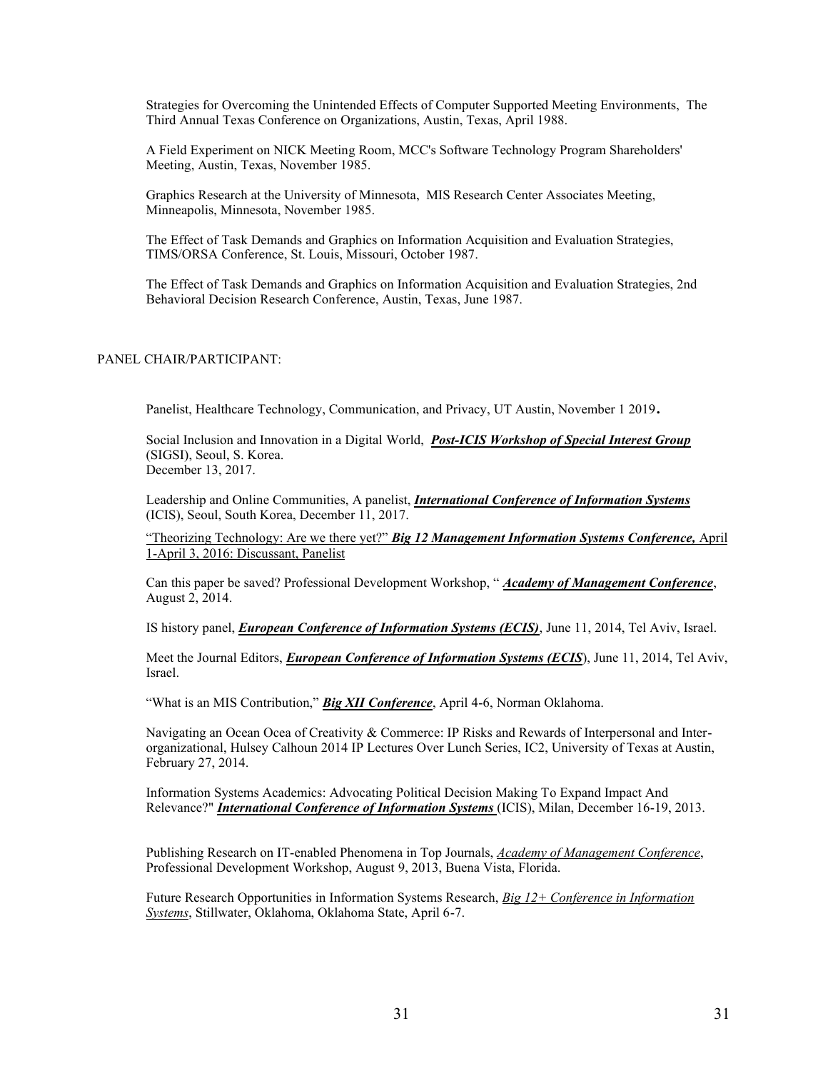Strategies for Overcoming the Unintended Effects of Computer Supported Meeting Environments, The Third Annual Texas Conference on Organizations, Austin, Texas, April 1988.

A Field Experiment on NICK Meeting Room, MCC's Software Technology Program Shareholders' Meeting, Austin, Texas, November 1985.

Graphics Research at the University of Minnesota, MIS Research Center Associates Meeting, Minneapolis, Minnesota, November 1985.

The Effect of Task Demands and Graphics on Information Acquisition and Evaluation Strategies, TIMS/ORSA Conference, St. Louis, Missouri, October 1987.

The Effect of Task Demands and Graphics on Information Acquisition and Evaluation Strategies, 2nd Behavioral Decision Research Conference, Austin, Texas, June 1987.

PANEL CHAIR/PARTICIPANT:

Panelist, Healthcare Technology, Communication, and Privacy, UT Austin, November 1 2019**.**

Social Inclusion and Innovation in a Digital World, ***Post-ICIS Workshop of Special Interest Group*** (SIGSI), Seoul, S. Korea.
December 13, 2017.

Leadership and Online Communities, A panelist, ***International Conference of Information Systems*** (ICIS), Seoul, South Korea, December 11, 2017.

"Theorizing Technology: Are we there yet?" ***Big 12 Management Information Systems Conference,*** April 1-April 3, 2016: Discussant, Panelist

Can this paper be saved? Professional Development Workshop, " ***Academy of Management Conference***, August 2, 2014.

IS history panel, ***European Conference of Information Systems (ECIS)***, June 11, 2014, Tel Aviv, Israel.

Meet the Journal Editors, ***European Conference of Information Systems (ECIS***), June 11, 2014, Tel Aviv, Israel.

"What is an MIS Contribution," ***Big XII Conference***, April 4-6, Norman Oklahoma.

Navigating an Ocean Ocea of Creativity & Commerce: IP Risks and Rewards of Interpersonal and Inter-organizational, Hulsey Calhoun 2014 IP Lectures Over Lunch Series, IC2, University of Texas at Austin, February 27, 2014.

Information Systems Academics: Advocating Political Decision Making To Expand Impact And Relevance?" ***International Conference of Information Systems*** (ICIS), Milan, December 16-19, 2013.

Publishing Research on IT-enabled Phenomena in Top Journals, *Academy of Management Conference*, Professional Development Workshop, August 9, 2013, Buena Vista, Florida.

Future Research Opportunities in Information Systems Research, *Big 12+ Conference in Information Systems*, Stillwater, Oklahoma, Oklahoma State, April 6-7.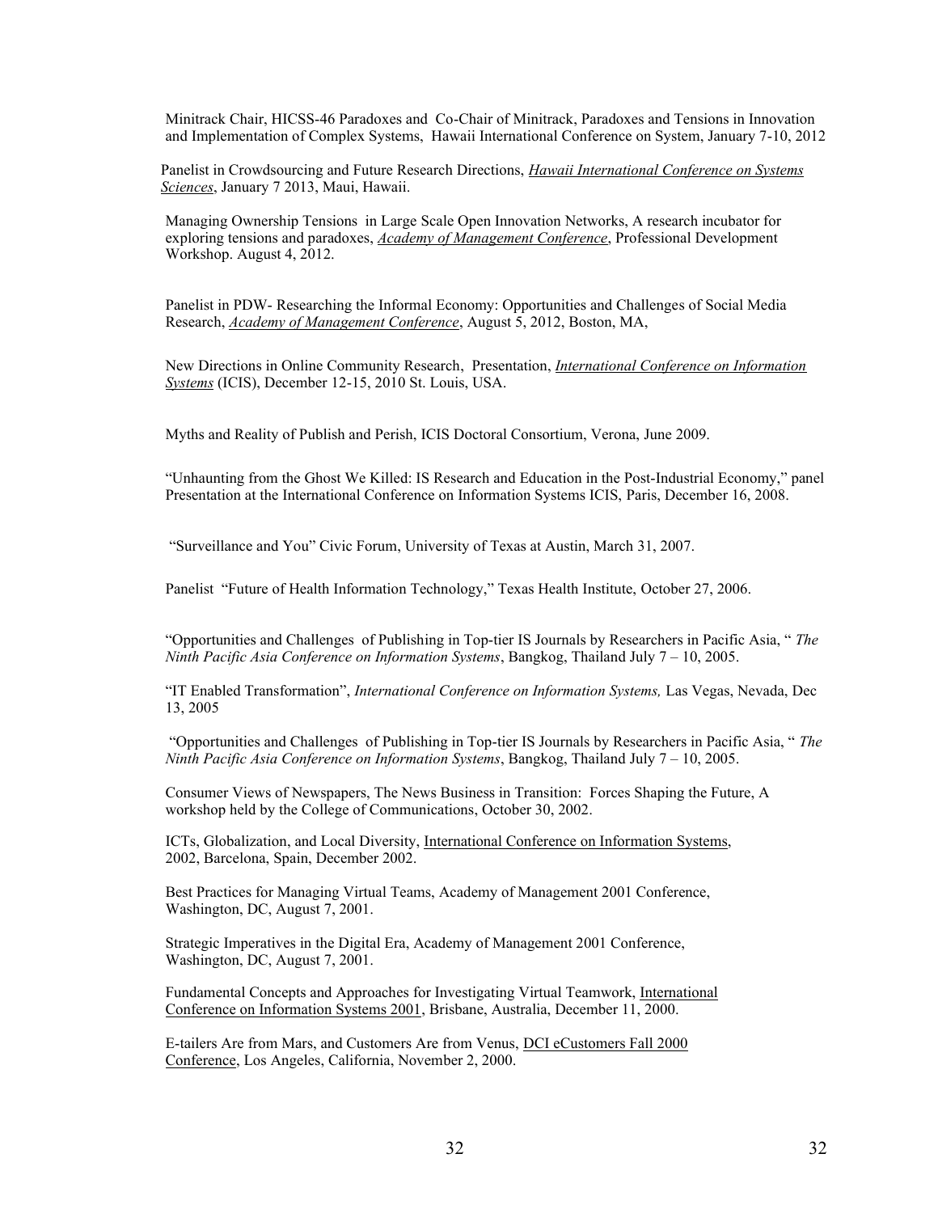Minitrack Chair, HICSS-46 Paradoxes and Co-Chair of Minitrack, Paradoxes and Tensions in Innovation and Implementation of Complex Systems, Hawaii International Conference on System, January 7-10, 2012

Panelist in Crowdsourcing and Future Research Directions, *Hawaii International Conference on Systems Sciences*, January 7 2013, Maui, Hawaii.

Managing Ownership Tensions in Large Scale Open Innovation Networks, A research incubator for exploring tensions and paradoxes, *Academy of Management Conference*, Professional Development Workshop. August 4, 2012.

Panelist in PDW- Researching the Informal Economy: Opportunities and Challenges of Social Media Research, *Academy of Management Conference*, August 5, 2012, Boston, MA,

New Directions in Online Community Research, Presentation, *International Conference on Information Systems* (ICIS), December 12-15, 2010 St. Louis, USA.

Myths and Reality of Publish and Perish, ICIS Doctoral Consortium, Verona, June 2009.

"Unhaunting from the Ghost We Killed: IS Research and Education in the Post-Industrial Economy," panel Presentation at the International Conference on Information Systems ICIS, Paris, December 16, 2008.

"Surveillance and You" Civic Forum, University of Texas at Austin, March 31, 2007.

Panelist "Future of Health Information Technology," Texas Health Institute, October 27, 2006.

"Opportunities and Challenges of Publishing in Top-tier IS Journals by Researchers in Pacific Asia, " *The Ninth Pacific Asia Conference on Information Systems*, Bangkog, Thailand July 7 – 10, 2005.

"IT Enabled Transformation", *International Conference on Information Systems,* Las Vegas, Nevada, Dec 13, 2005

"Opportunities and Challenges of Publishing in Top-tier IS Journals by Researchers in Pacific Asia, " *The Ninth Pacific Asia Conference on Information Systems*, Bangkog, Thailand July 7 – 10, 2005.

Consumer Views of Newspapers, The News Business in Transition: Forces Shaping the Future, A workshop held by the College of Communications, October 30, 2002.

ICTs, Globalization, and Local Diversity, International Conference on Information Systems, 2002, Barcelona, Spain, December 2002.

Best Practices for Managing Virtual Teams, Academy of Management 2001 Conference, Washington, DC, August 7, 2001.

Strategic Imperatives in the Digital Era, Academy of Management 2001 Conference, Washington, DC, August 7, 2001.

Fundamental Concepts and Approaches for Investigating Virtual Teamwork, International Conference on Information Systems 2001, Brisbane, Australia, December 11, 2000.

E-tailers Are from Mars, and Customers Are from Venus, DCI eCustomers Fall 2000 Conference, Los Angeles, California, November 2, 2000.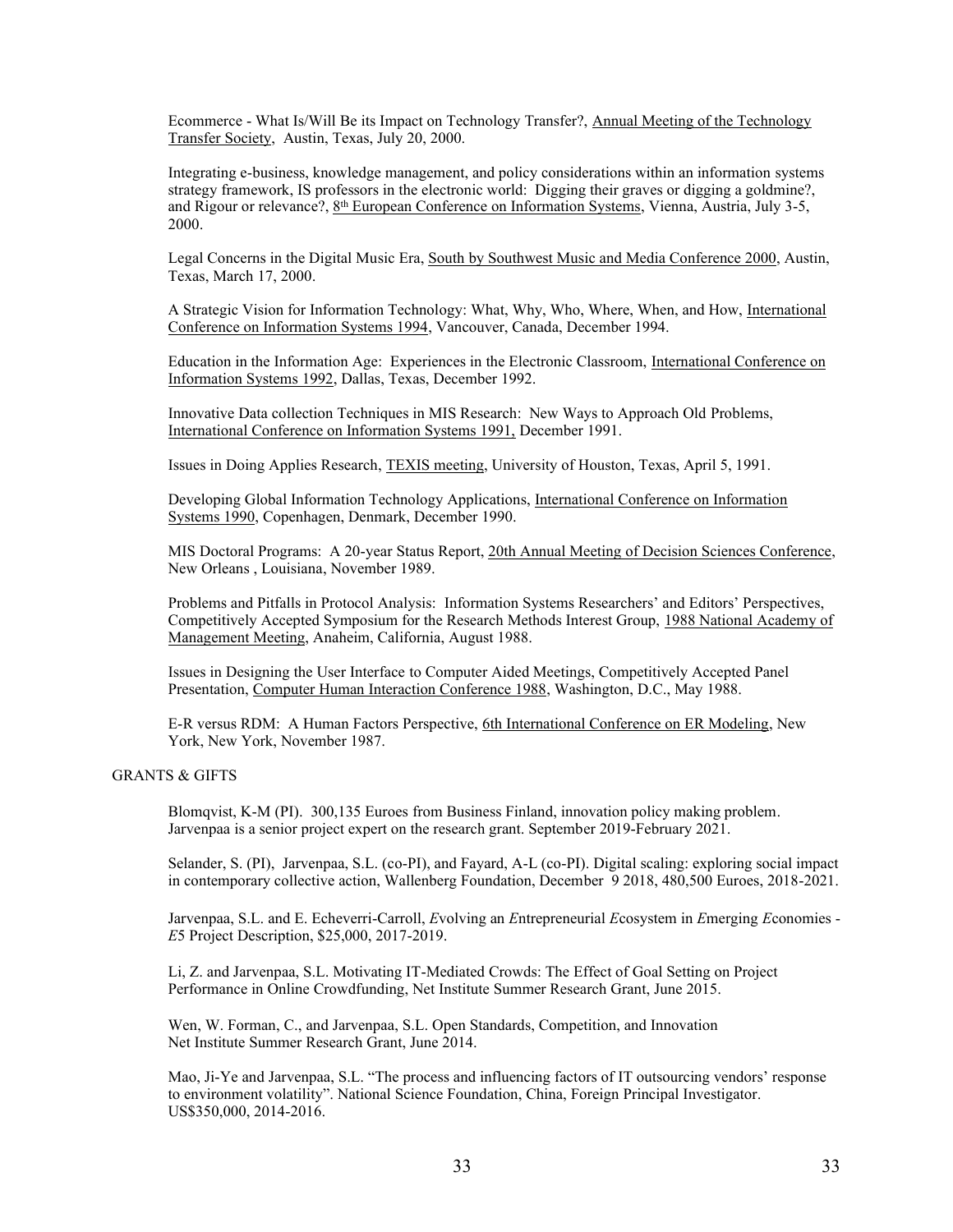Ecommerce - What Is/Will Be its Impact on Technology Transfer?, Annual Meeting of the Technology Transfer Society, Austin, Texas, July 20, 2000.

Integrating e-business, knowledge management, and policy considerations within an information systems strategy framework, IS professors in the electronic world: Digging their graves or digging a goldmine?, and Rigour or relevance?, 8th European Conference on Information Systems, Vienna, Austria, July 3-5, 2000.

Legal Concerns in the Digital Music Era, South by Southwest Music and Media Conference 2000, Austin, Texas, March 17, 2000.

A Strategic Vision for Information Technology: What, Why, Who, Where, When, and How, International Conference on Information Systems 1994, Vancouver, Canada, December 1994.

Education in the Information Age: Experiences in the Electronic Classroom, International Conference on Information Systems 1992, Dallas, Texas, December 1992.

Innovative Data collection Techniques in MIS Research: New Ways to Approach Old Problems, International Conference on Information Systems 1991, December 1991.

Issues in Doing Applies Research, TEXIS meeting, University of Houston, Texas, April 5, 1991.

Developing Global Information Technology Applications, International Conference on Information Systems 1990, Copenhagen, Denmark, December 1990.

MIS Doctoral Programs: A 20-year Status Report, 20th Annual Meeting of Decision Sciences Conference, New Orleans , Louisiana, November 1989.

Problems and Pitfalls in Protocol Analysis: Information Systems Researchers' and Editors' Perspectives, Competitively Accepted Symposium for the Research Methods Interest Group, 1988 National Academy of Management Meeting, Anaheim, California, August 1988.

Issues in Designing the User Interface to Computer Aided Meetings, Competitively Accepted Panel Presentation, Computer Human Interaction Conference 1988, Washington, D.C., May 1988.

E-R versus RDM: A Human Factors Perspective, 6th International Conference on ER Modeling, New York, New York, November 1987.

GRANTS & GIFTS

Blomqvist, K-M (PI). 300,135 Euroes from Business Finland, innovation policy making problem. Jarvenpaa is a senior project expert on the research grant. September 2019-February 2021.

Selander, S. (PI), Jarvenpaa, S.L. (co-PI), and Fayard, A-L (co-PI). Digital scaling: exploring social impact in contemporary collective action, Wallenberg Foundation, December 9 2018, 480,500 Euroes, 2018-2021.

Jarvenpaa, S.L. and E. Echeverri-Carroll, *E*volving an *E*ntrepreneurial *E*cosystem in *E*merging *E*conomies - *E*5 Project Description, $25,000, 2017-2019.

Li, Z. and Jarvenpaa, S.L. Motivating IT-Mediated Crowds: The Effect of Goal Setting on Project Performance in Online Crowdfunding, Net Institute Summer Research Grant, June 2015.

Wen, W. Forman, C., and Jarvenpaa, S.L. Open Standards, Competition, and Innovation Net Institute Summer Research Grant, June 2014.

Mao, Ji-Ye and Jarvenpaa, S.L. "The process and influencing factors of IT outsourcing vendors' response to environment volatility". National Science Foundation, China, Foreign Principal Investigator. US$350,000, 2014-2016.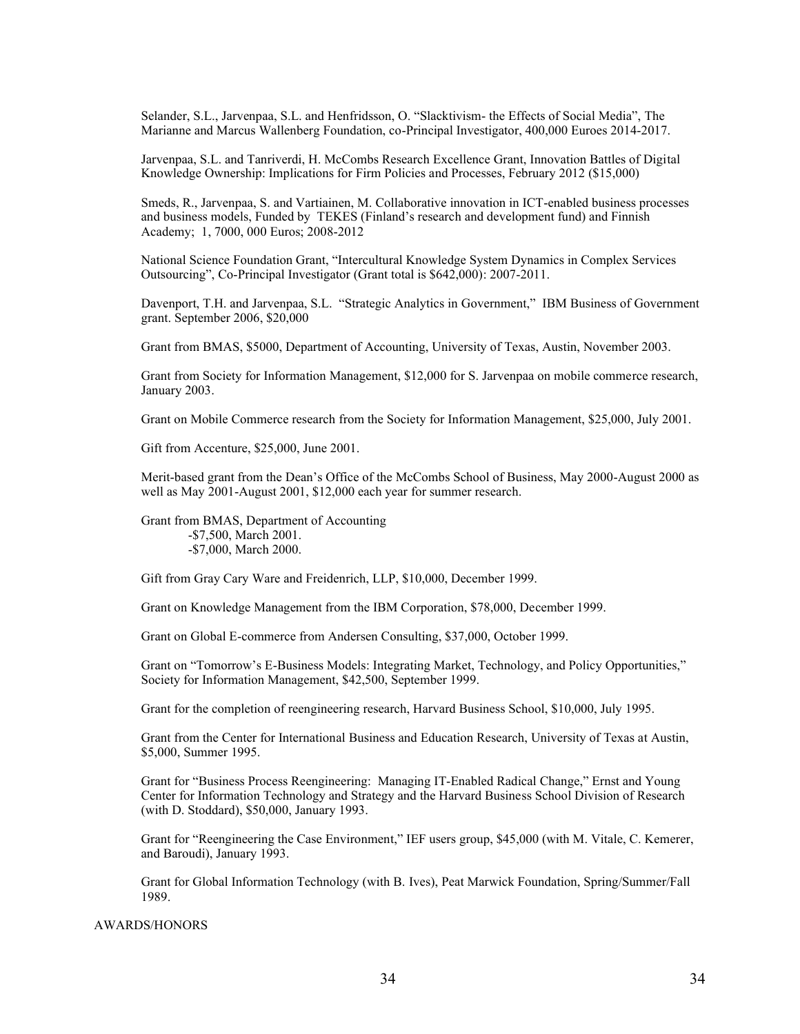Selander, S.L., Jarvenpaa, S.L. and Henfridsson, O. "Slacktivism- the Effects of Social Media", The Marianne and Marcus Wallenberg Foundation, co-Principal Investigator, 400,000 Euroes 2014-2017.

Jarvenpaa, S.L. and Tanriverdi, H. McCombs Research Excellence Grant, Innovation Battles of Digital Knowledge Ownership: Implications for Firm Policies and Processes, February 2012 ($15,000)

Smeds, R., Jarvenpaa, S. and Vartiainen, M. Collaborative innovation in ICT-enabled business processes and business models, Funded by TEKES (Finland's research and development fund) and Finnish Academy; 1, 7000, 000 Euros; 2008-2012

National Science Foundation Grant, "Intercultural Knowledge System Dynamics in Complex Services Outsourcing", Co-Principal Investigator (Grant total is $642,000): 2007-2011.

Davenport, T.H. and Jarvenpaa, S.L. "Strategic Analytics in Government," IBM Business of Government grant. September 2006, $20,000

Grant from BMAS, $5000, Department of Accounting, University of Texas, Austin, November 2003.

Grant from Society for Information Management, $12,000 for S. Jarvenpaa on mobile commerce research, January 2003.

Grant on Mobile Commerce research from the Society for Information Management, $25,000, July 2001.

Gift from Accenture, $25,000, June 2001.

Merit-based grant from the Dean's Office of the McCombs School of Business, May 2000-August 2000 as well as May 2001-August 2001, $12,000 each year for summer research.

Grant from BMAS, Department of Accounting
- $7,500, March 2001.
- $7,000, March 2000.

Gift from Gray Cary Ware and Freidenrich, LLP, $10,000, December 1999.

Grant on Knowledge Management from the IBM Corporation, $78,000, December 1999.

Grant on Global E-commerce from Andersen Consulting, $37,000, October 1999.

Grant on "Tomorrow's E-Business Models: Integrating Market, Technology, and Policy Opportunities," Society for Information Management, $42,500, September 1999.

Grant for the completion of reengineering research, Harvard Business School, $10,000, July 1995.

Grant from the Center for International Business and Education Research, University of Texas at Austin, $5,000, Summer 1995.

Grant for "Business Process Reengineering: Managing IT-Enabled Radical Change," Ernst and Young Center for Information Technology and Strategy and the Harvard Business School Division of Research (with D. Stoddard), $50,000, January 1993.

Grant for "Reengineering the Case Environment," IEF users group, $45,000 (with M. Vitale, C. Kemerer, and Baroudi), January 1993.

Grant for Global Information Technology (with B. Ives), Peat Marwick Foundation, Spring/Summer/Fall 1989.

AWARDS/HONORS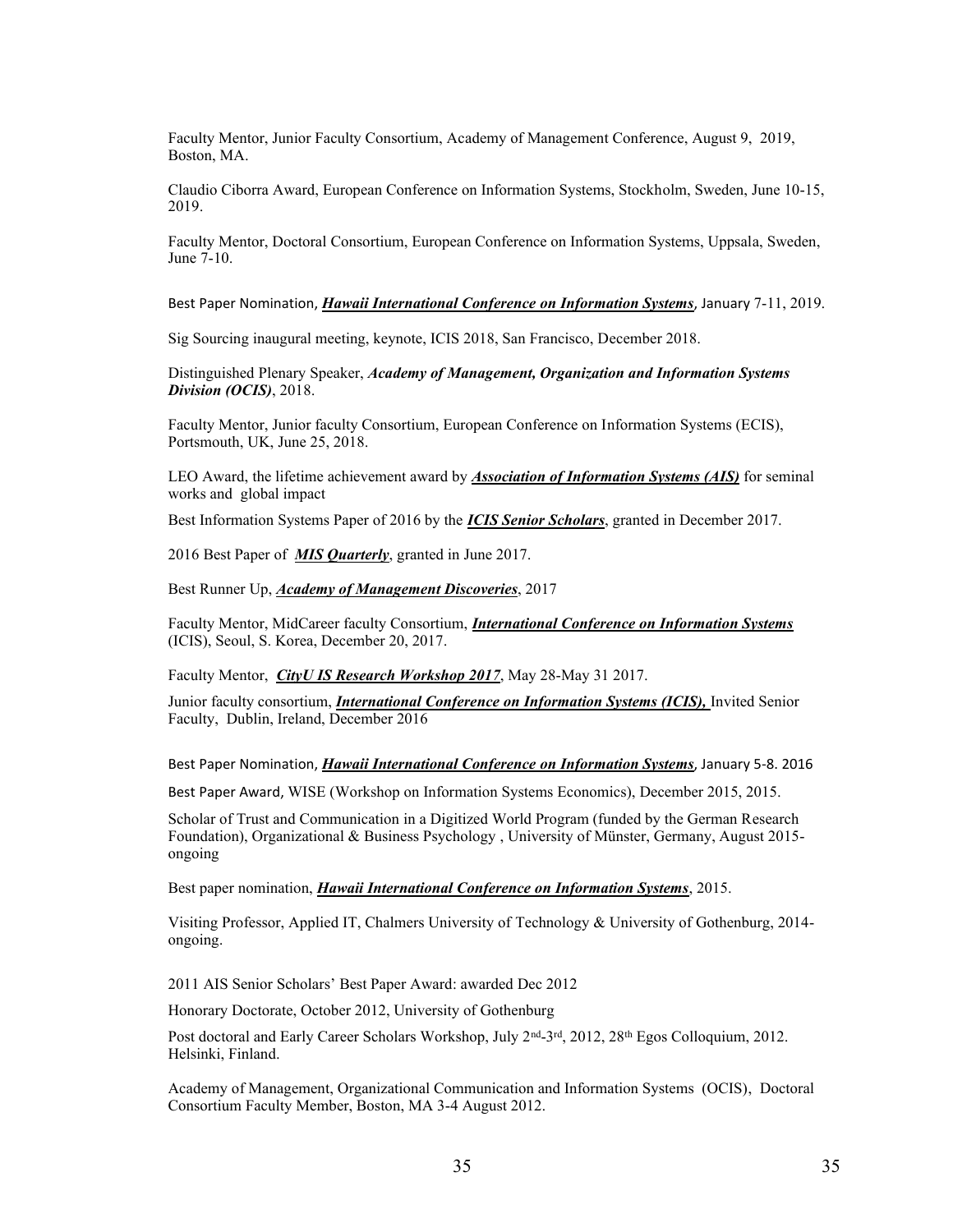Faculty Mentor, Junior Faculty Consortium, Academy of Management Conference, August 9, 2019, Boston, MA.

Claudio Ciborra Award, European Conference on Information Systems, Stockholm, Sweden, June 10-15, 2019.

Faculty Mentor, Doctoral Consortium, European Conference on Information Systems, Uppsala, Sweden, June 7-10.

Best Paper Nomination, ***Hawaii International Conference on Information Systems***, January 7-11, 2019.

Sig Sourcing inaugural meeting, keynote, ICIS 2018, San Francisco, December 2018.

Distinguished Plenary Speaker, ***Academy of Management, Organization and Information Systems Division (OCIS)***, 2018.

Faculty Mentor, Junior faculty Consortium, European Conference on Information Systems (ECIS), Portsmouth, UK, June 25, 2018.

LEO Award, the lifetime achievement award by ***Association of Information Systems (AIS)*** for seminal works and global impact

Best Information Systems Paper of 2016 by the ***ICIS Senior Scholars***, granted in December 2017.

2016 Best Paper of ***MIS Quarterly***, granted in June 2017.

Best Runner Up, ***Academy of Management Discoveries***, 2017

Faculty Mentor, MidCareer faculty Consortium, ***International Conference on Information Systems*** (ICIS), Seoul, S. Korea, December 20, 2017.

Faculty Mentor, ***CityU IS Research Workshop 2017***, May 28-May 31 2017.

Junior faculty consortium, ***International Conference on Information Systems (ICIS),*** Invited Senior Faculty, Dublin, Ireland, December 2016

Best Paper Nomination, ***Hawaii International Conference on Information Systems***, January 5-8. 2016

Best Paper Award, WISE (Workshop on Information Systems Economics), December 2015, 2015.

Scholar of Trust and Communication in a Digitized World Program (funded by the German Research Foundation), Organizational & Business Psychology , University of Münster, Germany, August 2015-ongoing

Best paper nomination, ***Hawaii International Conference on Information Systems***, 2015.

Visiting Professor, Applied IT, Chalmers University of Technology & University of Gothenburg, 2014-ongoing.

2011 AIS Senior Scholars' Best Paper Award: awarded Dec 2012

Honorary Doctorate, October 2012, University of Gothenburg

Post doctoral and Early Career Scholars Workshop, July 2nd-3rd, 2012, 28th Egos Colloquium, 2012. Helsinki, Finland.

Academy of Management, Organizational Communication and Information Systems (OCIS), Doctoral Consortium Faculty Member, Boston, MA 3-4 August 2012.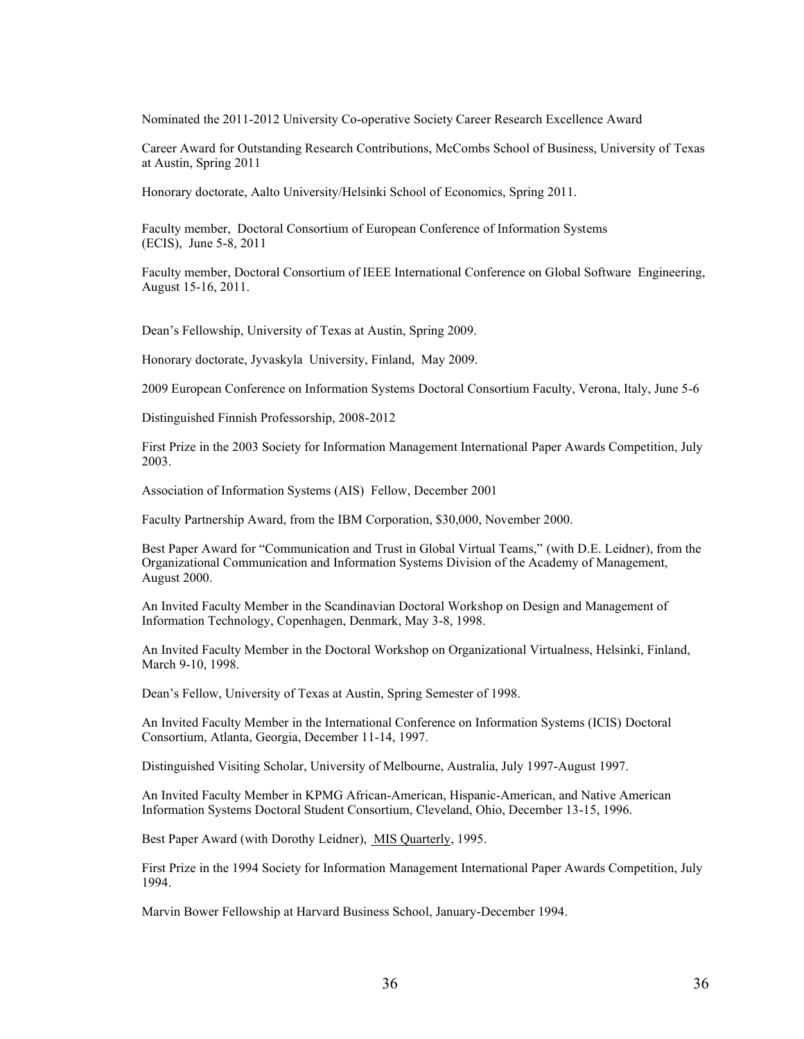Nominated the 2011-2012 University Co-operative Society Career Research Excellence Award

Career Award for Outstanding Research Contributions, McCombs School of Business, University of Texas at Austin, Spring 2011

Honorary doctorate, Aalto University/Helsinki School of Economics, Spring 2011.

Faculty member, Doctoral Consortium of European Conference of Information Systems (ECIS), June 5-8, 2011

Faculty member, Doctoral Consortium of IEEE International Conference on Global Software Engineering, August 15-16, 2011.

Dean's Fellowship, University of Texas at Austin, Spring 2009.

Honorary doctorate, Jyvaskyla University, Finland, May 2009.

2009 European Conference on Information Systems Doctoral Consortium Faculty, Verona, Italy, June 5-6

Distinguished Finnish Professorship, 2008-2012

First Prize in the 2003 Society for Information Management International Paper Awards Competition, July 2003.

Association of Information Systems (AIS) Fellow, December 2001

Faculty Partnership Award, from the IBM Corporation, $30,000, November 2000.

Best Paper Award for "Communication and Trust in Global Virtual Teams," (with D.E. Leidner), from the Organizational Communication and Information Systems Division of the Academy of Management, August 2000.

An Invited Faculty Member in the Scandinavian Doctoral Workshop on Design and Management of Information Technology, Copenhagen, Denmark, May 3-8, 1998.

An Invited Faculty Member in the Doctoral Workshop on Organizational Virtualness, Helsinki, Finland, March 9-10, 1998.

Dean's Fellow, University of Texas at Austin, Spring Semester of 1998.

An Invited Faculty Member in the International Conference on Information Systems (ICIS) Doctoral Consortium, Atlanta, Georgia, December 11-14, 1997.

Distinguished Visiting Scholar, University of Melbourne, Australia, July 1997-August 1997.

An Invited Faculty Member in KPMG African-American, Hispanic-American, and Native American Information Systems Doctoral Student Consortium, Cleveland, Ohio, December 13-15, 1996.

Best Paper Award (with Dorothy Leidner), MIS Quarterly, 1995.

First Prize in the 1994 Society for Information Management International Paper Awards Competition, July 1994.

Marvin Bower Fellowship at Harvard Business School, January-December 1994.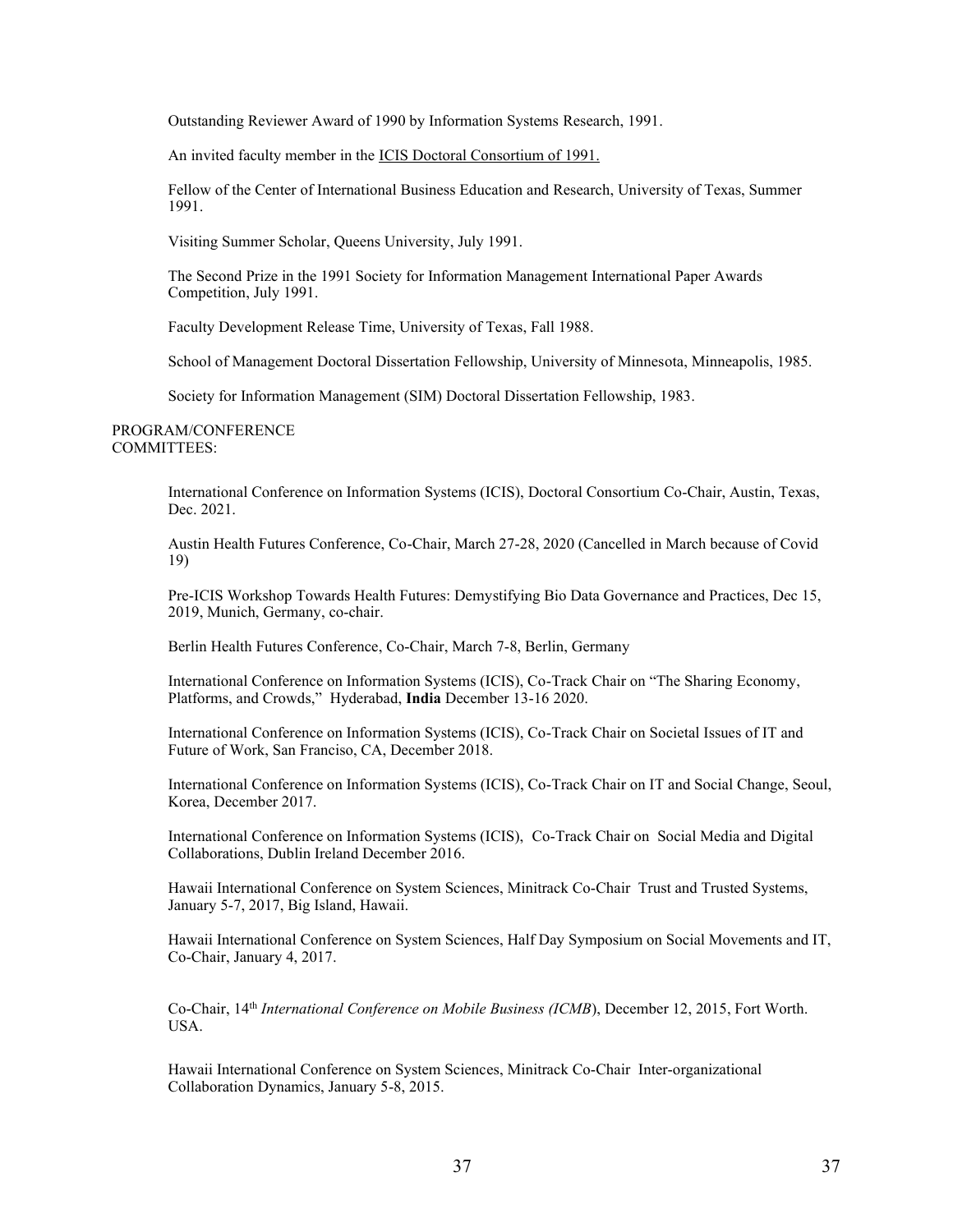Outstanding Reviewer Award of 1990 by Information Systems Research, 1991.

An invited faculty member in the ICIS Doctoral Consortium of 1991.

Fellow of the Center of International Business Education and Research, University of Texas, Summer 1991.

Visiting Summer Scholar, Queens University, July 1991.

The Second Prize in the 1991 Society for Information Management International Paper Awards Competition, July 1991.

Faculty Development Release Time, University of Texas, Fall 1988.

School of Management Doctoral Dissertation Fellowship, University of Minnesota, Minneapolis, 1985.

Society for Information Management (SIM) Doctoral Dissertation Fellowship, 1983.

PROGRAM/CONFERENCE COMMITTEES:

International Conference on Information Systems (ICIS), Doctoral Consortium Co-Chair, Austin, Texas, Dec. 2021.

Austin Health Futures Conference, Co-Chair, March 27-28, 2020 (Cancelled in March because of Covid 19)

Pre-ICIS Workshop Towards Health Futures: Demystifying Bio Data Governance and Practices, Dec 15, 2019, Munich, Germany, co-chair.

Berlin Health Futures Conference, Co-Chair, March 7-8, Berlin, Germany

International Conference on Information Systems (ICIS), Co-Track Chair on "The Sharing Economy, Platforms, and Crowds," Hyderabad, **India** December 13-16 2020.

International Conference on Information Systems (ICIS), Co-Track Chair on Societal Issues of IT and Future of Work, San Franciso, CA, December 2018.

International Conference on Information Systems (ICIS), Co-Track Chair on IT and Social Change, Seoul, Korea, December 2017.

International Conference on Information Systems (ICIS), Co-Track Chair on Social Media and Digital Collaborations, Dublin Ireland December 2016.

Hawaii International Conference on System Sciences, Minitrack Co-Chair Trust and Trusted Systems, January 5-7, 2017, Big Island, Hawaii.

Hawaii International Conference on System Sciences, Half Day Symposium on Social Movements and IT, Co-Chair, January 4, 2017.

Co-Chair, 14th *International Conference on Mobile Business (ICMB*), December 12, 2015, Fort Worth. USA.

Hawaii International Conference on System Sciences, Minitrack Co-Chair Inter-organizational Collaboration Dynamics, January 5-8, 2015.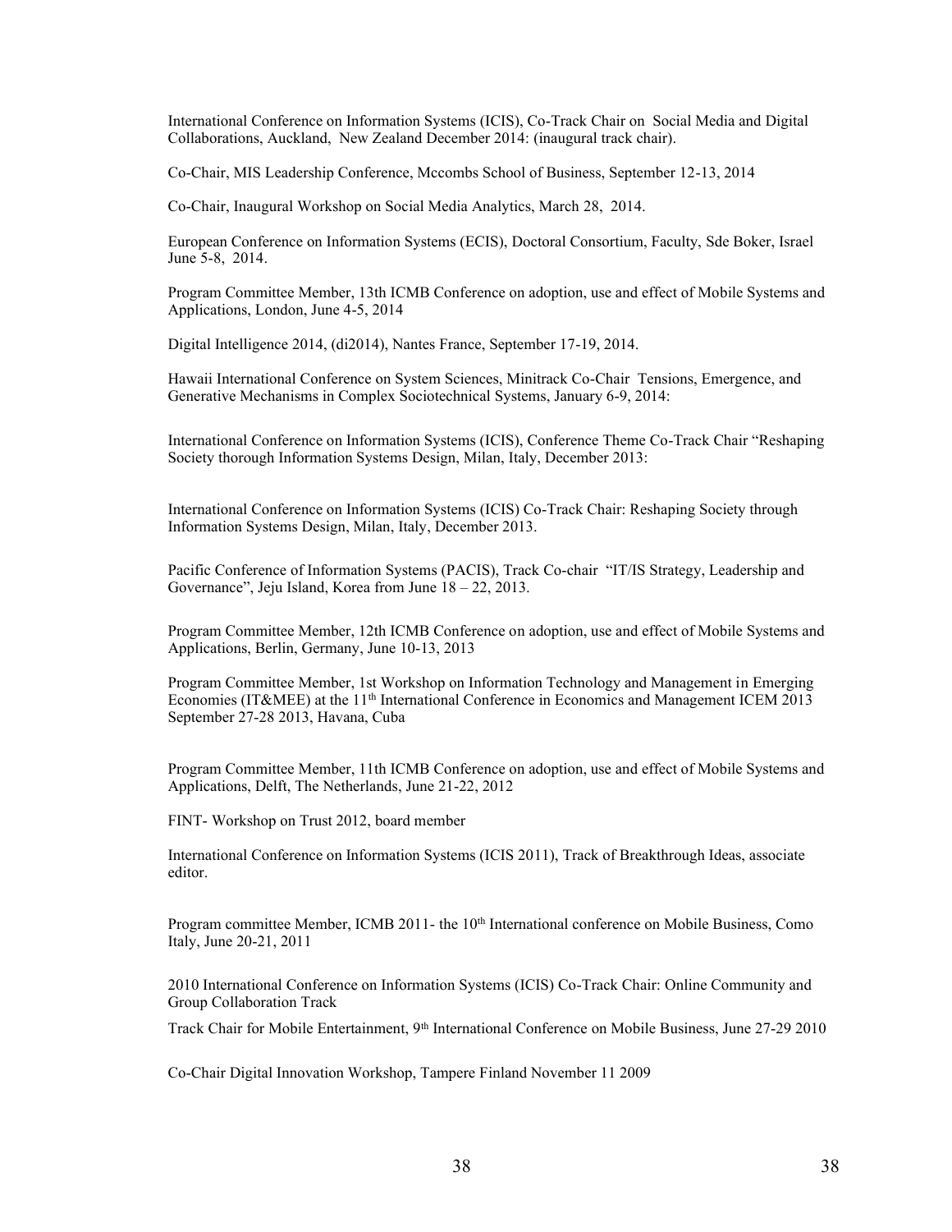International Conference on Information Systems (ICIS), Co-Track Chair on Social Media and Digital Collaborations, Auckland, New Zealand December 2014: (inaugural track chair).

Co-Chair, MIS Leadership Conference, Mccombs School of Business, September 12-13, 2014

Co-Chair, Inaugural Workshop on Social Media Analytics, March 28, 2014.

European Conference on Information Systems (ECIS), Doctoral Consortium, Faculty, Sde Boker, Israel June 5-8, 2014.

Program Committee Member, 13th ICMB Conference on adoption, use and effect of Mobile Systems and Applications, London, June 4-5, 2014

Digital Intelligence 2014, (di2014), Nantes France, September 17-19, 2014.

Hawaii International Conference on System Sciences, Minitrack Co-Chair Tensions, Emergence, and Generative Mechanisms in Complex Sociotechnical Systems, January 6-9, 2014:

International Conference on Information Systems (ICIS), Conference Theme Co-Track Chair "Reshaping Society thorough Information Systems Design, Milan, Italy, December 2013:

International Conference on Information Systems (ICIS) Co-Track Chair: Reshaping Society through Information Systems Design, Milan, Italy, December 2013.

Pacific Conference of Information Systems (PACIS), Track Co-chair "IT/IS Strategy, Leadership and Governance", Jeju Island, Korea from June 18 – 22, 2013.

Program Committee Member, 12th ICMB Conference on adoption, use and effect of Mobile Systems and Applications, Berlin, Germany, June 10-13, 2013

Program Committee Member, 1st Workshop on Information Technology and Management in Emerging Economies (IT&MEE) at the 11th International Conference in Economics and Management ICEM 2013 September 27-28 2013, Havana, Cuba

Program Committee Member, 11th ICMB Conference on adoption, use and effect of Mobile Systems and Applications, Delft, The Netherlands, June 21-22, 2012

FINT- Workshop on Trust 2012, board member

International Conference on Information Systems (ICIS 2011), Track of Breakthrough Ideas, associate editor.

Program committee Member, ICMB 2011- the 10th International conference on Mobile Business, Como Italy, June 20-21, 2011

2010 International Conference on Information Systems (ICIS) Co-Track Chair: Online Community and Group Collaboration Track

Track Chair for Mobile Entertainment, 9th International Conference on Mobile Business, June 27-29 2010

Co-Chair Digital Innovation Workshop, Tampere Finland November 11 2009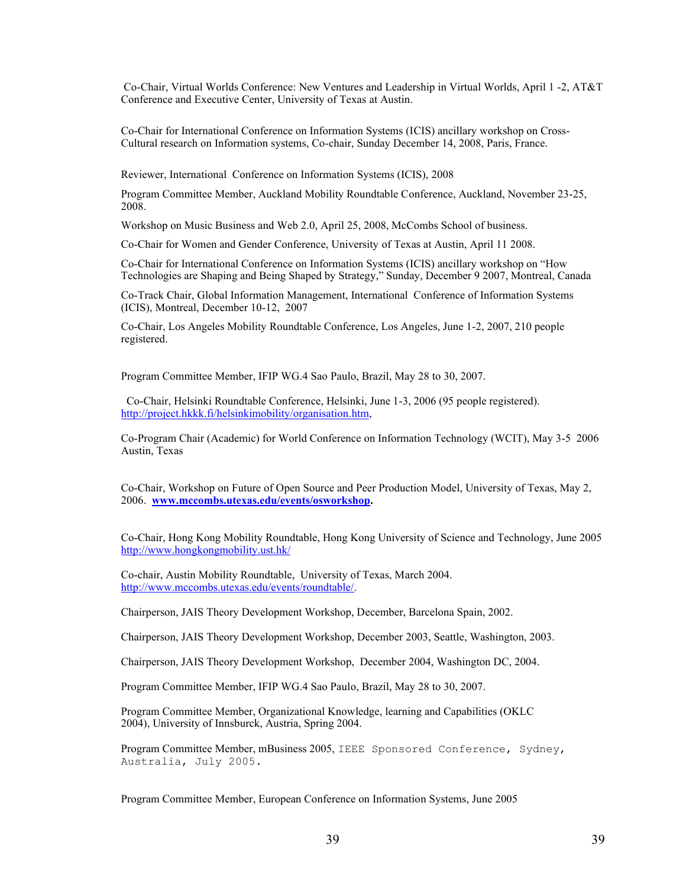Co-Chair, Virtual Worlds Conference: New Ventures and Leadership in Virtual Worlds, April 1 -2, AT&T Conference and Executive Center, University of Texas at Austin.

Co-Chair for International Conference on Information Systems (ICIS) ancillary workshop on Cross-Cultural research on Information systems, Co-chair, Sunday December 14, 2008, Paris, France.

Reviewer, International Conference on Information Systems (ICIS), 2008

Program Committee Member, Auckland Mobility Roundtable Conference, Auckland, November 23-25, 2008.

Workshop on Music Business and Web 2.0, April 25, 2008, McCombs School of business.

Co-Chair for Women and Gender Conference, University of Texas at Austin, April 11 2008.

Co-Chair for International Conference on Information Systems (ICIS) ancillary workshop on "How Technologies are Shaping and Being Shaped by Strategy," Sunday, December 9 2007, Montreal, Canada

Co-Track Chair, Global Information Management, International Conference of Information Systems (ICIS), Montreal, December 10-12, 2007

Co-Chair, Los Angeles Mobility Roundtable Conference, Los Angeles, June 1-2, 2007, 210 people registered.

Program Committee Member, IFIP WG.4 Sao Paulo, Brazil, May 28 to 30, 2007.

Co-Chair, Helsinki Roundtable Conference, Helsinki, June 1-3, 2006 (95 people registered). http://project.hkkk.fi/helsinkimobility/organisation.htm,

Co-Program Chair (Academic) for World Conference on Information Technology (WCIT), May 3-5 2006 Austin, Texas

Co-Chair, Workshop on Future of Open Source and Peer Production Model, University of Texas, May 2, 2006. **www.mccombs.utexas.edu/events/osworkshop.**

Co-Chair, Hong Kong Mobility Roundtable, Hong Kong University of Science and Technology, June 2005 http://www.hongkongmobility.ust.hk/

Co-chair, Austin Mobility Roundtable, University of Texas, March 2004. http://www.mccombs.utexas.edu/events/roundtable/.

Chairperson, JAIS Theory Development Workshop, December, Barcelona Spain, 2002.

Chairperson, JAIS Theory Development Workshop, December 2003, Seattle, Washington, 2003.

Chairperson, JAIS Theory Development Workshop, December 2004, Washington DC, 2004.

Program Committee Member, IFIP WG.4 Sao Paulo, Brazil, May 28 to 30, 2007.

Program Committee Member, Organizational Knowledge, learning and Capabilities (OKLC 2004), University of Innsburck, Austria, Spring 2004.

Program Committee Member, mBusiness 2005, IEEE Sponsored Conference, Sydney, Australia, July 2005.

Program Committee Member, European Conference on Information Systems, June 2005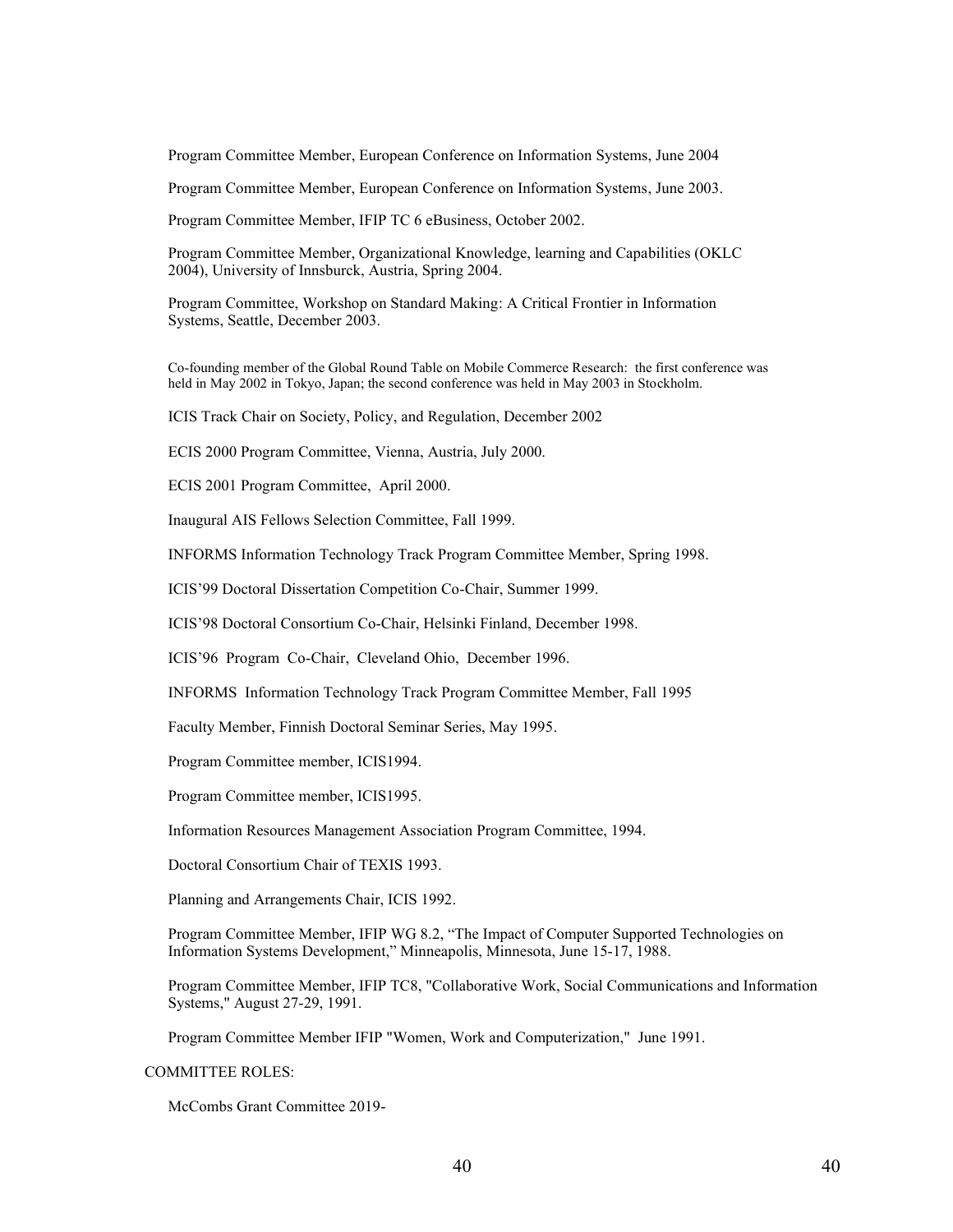Program Committee Member, European Conference on Information Systems, June 2004

Program Committee Member, European Conference on Information Systems, June 2003.

Program Committee Member, IFIP TC 6 eBusiness, October 2002.

Program Committee Member, Organizational Knowledge, learning and Capabilities (OKLC 2004), University of Innsburck, Austria, Spring 2004.

Program Committee, Workshop on Standard Making: A Critical Frontier in Information Systems, Seattle, December 2003.

Co-founding member of the Global Round Table on Mobile Commerce Research: the first conference was held in May 2002 in Tokyo, Japan; the second conference was held in May 2003 in Stockholm.

ICIS Track Chair on Society, Policy, and Regulation, December 2002

ECIS 2000 Program Committee, Vienna, Austria, July 2000.

ECIS 2001 Program Committee, April 2000.

Inaugural AIS Fellows Selection Committee, Fall 1999.

INFORMS Information Technology Track Program Committee Member, Spring 1998.

ICIS'99 Doctoral Dissertation Competition Co-Chair, Summer 1999.

ICIS'98 Doctoral Consortium Co-Chair, Helsinki Finland, December 1998.

ICIS'96 Program Co-Chair, Cleveland Ohio, December 1996.

INFORMS Information Technology Track Program Committee Member, Fall 1995

Faculty Member, Finnish Doctoral Seminar Series, May 1995.

Program Committee member, ICIS1994.

Program Committee member, ICIS1995.

Information Resources Management Association Program Committee, 1994.

Doctoral Consortium Chair of TEXIS 1993.

Planning and Arrangements Chair, ICIS 1992.

Program Committee Member, IFIP WG 8.2, "The Impact of Computer Supported Technologies on Information Systems Development," Minneapolis, Minnesota, June 15-17, 1988.

Program Committee Member, IFIP TC8, "Collaborative Work, Social Communications and Information Systems," August 27-29, 1991.

Program Committee Member IFIP "Women, Work and Computerization," June 1991.

COMMITTEE ROLES:

McCombs Grant Committee 2019-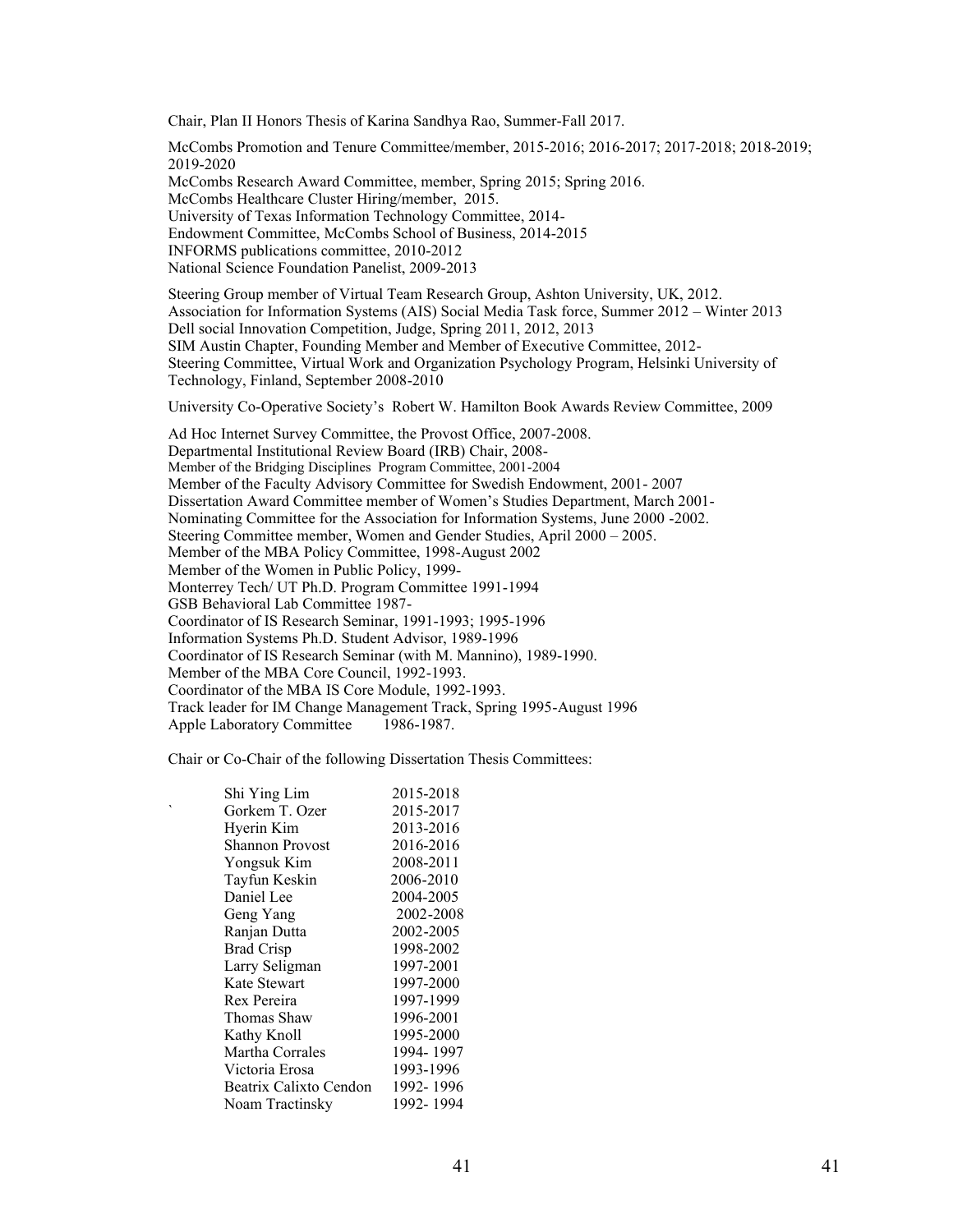Chair, Plan II Honors Thesis of Karina Sandhya Rao, Summer-Fall 2017.

McCombs Promotion and Tenure Committee/member, 2015-2016; 2016-2017; 2017-2018; 2018-2019; 2019-2020  
McCombs Research Award Committee, member, Spring 2015; Spring 2016.  
McCombs Healthcare Cluster Hiring/member, 2015.  
University of Texas Information Technology Committee, 2014-  
Endowment Committee, McCombs School of Business, 2014-2015  
INFORMS publications committee, 2010-2012  
National Science Foundation Panelist, 2009-2013

Steering Group member of Virtual Team Research Group, Ashton University, UK, 2012.  
Association for Information Systems (AIS) Social Media Task force, Summer 2012 – Winter 2013  
Dell social Innovation Competition, Judge, Spring 2011, 2012, 2013  
SIM Austin Chapter, Founding Member and Member of Executive Committee, 2012-  
Steering Committee, Virtual Work and Organization Psychology Program, Helsinki University of Technology, Finland, September 2008-2010

University Co-Operative Society's Robert W. Hamilton Book Awards Review Committee, 2009

Ad Hoc Internet Survey Committee, the Provost Office, 2007-2008.  
Departmental Institutional Review Board (IRB) Chair, 2008-  
Member of the Bridging Disciplines Program Committee, 2001-2004  
Member of the Faculty Advisory Committee for Swedish Endowment, 2001- 2007  
Dissertation Award Committee member of Women's Studies Department, March 2001-  
Nominating Committee for the Association for Information Systems, June 2000 -2002.  
Steering Committee member, Women and Gender Studies, April 2000 – 2005.  
Member of the MBA Policy Committee, 1998-August 2002  
Member of the Women in Public Policy, 1999-  
Monterrey Tech/ UT Ph.D. Program Committee 1991-1994  
GSB Behavioral Lab Committee 1987-  
Coordinator of IS Research Seminar, 1991-1993; 1995-1996  
Information Systems Ph.D. Student Advisor, 1989-1996  
Coordinator of IS Research Seminar (with M. Mannino), 1989-1990.  
Member of the MBA Core Council, 1992-1993.  
Coordinator of the MBA IS Core Module, 1992-1993.  
Track leader for IM Change Management Track, Spring 1995-August 1996  
Apple Laboratory Committee 1986-1987.

Chair or Co-Chair of the following Dissertation Thesis Committees:

| | |
|---|---|
| Shi Ying Lim | 2015-2018 |
| Gorkem T. Ozer | 2015-2017 |
| Hyerin Kim | 2013-2016 |
| Shannon Provost | 2016-2016 |
| Yongsuk Kim | 2008-2011 |
| Tayfun Keskin | 2006-2010 |
| Daniel Lee | 2004-2005 |
| Geng Yang | 2002-2008 |
| Ranjan Dutta | 2002-2005 |
| Brad Crisp | 1998-2002 |
| Larry Seligman | 1997-2001 |
| Kate Stewart | 1997-2000 |
| Rex Pereira | 1997-1999 |
| Thomas Shaw | 1996-2001 |
| Kathy Knoll | 1995-2000 |
| Martha Corrales | 1994- 1997 |
| Victoria Erosa | 1993-1996 |
| Beatrix Calixto Cendon | 1992- 1996 |
| Noam Tractinsky | 1992- 1994 |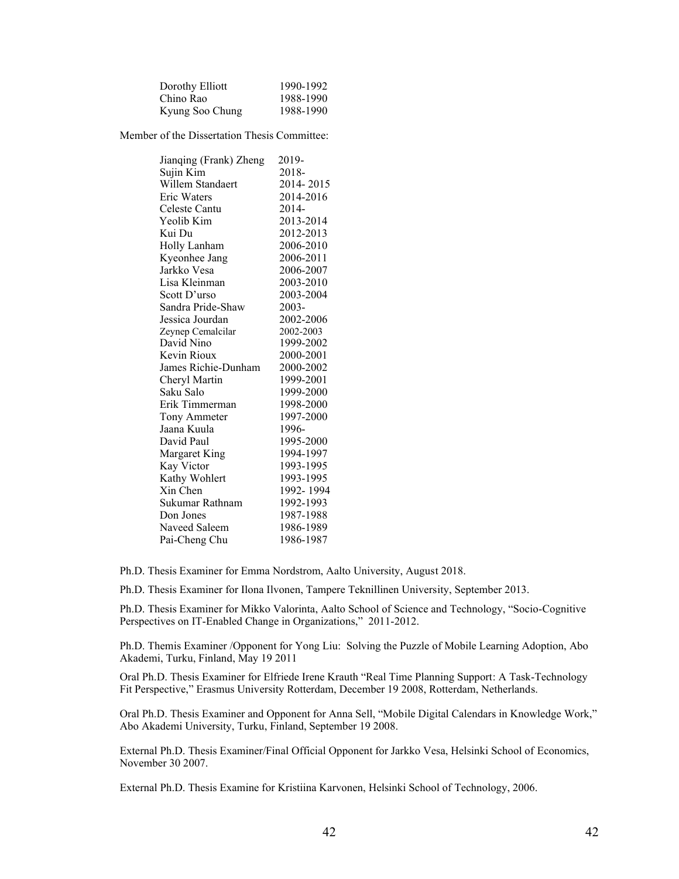| | |
|---|---|
| Dorothy Elliott | 1990-1992 |
| Chino Rao | 1988-1990 |
| Kyung Soo Chung | 1988-1990 |

Member of the Dissertation Thesis Committee:

| | |
|---|---|
| Jianqing (Frank) Zheng | 2019- |
| Sujin Kim | 2018- |
| Willem Standaert | 2014- 2015 |
| Eric Waters | 2014-2016 |
| Celeste Cantu | 2014- |
| Yeolib Kim | 2013-2014 |
| Kui Du | 2012-2013 |
| Holly Lanham | 2006-2010 |
| Kyeonhee Jang | 2006-2011 |
| Jarkko Vesa | 2006-2007 |
| Lisa Kleinman | 2003-2010 |
| Scott D'urso | 2003-2004 |
| Sandra Pride-Shaw | 2003- |
| Jessica Jourdan | 2002-2006 |
| Zeynep Cemalcilar | 2002-2003 |
| David Nino | 1999-2002 |
| Kevin Rioux | 2000-2001 |
| James Richie-Dunham | 2000-2002 |
| Cheryl Martin | 1999-2001 |
| Saku Salo | 1999-2000 |
| Erik Timmerman | 1998-2000 |
| Tony Ammeter | 1997-2000 |
| Jaana Kuula | 1996- |
| David Paul | 1995-2000 |
| Margaret King | 1994-1997 |
| Kay Victor | 1993-1995 |
| Kathy Wohlert | 1993-1995 |
| Xin Chen | 1992- 1994 |
| Sukumar Rathnam | 1992-1993 |
| Don Jones | 1987-1988 |
| Naveed Saleem | 1986-1989 |
| Pai-Cheng Chu | 1986-1987 |

Ph.D. Thesis Examiner for Emma Nordstrom, Aalto University, August 2018.

Ph.D. Thesis Examiner for Ilona Ilvonen, Tampere Teknillinen University, September 2013.

Ph.D. Thesis Examiner for Mikko Valorinta, Aalto School of Science and Technology, "Socio-Cognitive Perspectives on IT-Enabled Change in Organizations," 2011-2012.

Ph.D. Themis Examiner /Opponent for Yong Liu: Solving the Puzzle of Mobile Learning Adoption, Abo Akademi, Turku, Finland, May 19 2011

Oral Ph.D. Thesis Examiner for Elfriede Irene Krauth "Real Time Planning Support: A Task-Technology Fit Perspective," Erasmus University Rotterdam, December 19 2008, Rotterdam, Netherlands.

Oral Ph.D. Thesis Examiner and Opponent for Anna Sell, "Mobile Digital Calendars in Knowledge Work," Abo Akademi University, Turku, Finland, September 19 2008.

External Ph.D. Thesis Examiner/Final Official Opponent for Jarkko Vesa, Helsinki School of Economics, November 30 2007.

External Ph.D. Thesis Examine for Kristiina Karvonen, Helsinki School of Technology, 2006.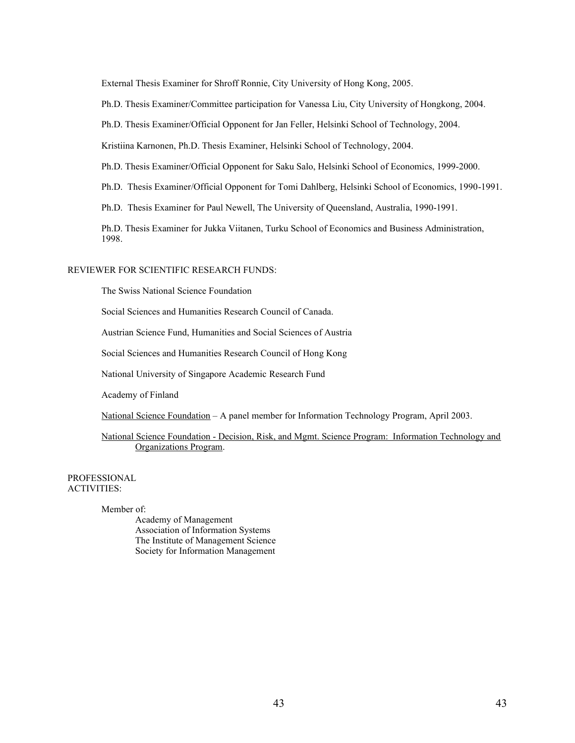External Thesis Examiner for Shroff Ronnie, City University of Hong Kong, 2005.

Ph.D. Thesis Examiner/Committee participation for Vanessa Liu, City University of Hongkong, 2004.

Ph.D. Thesis Examiner/Official Opponent for Jan Feller, Helsinki School of Technology, 2004.

Kristiina Karnonen, Ph.D. Thesis Examiner, Helsinki School of Technology, 2004.

Ph.D. Thesis Examiner/Official Opponent for Saku Salo, Helsinki School of Economics, 1999-2000.

Ph.D. Thesis Examiner/Official Opponent for Tomi Dahlberg, Helsinki School of Economics, 1990-1991.

Ph.D. Thesis Examiner for Paul Newell, The University of Queensland, Australia, 1990-1991.

Ph.D. Thesis Examiner for Jukka Viitanen, Turku School of Economics and Business Administration, 1998.

## REVIEWER FOR SCIENTIFIC RESEARCH FUNDS:

The Swiss National Science Foundation

Social Sciences and Humanities Research Council of Canada.

Austrian Science Fund, Humanities and Social Sciences of Austria

Social Sciences and Humanities Research Council of Hong Kong

National University of Singapore Academic Research Fund

Academy of Finland

National Science Foundation – A panel member for Information Technology Program, April 2003.

National Science Foundation - Decision, Risk, and Mgmt. Science Program: Information Technology and Organizations Program.

## PROFESSIONAL ACTIVITIES:

Member of:

- Academy of Management
- Association of Information Systems
- The Institute of Management Science
- Society for Information Management